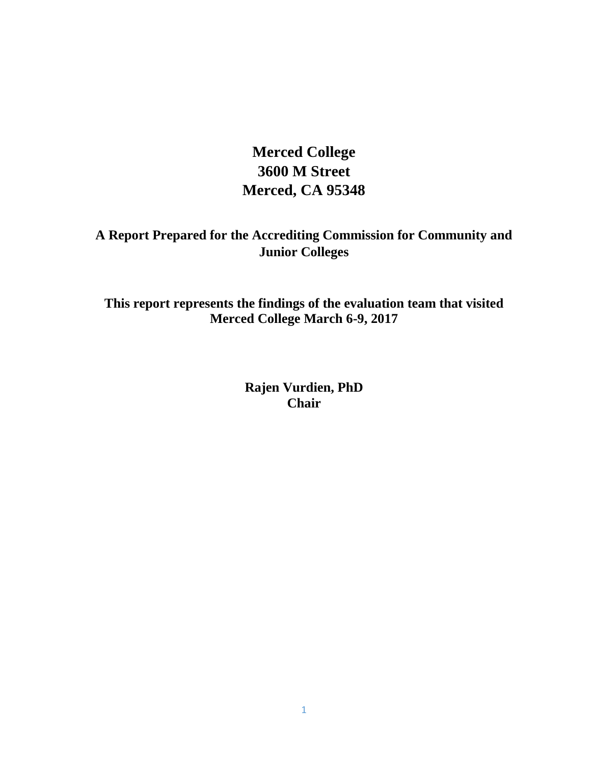# Merced College
# 3600 M Street
# Merced, CA 95348

**A Report Prepared for the Accrediting Commission for Community and Junior Colleges**

**This report represents the findings of the evaluation team that visited Merced College March 6-9, 2017**

**Rajen Vurdien, PhD**
**Chair**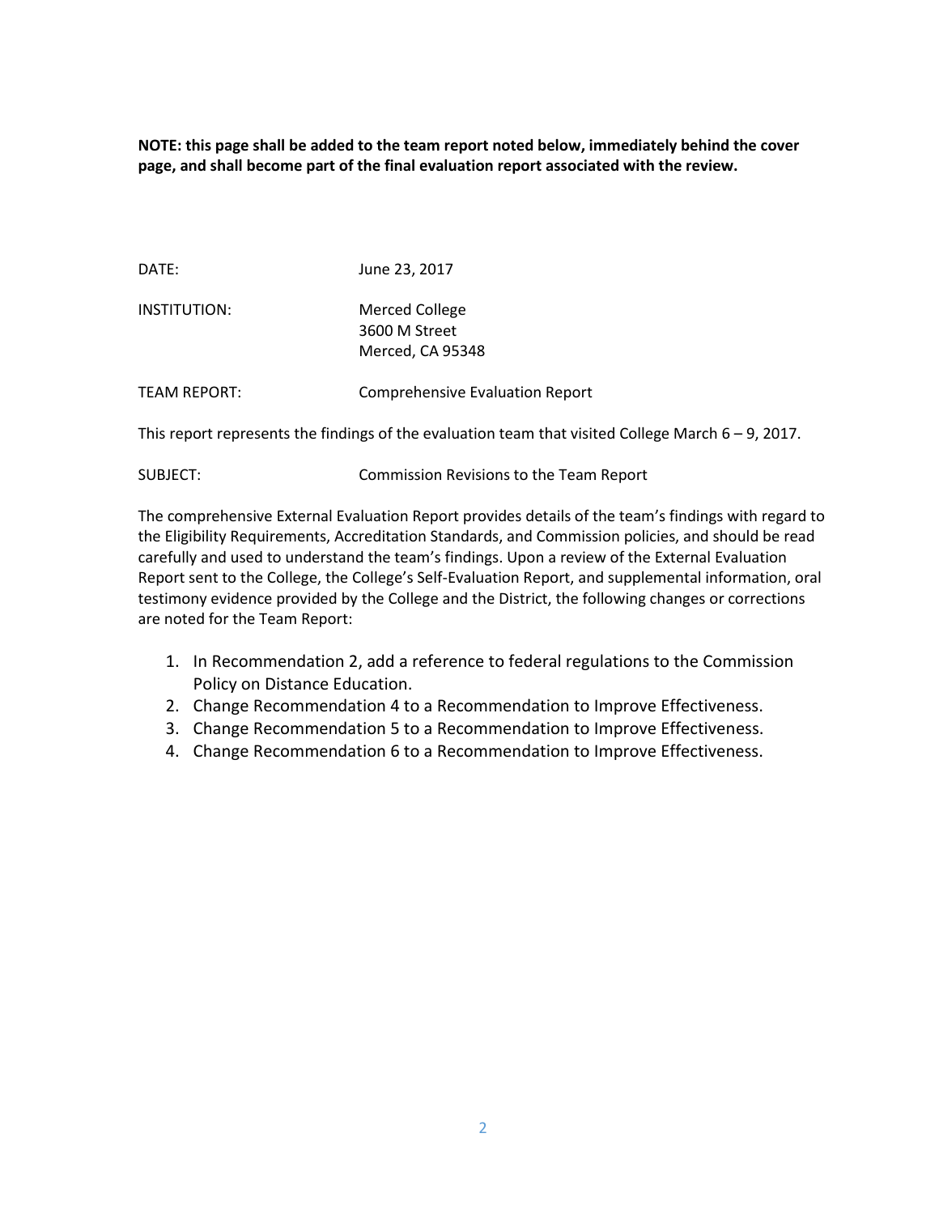**NOTE: this page shall be added to the team report noted below, immediately behind the cover page, and shall become part of the final evaluation report associated with the review.**

DATE: June 23, 2017

INSTITUTION: Merced College
3600 M Street
Merced, CA 95348

TEAM REPORT: Comprehensive Evaluation Report

This report represents the findings of the evaluation team that visited College March 6 – 9, 2017.

SUBJECT: Commission Revisions to the Team Report

The comprehensive External Evaluation Report provides details of the team's findings with regard to the Eligibility Requirements, Accreditation Standards, and Commission policies, and should be read carefully and used to understand the team's findings. Upon a review of the External Evaluation Report sent to the College, the College's Self-Evaluation Report, and supplemental information, oral testimony evidence provided by the College and the District, the following changes or corrections are noted for the Team Report:

1. In Recommendation 2, add a reference to federal regulations to the Commission Policy on Distance Education.
2. Change Recommendation 4 to a Recommendation to Improve Effectiveness.
3. Change Recommendation 5 to a Recommendation to Improve Effectiveness.
4. Change Recommendation 6 to a Recommendation to Improve Effectiveness.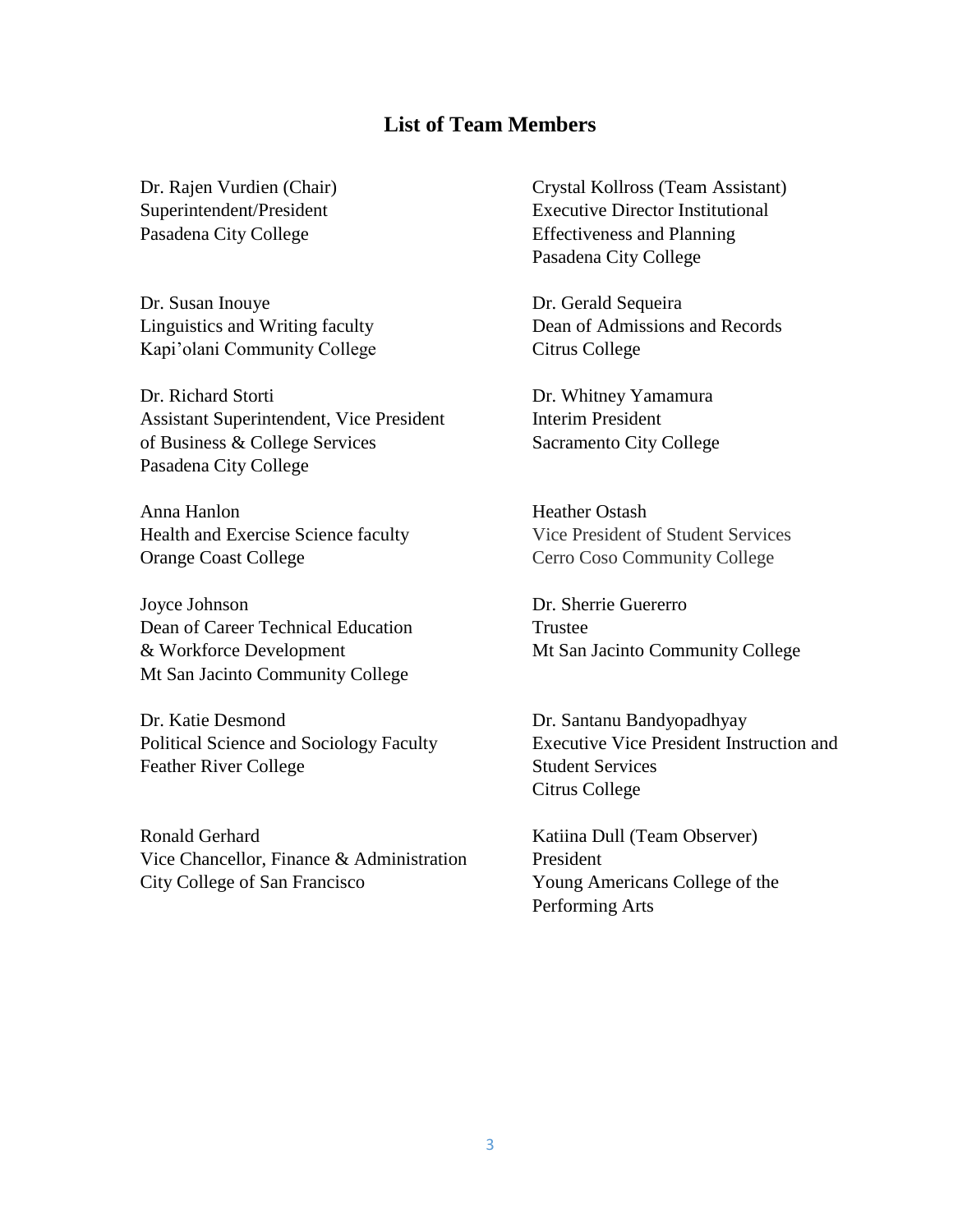## List of Team Members

Dr. Rajen Vurdien (Chair)
Superintendent/President
Pasadena City College

Crystal Kollross (Team Assistant)
Executive Director Institutional Effectiveness and Planning
Pasadena City College

Dr. Susan Inouye
Linguistics and Writing faculty
Kapi'olani Community College

Dr. Gerald Sequeira
Dean of Admissions and Records
Citrus College

Dr. Richard Storti
Assistant Superintendent, Vice President of Business & College Services
Pasadena City College

Dr. Whitney Yamamura
Interim President
Sacramento City College

Anna Hanlon
Health and Exercise Science faculty
Orange Coast College

Heather Ostash
Vice President of Student Services
Cerro Coso Community College

Joyce Johnson
Dean of Career Technical Education & Workforce Development
Mt San Jacinto Community College

Dr. Sherrie Guererro
Trustee
Mt San Jacinto Community College

Dr. Katie Desmond
Political Science and Sociology Faculty
Feather River College

Dr. Santanu Bandyopadhyay
Executive Vice President Instruction and Student Services
Citrus College

Ronald Gerhard
Vice Chancellor, Finance & Administration
City College of San Francisco

Katiina Dull (Team Observer)
President
Young Americans College of the Performing Arts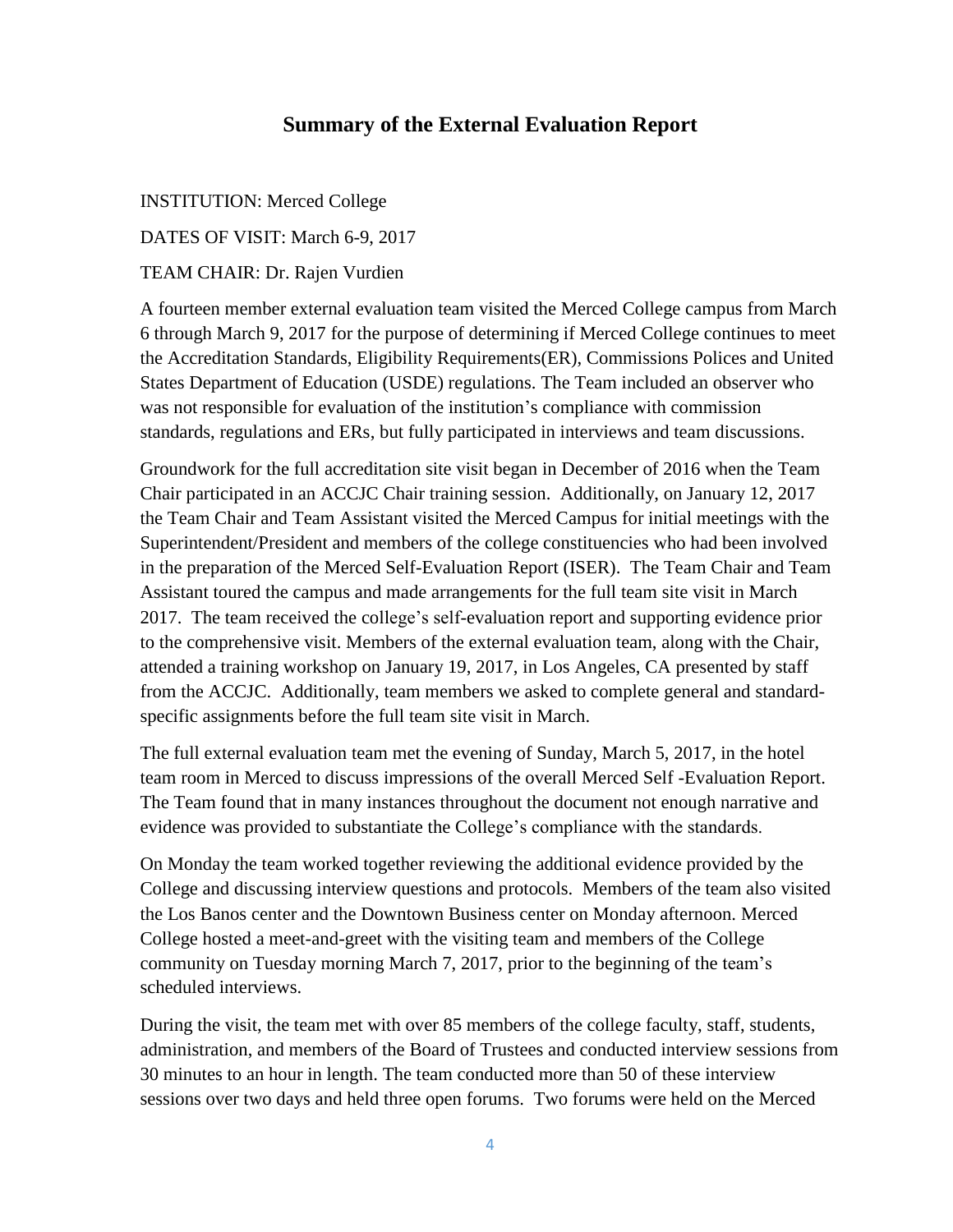## Summary of the External Evaluation Report

INSTITUTION: Merced College

DATES OF VISIT: March 6-9, 2017

TEAM CHAIR: Dr. Rajen Vurdien

A fourteen member external evaluation team visited the Merced College campus from March 6 through March 9, 2017 for the purpose of determining if Merced College continues to meet the Accreditation Standards, Eligibility Requirements(ER), Commissions Polices and United States Department of Education (USDE) regulations. The Team included an observer who was not responsible for evaluation of the institution's compliance with commission standards, regulations and ERs, but fully participated in interviews and team discussions.

Groundwork for the full accreditation site visit began in December of 2016 when the Team Chair participated in an ACCJC Chair training session. Additionally, on January 12, 2017 the Team Chair and Team Assistant visited the Merced Campus for initial meetings with the Superintendent/President and members of the college constituencies who had been involved in the preparation of the Merced Self-Evaluation Report (ISER). The Team Chair and Team Assistant toured the campus and made arrangements for the full team site visit in March 2017. The team received the college's self-evaluation report and supporting evidence prior to the comprehensive visit. Members of the external evaluation team, along with the Chair, attended a training workshop on January 19, 2017, in Los Angeles, CA presented by staff from the ACCJC. Additionally, team members we asked to complete general and standard-specific assignments before the full team site visit in March.

The full external evaluation team met the evening of Sunday, March 5, 2017, in the hotel team room in Merced to discuss impressions of the overall Merced Self -Evaluation Report. The Team found that in many instances throughout the document not enough narrative and evidence was provided to substantiate the College's compliance with the standards.

On Monday the team worked together reviewing the additional evidence provided by the College and discussing interview questions and protocols. Members of the team also visited the Los Banos center and the Downtown Business center on Monday afternoon. Merced College hosted a meet-and-greet with the visiting team and members of the College community on Tuesday morning March 7, 2017, prior to the beginning of the team's scheduled interviews.

During the visit, the team met with over 85 members of the college faculty, staff, students, administration, and members of the Board of Trustees and conducted interview sessions from 30 minutes to an hour in length. The team conducted more than 50 of these interview sessions over two days and held three open forums. Two forums were held on the Merced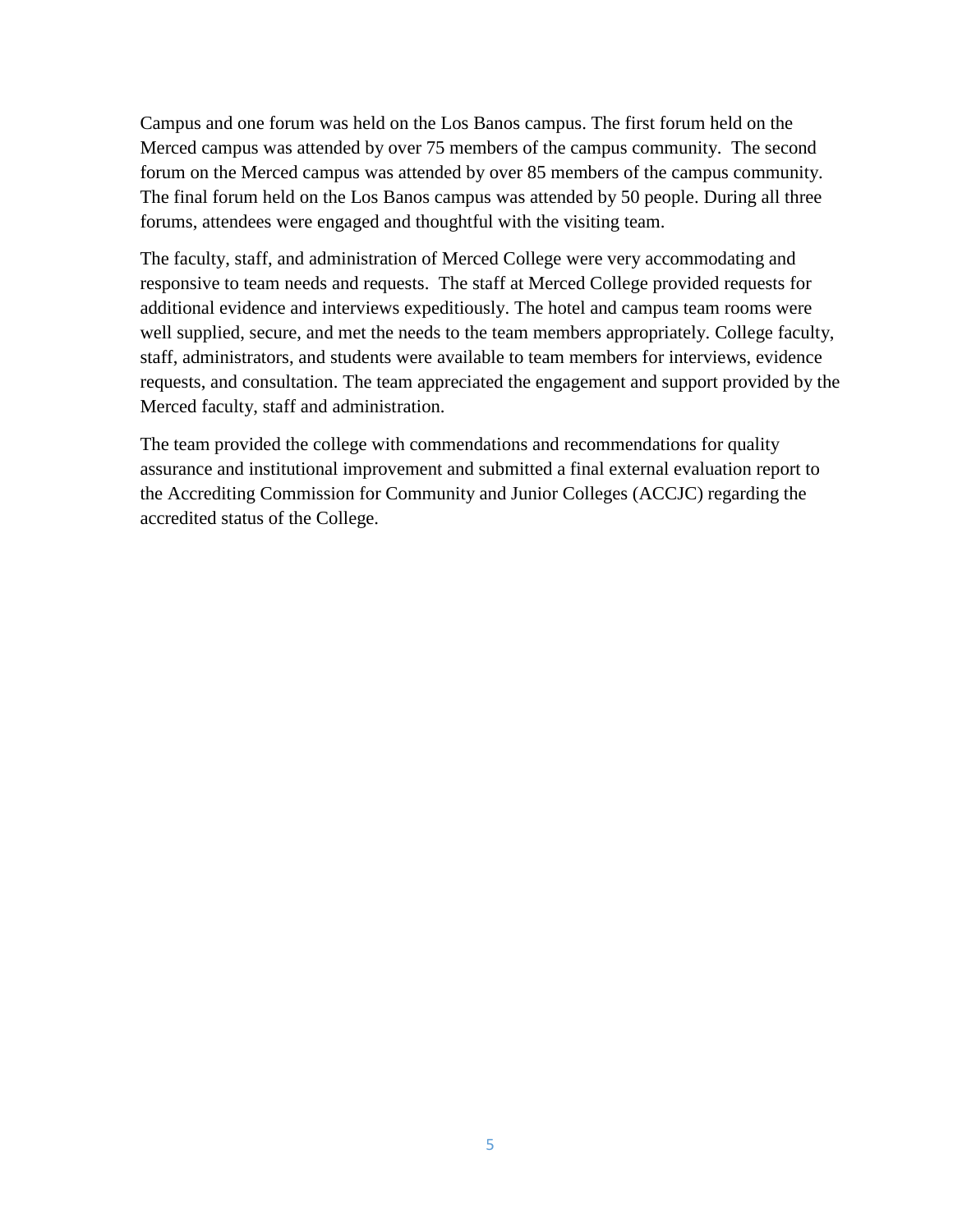Campus and one forum was held on the Los Banos campus. The first forum held on the Merced campus was attended by over 75 members of the campus community. The second forum on the Merced campus was attended by over 85 members of the campus community. The final forum held on the Los Banos campus was attended by 50 people. During all three forums, attendees were engaged and thoughtful with the visiting team.

The faculty, staff, and administration of Merced College were very accommodating and responsive to team needs and requests. The staff at Merced College provided requests for additional evidence and interviews expeditiously. The hotel and campus team rooms were well supplied, secure, and met the needs to the team members appropriately. College faculty, staff, administrators, and students were available to team members for interviews, evidence requests, and consultation. The team appreciated the engagement and support provided by the Merced faculty, staff and administration.

The team provided the college with commendations and recommendations for quality assurance and institutional improvement and submitted a final external evaluation report to the Accrediting Commission for Community and Junior Colleges (ACCJC) regarding the accredited status of the College.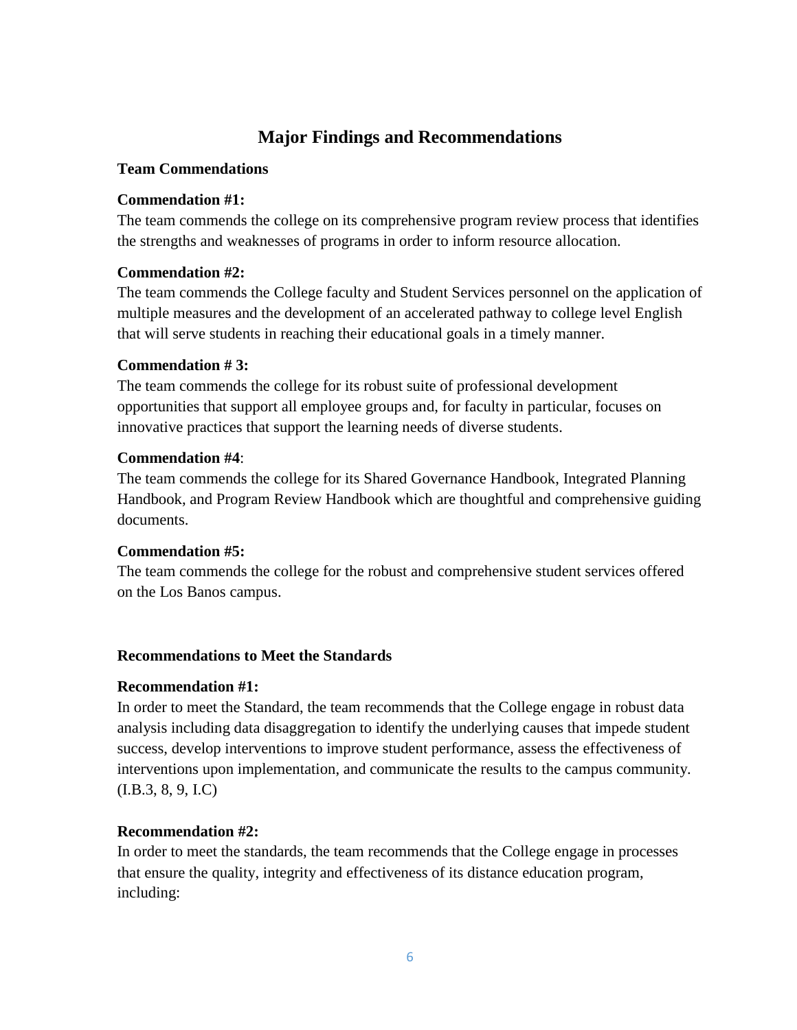# Major Findings and Recommendations

## Team Commendations

**Commendation #1:**
The team commends the college on its comprehensive program review process that identifies the strengths and weaknesses of programs in order to inform resource allocation.

**Commendation #2:**
The team commends the College faculty and Student Services personnel on the application of multiple measures and the development of an accelerated pathway to college level English that will serve students in reaching their educational goals in a timely manner.

**Commendation # 3:**
The team commends the college for its robust suite of professional development opportunities that support all employee groups and, for faculty in particular, focuses on innovative practices that support the learning needs of diverse students.

**Commendation #4**:
The team commends the college for its Shared Governance Handbook, Integrated Planning Handbook, and Program Review Handbook which are thoughtful and comprehensive guiding documents.

**Commendation #5:**
The team commends the college for the robust and comprehensive student services offered on the Los Banos campus.

## Recommendations to Meet the Standards

**Recommendation #1:**
In order to meet the Standard, the team recommends that the College engage in robust data analysis including data disaggregation to identify the underlying causes that impede student success, develop interventions to improve student performance, assess the effectiveness of interventions upon implementation, and communicate the results to the campus community. (I.B.3, 8, 9, I.C)

**Recommendation #2:**
In order to meet the standards, the team recommends that the College engage in processes that ensure the quality, integrity and effectiveness of its distance education program, including: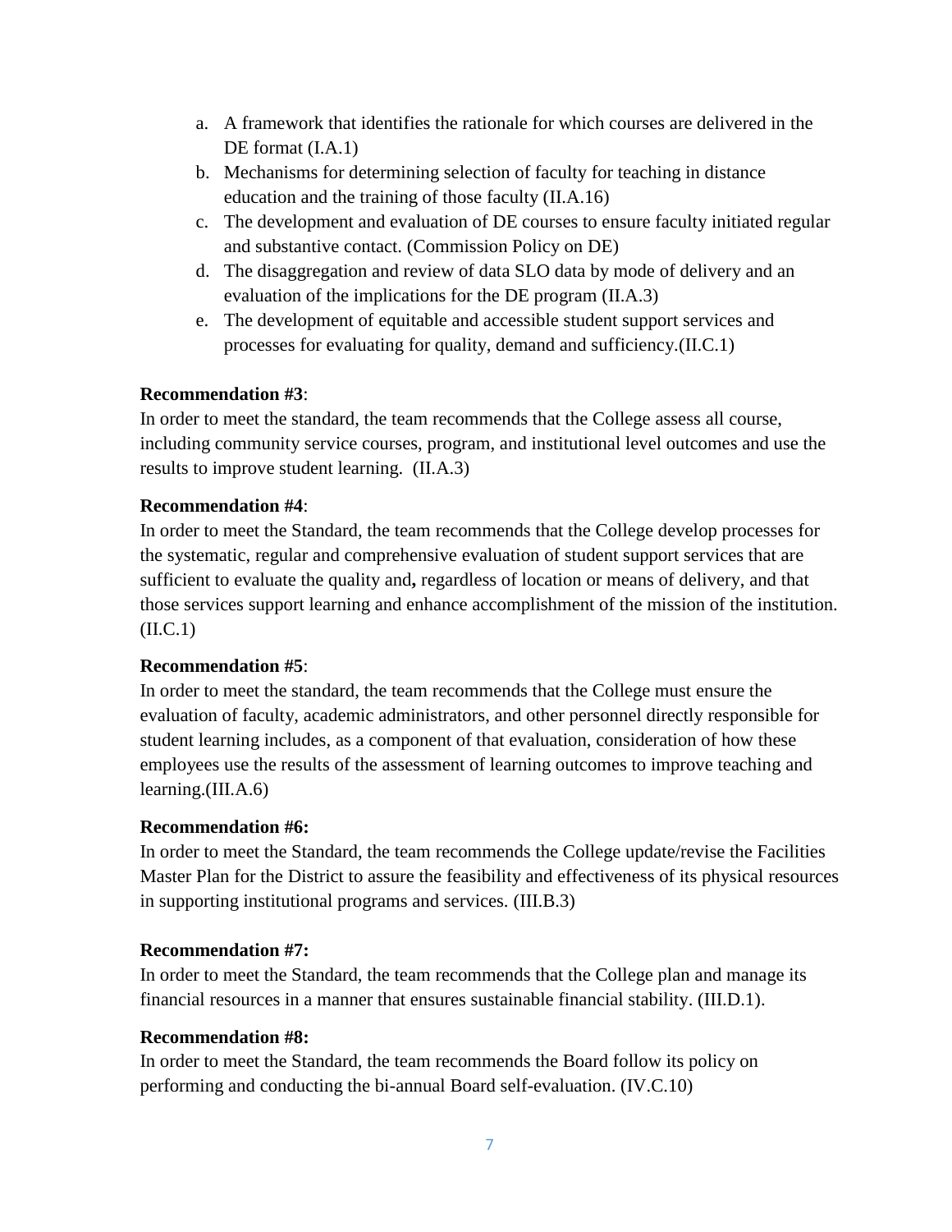a. A framework that identifies the rationale for which courses are delivered in the DE format (I.A.1)
b. Mechanisms for determining selection of faculty for teaching in distance education and the training of those faculty (II.A.16)
c. The development and evaluation of DE courses to ensure faculty initiated regular and substantive contact. (Commission Policy on DE)
d. The disaggregation and review of data SLO data by mode of delivery and an evaluation of the implications for the DE program (II.A.3)
e. The development of equitable and accessible student support services and processes for evaluating for quality, demand and sufficiency.(II.C.1)

**Recommendation #3**:
In order to meet the standard, the team recommends that the College assess all course, including community service courses, program, and institutional level outcomes and use the results to improve student learning. (II.A.3)

**Recommendation #4**:
In order to meet the Standard, the team recommends that the College develop processes for the systematic, regular and comprehensive evaluation of student support services that are sufficient to evaluate the quality and**,** regardless of location or means of delivery, and that those services support learning and enhance accomplishment of the mission of the institution. (II.C.1)

**Recommendation #5**:
In order to meet the standard, the team recommends that the College must ensure the evaluation of faculty, academic administrators, and other personnel directly responsible for student learning includes, as a component of that evaluation, consideration of how these employees use the results of the assessment of learning outcomes to improve teaching and learning.(III.A.6)

**Recommendation #6:**
In order to meet the Standard, the team recommends the College update/revise the Facilities Master Plan for the District to assure the feasibility and effectiveness of its physical resources in supporting institutional programs and services. (III.B.3)

**Recommendation #7:**
In order to meet the Standard, the team recommends that the College plan and manage its financial resources in a manner that ensures sustainable financial stability. (III.D.1).

**Recommendation #8:**
In order to meet the Standard, the team recommends the Board follow its policy on performing and conducting the bi-annual Board self-evaluation. (IV.C.10)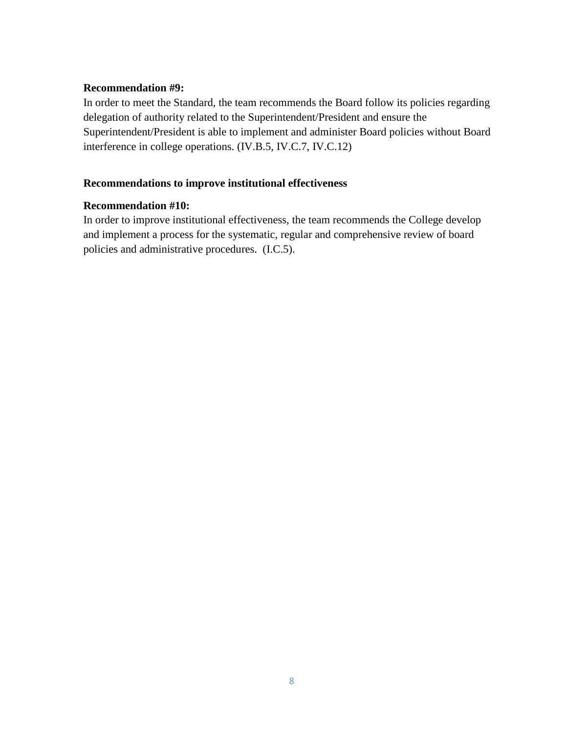**Recommendation #9:**
In order to meet the Standard, the team recommends the Board follow its policies regarding delegation of authority related to the Superintendent/President and ensure the Superintendent/President is able to implement and administer Board policies without Board interference in college operations. (IV.B.5, IV.C.7, IV.C.12)

**Recommendations to improve institutional effectiveness**

**Recommendation #10:**
In order to improve institutional effectiveness, the team recommends the College develop and implement a process for the systematic, regular and comprehensive review of board policies and administrative procedures. (I.C.5).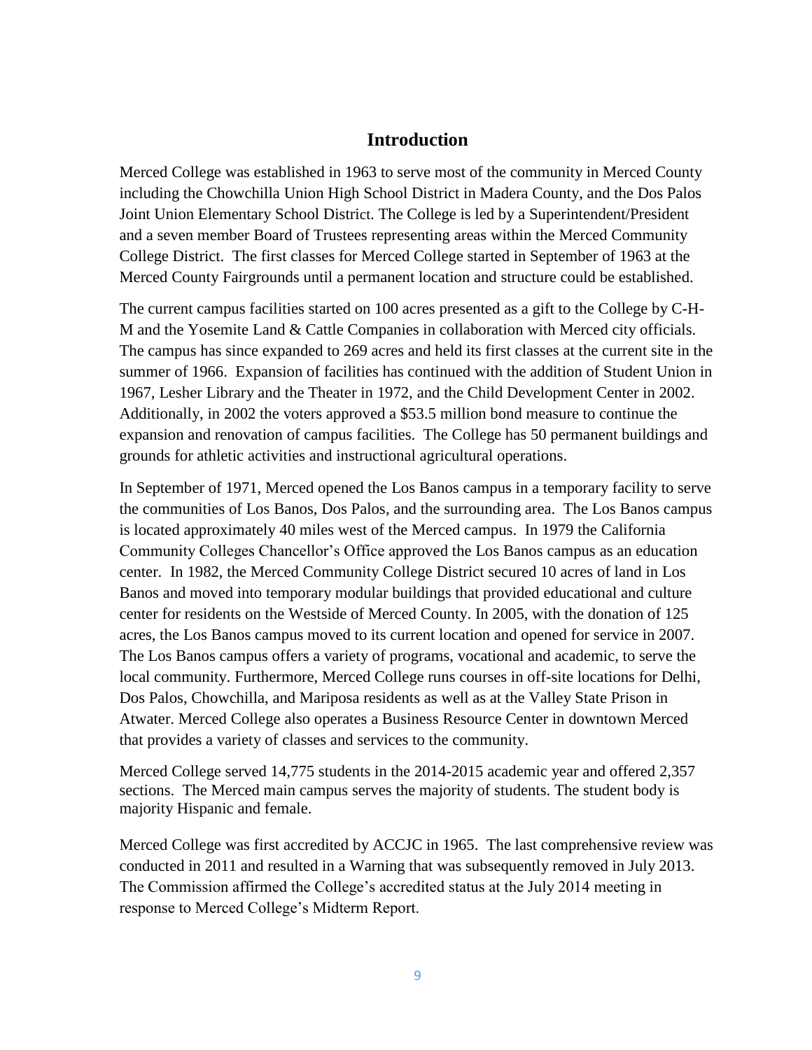# Introduction

Merced College was established in 1963 to serve most of the community in Merced County including the Chowchilla Union High School District in Madera County, and the Dos Palos Joint Union Elementary School District. The College is led by a Superintendent/President and a seven member Board of Trustees representing areas within the Merced Community College District. The first classes for Merced College started in September of 1963 at the Merced County Fairgrounds until a permanent location and structure could be established.

The current campus facilities started on 100 acres presented as a gift to the College by C-H-M and the Yosemite Land & Cattle Companies in collaboration with Merced city officials. The campus has since expanded to 269 acres and held its first classes at the current site in the summer of 1966. Expansion of facilities has continued with the addition of Student Union in 1967, Lesher Library and the Theater in 1972, and the Child Development Center in 2002. Additionally, in 2002 the voters approved a $53.5 million bond measure to continue the expansion and renovation of campus facilities. The College has 50 permanent buildings and grounds for athletic activities and instructional agricultural operations.

In September of 1971, Merced opened the Los Banos campus in a temporary facility to serve the communities of Los Banos, Dos Palos, and the surrounding area. The Los Banos campus is located approximately 40 miles west of the Merced campus. In 1979 the California Community Colleges Chancellor's Office approved the Los Banos campus as an education center. In 1982, the Merced Community College District secured 10 acres of land in Los Banos and moved into temporary modular buildings that provided educational and culture center for residents on the Westside of Merced County. In 2005, with the donation of 125 acres, the Los Banos campus moved to its current location and opened for service in 2007. The Los Banos campus offers a variety of programs, vocational and academic, to serve the local community. Furthermore, Merced College runs courses in off-site locations for Delhi, Dos Palos, Chowchilla, and Mariposa residents as well as at the Valley State Prison in Atwater. Merced College also operates a Business Resource Center in downtown Merced that provides a variety of classes and services to the community.

Merced College served 14,775 students in the 2014-2015 academic year and offered 2,357 sections. The Merced main campus serves the majority of students. The student body is majority Hispanic and female.

Merced College was first accredited by ACCJC in 1965. The last comprehensive review was conducted in 2011 and resulted in a Warning that was subsequently removed in July 2013. The Commission affirmed the College's accredited status at the July 2014 meeting in response to Merced College's Midterm Report.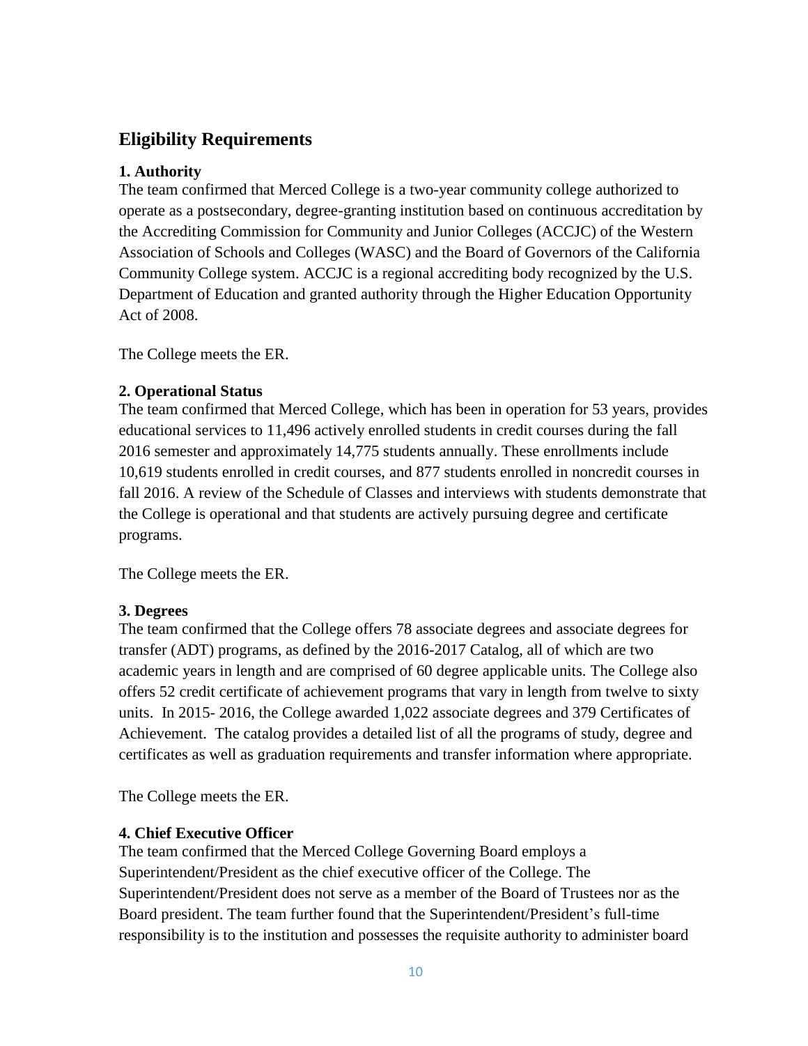## Eligibility Requirements

**1. Authority**

The team confirmed that Merced College is a two-year community college authorized to operate as a postsecondary, degree-granting institution based on continuous accreditation by the Accrediting Commission for Community and Junior Colleges (ACCJC) of the Western Association of Schools and Colleges (WASC) and the Board of Governors of the California Community College system. ACCJC is a regional accrediting body recognized by the U.S. Department of Education and granted authority through the Higher Education Opportunity Act of 2008.

The College meets the ER.

**2. Operational Status**

The team confirmed that Merced College, which has been in operation for 53 years, provides educational services to 11,496 actively enrolled students in credit courses during the fall 2016 semester and approximately 14,775 students annually. These enrollments include 10,619 students enrolled in credit courses, and 877 students enrolled in noncredit courses in fall 2016. A review of the Schedule of Classes and interviews with students demonstrate that the College is operational and that students are actively pursuing degree and certificate programs.

The College meets the ER.

**3. Degrees**

The team confirmed that the College offers 78 associate degrees and associate degrees for transfer (ADT) programs, as defined by the 2016-2017 Catalog, all of which are two academic years in length and are comprised of 60 degree applicable units. The College also offers 52 credit certificate of achievement programs that vary in length from twelve to sixty units. In 2015- 2016, the College awarded 1,022 associate degrees and 379 Certificates of Achievement. The catalog provides a detailed list of all the programs of study, degree and certificates as well as graduation requirements and transfer information where appropriate.

The College meets the ER.

**4. Chief Executive Officer**

The team confirmed that the Merced College Governing Board employs a Superintendent/President as the chief executive officer of the College. The Superintendent/President does not serve as a member of the Board of Trustees nor as the Board president. The team further found that the Superintendent/President's full-time responsibility is to the institution and possesses the requisite authority to administer board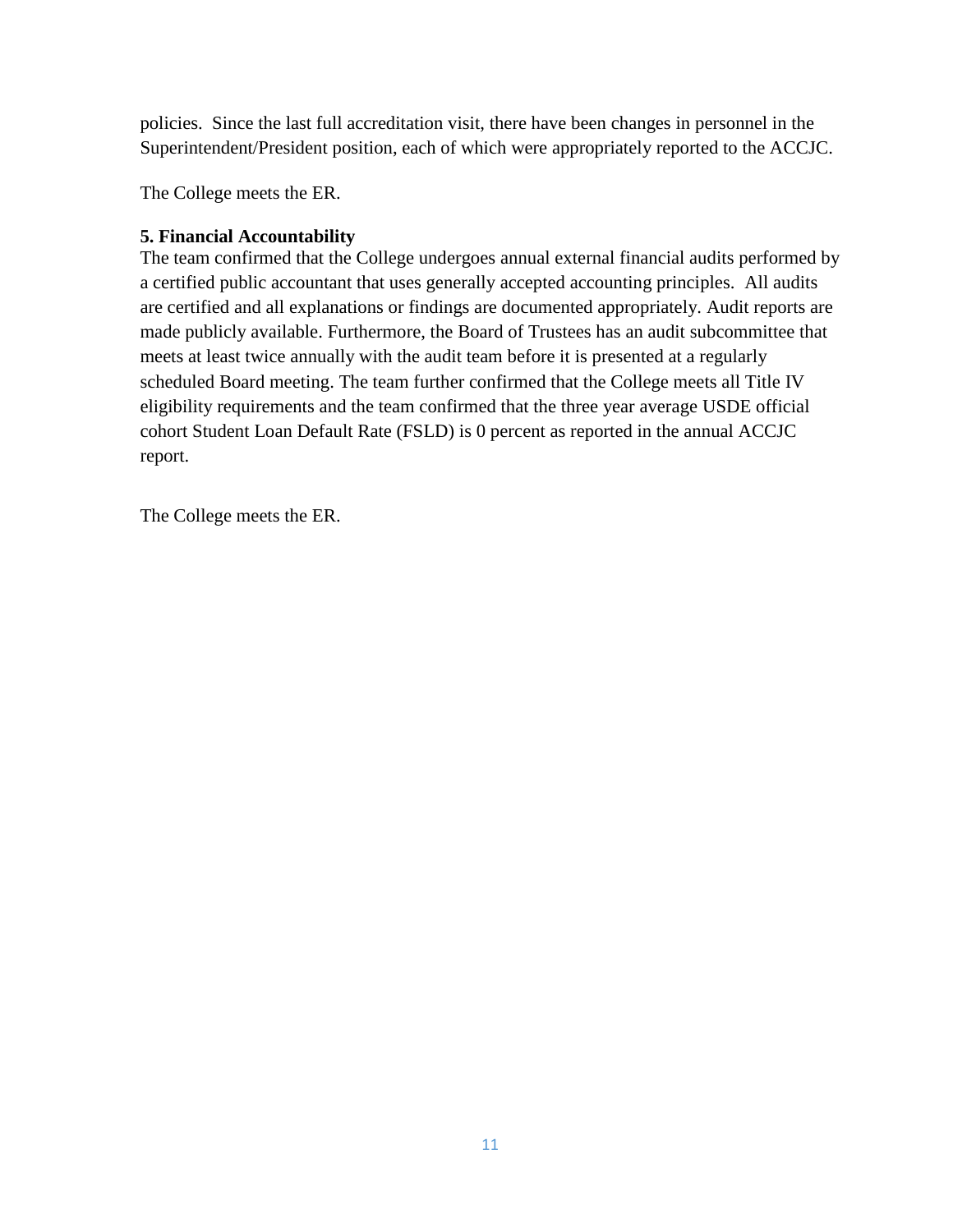policies. Since the last full accreditation visit, there have been changes in personnel in the Superintendent/President position, each of which were appropriately reported to the ACCJC.

The College meets the ER.

**5. Financial Accountability**

The team confirmed that the College undergoes annual external financial audits performed by a certified public accountant that uses generally accepted accounting principles. All audits are certified and all explanations or findings are documented appropriately. Audit reports are made publicly available. Furthermore, the Board of Trustees has an audit subcommittee that meets at least twice annually with the audit team before it is presented at a regularly scheduled Board meeting. The team further confirmed that the College meets all Title IV eligibility requirements and the team confirmed that the three year average USDE official cohort Student Loan Default Rate (FSLD) is 0 percent as reported in the annual ACCJC report.

The College meets the ER.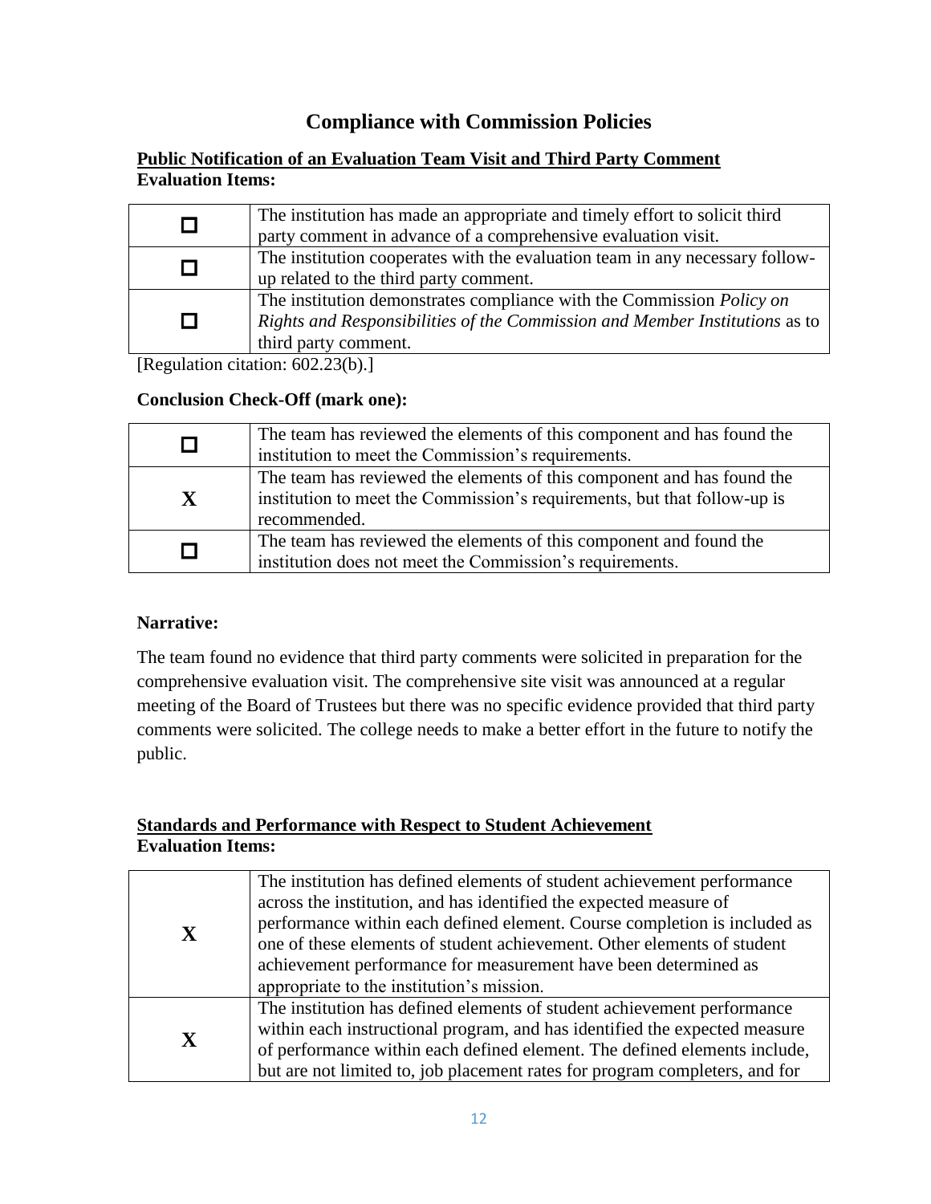# Compliance with Commission Policies

**Public Notification of an Evaluation Team Visit and Third Party Comment**
**Evaluation Items:**

| | |
|---|---|
| ☐ | The institution has made an appropriate and timely effort to solicit third party comment in advance of a comprehensive evaluation visit. |
| ☐ | The institution cooperates with the evaluation team in any necessary follow-up related to the third party comment. |
| ☐ | The institution demonstrates compliance with the Commission *Policy on Rights and Responsibilities of the Commission and Member Institutions* as to third party comment. |

[Regulation citation: 602.23(b).]

**Conclusion Check-Off (mark one):**

| | |
|---|---|
| ☐ | The team has reviewed the elements of this component and has found the institution to meet the Commission's requirements. |
| **X** | The team has reviewed the elements of this component and has found the institution to meet the Commission's requirements, but that follow-up is recommended. |
| ☐ | The team has reviewed the elements of this component and found the institution does not meet the Commission's requirements. |

**Narrative:**

The team found no evidence that third party comments were solicited in preparation for the comprehensive evaluation visit. The comprehensive site visit was announced at a regular meeting of the Board of Trustees but there was no specific evidence provided that third party comments were solicited. The college needs to make a better effort in the future to notify the public.

**Standards and Performance with Respect to Student Achievement**
**Evaluation Items:**

| | |
|---|---|
| **X** | The institution has defined elements of student achievement performance across the institution, and has identified the expected measure of performance within each defined element. Course completion is included as one of these elements of student achievement. Other elements of student achievement performance for measurement have been determined as appropriate to the institution's mission. |
| **X** | The institution has defined elements of student achievement performance within each instructional program, and has identified the expected measure of performance within each defined element. The defined elements include, but are not limited to, job placement rates for program completers, and for |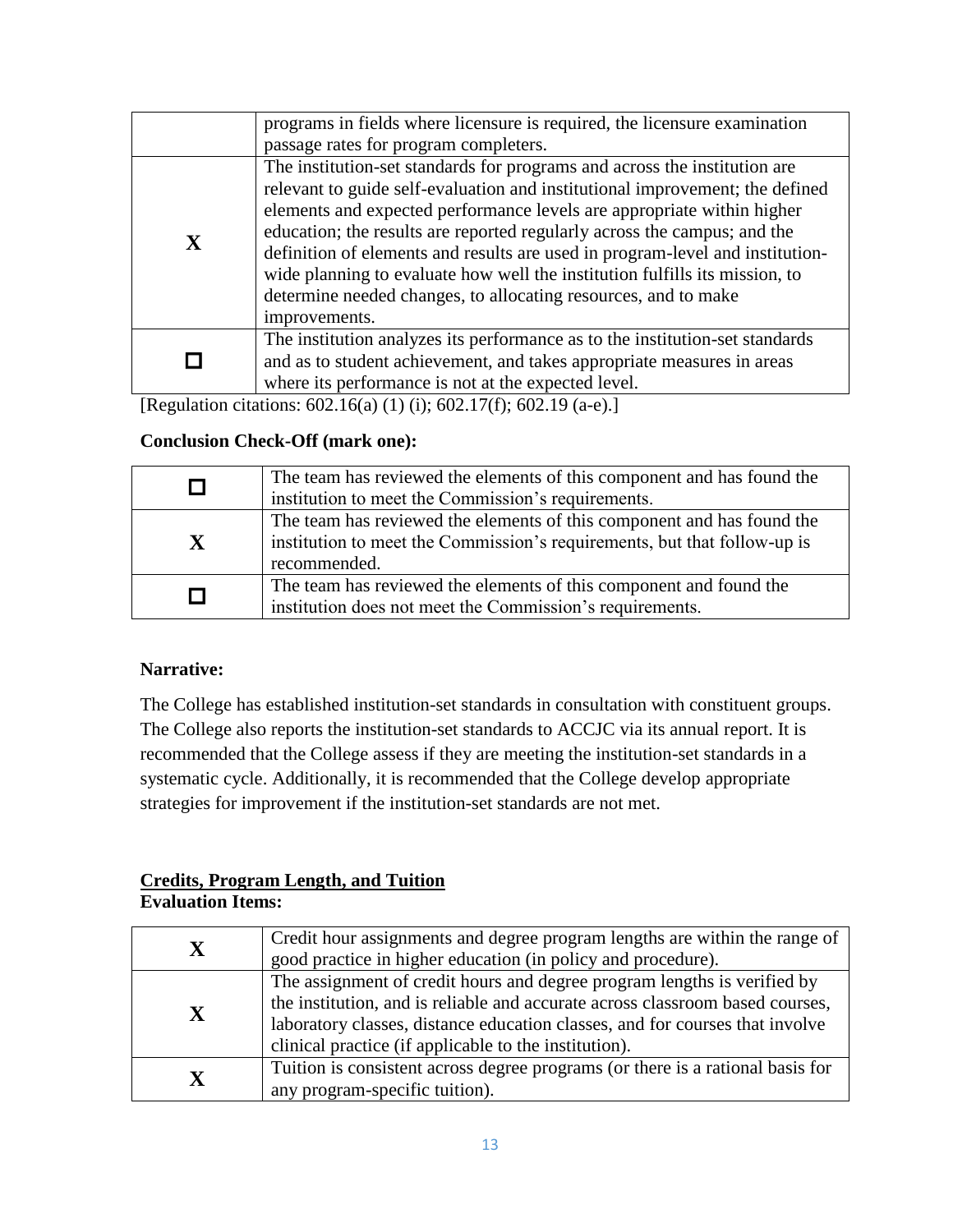| | |
|---|---|
| | programs in fields where licensure is required, the licensure examination passage rates for program completers. |
| X | The institution-set standards for programs and across the institution are relevant to guide self-evaluation and institutional improvement; the defined elements and expected performance levels are appropriate within higher education; the results are reported regularly across the campus; and the definition of elements and results are used in program-level and institution-wide planning to evaluate how well the institution fulfills its mission, to determine needed changes, to allocating resources, and to make improvements. |
| ☐ | The institution analyzes its performance as to the institution-set standards and as to student achievement, and takes appropriate measures in areas where its performance is not at the expected level. |

[Regulation citations: 602.16(a) (1) (i); 602.17(f); 602.19 (a-e).]

**Conclusion Check-Off (mark one):**

| | |
|---|---|
| ☐ | The team has reviewed the elements of this component and has found the institution to meet the Commission's requirements. |
| X | The team has reviewed the elements of this component and has found the institution to meet the Commission's requirements, but that follow-up is recommended. |
| ☐ | The team has reviewed the elements of this component and found the institution does not meet the Commission's requirements. |

**Narrative:**

The College has established institution-set standards in consultation with constituent groups. The College also reports the institution-set standards to ACCJC via its annual report. It is recommended that the College assess if they are meeting the institution-set standards in a systematic cycle. Additionally, it is recommended that the College develop appropriate strategies for improvement if the institution-set standards are not met.

**Credits, Program Length, and Tuition**

**Evaluation Items:**

| | |
|---|---|
| X | Credit hour assignments and degree program lengths are within the range of good practice in higher education (in policy and procedure). |
| X | The assignment of credit hours and degree program lengths is verified by the institution, and is reliable and accurate across classroom based courses, laboratory classes, distance education classes, and for courses that involve clinical practice (if applicable to the institution). |
| X | Tuition is consistent across degree programs (or there is a rational basis for any program-specific tuition). |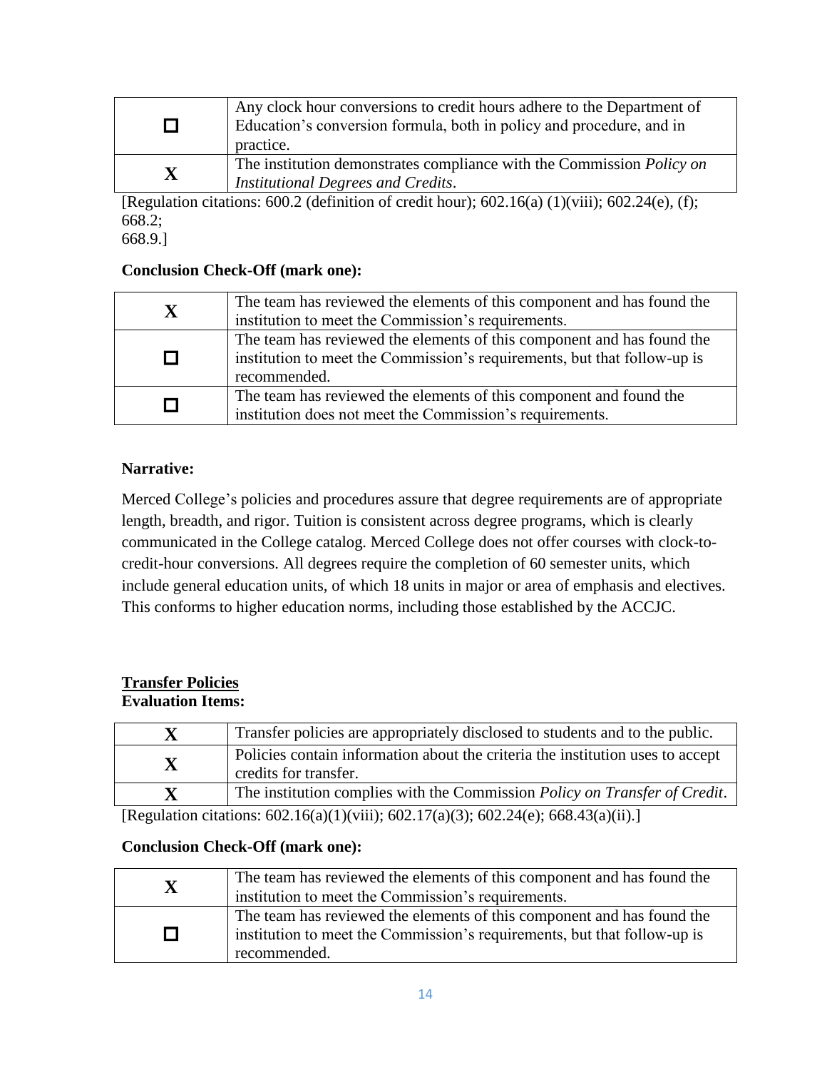| | |
|---|---|
| ☐ | Any clock hour conversions to credit hours adhere to the Department of Education's conversion formula, both in policy and procedure, and in practice. |
| X | The institution demonstrates compliance with the Commission *Policy on Institutional Degrees and Credits*. |

[Regulation citations: 600.2 (definition of credit hour); 602.16(a) (1)(viii); 602.24(e), (f); 668.2;
668.9.]

**Conclusion Check-Off (mark one):**

| | |
|---|---|
| X | The team has reviewed the elements of this component and has found the institution to meet the Commission's requirements. |
| ☐ | The team has reviewed the elements of this component and has found the institution to meet the Commission's requirements, but that follow-up is recommended. |
| ☐ | The team has reviewed the elements of this component and found the institution does not meet the Commission's requirements. |

**Narrative:**

Merced College's policies and procedures assure that degree requirements are of appropriate length, breadth, and rigor. Tuition is consistent across degree programs, which is clearly communicated in the College catalog. Merced College does not offer courses with clock-to-credit-hour conversions. All degrees require the completion of 60 semester units, which include general education units, of which 18 units in major or area of emphasis and electives. This conforms to higher education norms, including those established by the ACCJC.

**<u>Transfer Policies</u>**
**Evaluation Items:**

| | |
|---|---|
| X | Transfer policies are appropriately disclosed to students and to the public. |
| X | Policies contain information about the criteria the institution uses to accept credits for transfer. |
| X | The institution complies with the Commission *Policy on Transfer of Credit*. |

[Regulation citations: 602.16(a)(1)(viii); 602.17(a)(3); 602.24(e); 668.43(a)(ii).]

**Conclusion Check-Off (mark one):**

| | |
|---|---|
| X | The team has reviewed the elements of this component and has found the institution to meet the Commission's requirements. |
| ☐ | The team has reviewed the elements of this component and has found the institution to meet the Commission's requirements, but that follow-up is recommended. |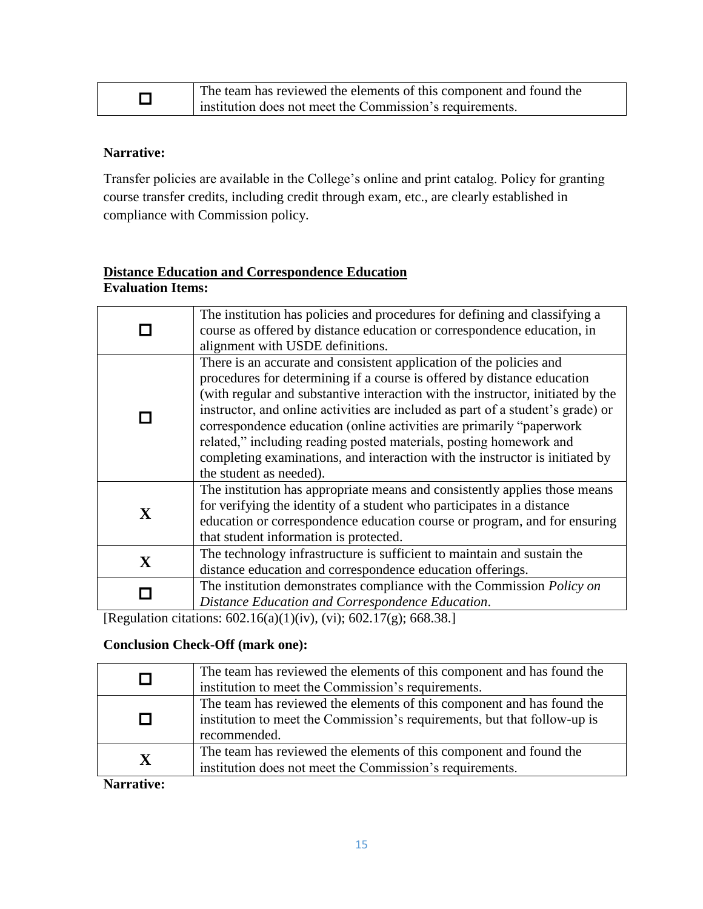| ☐ | The team has reviewed the elements of this component and found the institution does not meet the Commission's requirements. |
|---|---|

**Narrative:**

Transfer policies are available in the College's online and print catalog. Policy for granting course transfer credits, including credit through exam, etc., are clearly established in compliance with Commission policy.

**Distance Education and Correspondence Education**

**Evaluation Items:**

| | |
|---|---|
| ☐ | The institution has policies and procedures for defining and classifying a course as offered by distance education or correspondence education, in alignment with USDE definitions. |
| ☐ | There is an accurate and consistent application of the policies and procedures for determining if a course is offered by distance education (with regular and substantive interaction with the instructor, initiated by the instructor, and online activities are included as part of a student's grade) or correspondence education (online activities are primarily "paperwork related," including reading posted materials, posting homework and completing examinations, and interaction with the instructor is initiated by the student as needed). |
| X | The institution has appropriate means and consistently applies those means for verifying the identity of a student who participates in a distance education or correspondence education course or program, and for ensuring that student information is protected. |
| X | The technology infrastructure is sufficient to maintain and sustain the distance education and correspondence education offerings. |
| ☐ | The institution demonstrates compliance with the Commission *Policy on Distance Education and Correspondence Education*. |

[Regulation citations: 602.16(a)(1)(iv), (vi); 602.17(g); 668.38.]

**Conclusion Check-Off (mark one):**

| | |
|---|---|
| ☐ | The team has reviewed the elements of this component and has found the institution to meet the Commission's requirements. |
| ☐ | The team has reviewed the elements of this component and has found the institution to meet the Commission's requirements, but that follow-up is recommended. |
| X | The team has reviewed the elements of this component and found the institution does not meet the Commission's requirements. |

**Narrative:**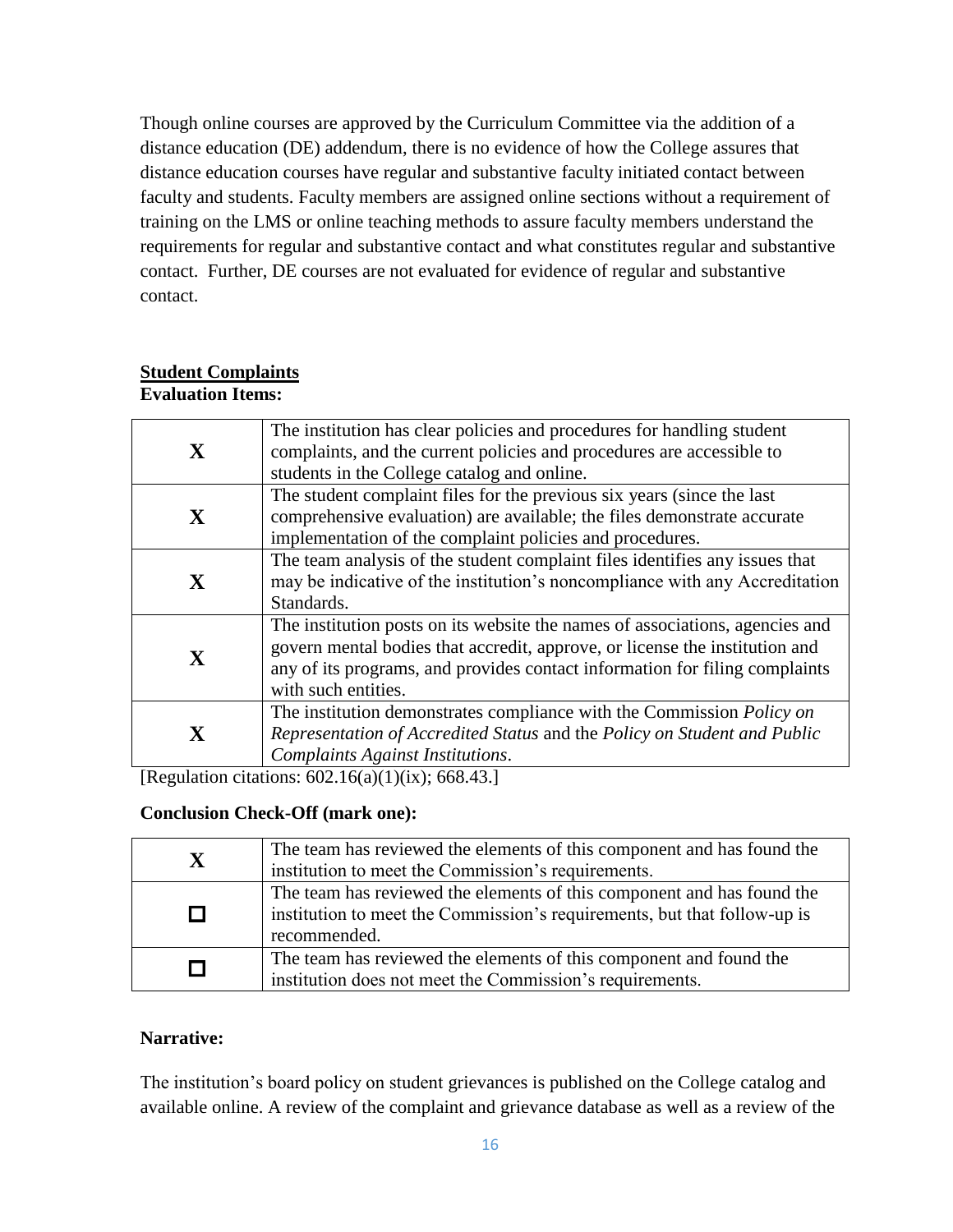Though online courses are approved by the Curriculum Committee via the addition of a distance education (DE) addendum, there is no evidence of how the College assures that distance education courses have regular and substantive faculty initiated contact between faculty and students. Faculty members are assigned online sections without a requirement of training on the LMS or online teaching methods to assure faculty members understand the requirements for regular and substantive contact and what constitutes regular and substantive contact. Further, DE courses are not evaluated for evidence of regular and substantive contact.

**Student Complaints**

**Evaluation Items:**

| | |
|---|---|
| **X** | The institution has clear policies and procedures for handling student complaints, and the current policies and procedures are accessible to students in the College catalog and online. |
| **X** | The student complaint files for the previous six years (since the last comprehensive evaluation) are available; the files demonstrate accurate implementation of the complaint policies and procedures. |
| **X** | The team analysis of the student complaint files identifies any issues that may be indicative of the institution's noncompliance with any Accreditation Standards. |
| **X** | The institution posts on its website the names of associations, agencies and govern mental bodies that accredit, approve, or license the institution and any of its programs, and provides contact information for filing complaints with such entities. |
| **X** | The institution demonstrates compliance with the Commission *Policy on Representation of Accredited Status* and the *Policy on Student and Public Complaints Against Institutions*. |

[Regulation citations: 602.16(a)(1)(ix); 668.43.]

**Conclusion Check-Off (mark one):**

| | |
|---|---|
| **X** | The team has reviewed the elements of this component and has found the institution to meet the Commission's requirements. |
| ☐ | The team has reviewed the elements of this component and has found the institution to meet the Commission's requirements, but that follow-up is recommended. |
| ☐ | The team has reviewed the elements of this component and found the institution does not meet the Commission's requirements. |

**Narrative:**

The institution's board policy on student grievances is published on the College catalog and available online. A review of the complaint and grievance database as well as a review of the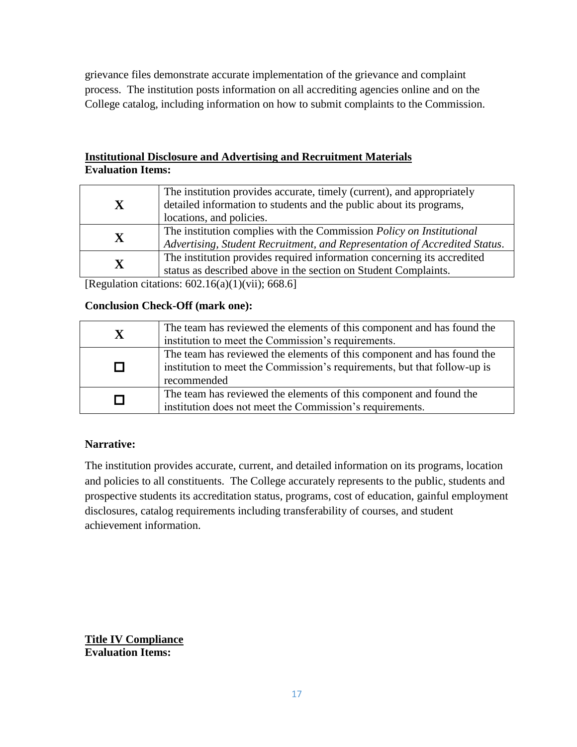grievance files demonstrate accurate implementation of the grievance and complaint process. The institution posts information on all accrediting agencies online and on the College catalog, including information on how to submit complaints to the Commission.

**Institutional Disclosure and Advertising and Recruitment Materials**
**Evaluation Items:**

| | |
|---|---|
| **X** | The institution provides accurate, timely (current), and appropriately detailed information to students and the public about its programs, locations, and policies. |
| **X** | The institution complies with the Commission *Policy on Institutional Advertising, Student Recruitment, and Representation of Accredited Status*. |
| **X** | The institution provides required information concerning its accredited status as described above in the section on Student Complaints. |

[Regulation citations: 602.16(a)(1)(vii); 668.6]

**Conclusion Check-Off (mark one):**

| | |
|---|---|
| **X** | The team has reviewed the elements of this component and has found the institution to meet the Commission's requirements. |
| ☐ | The team has reviewed the elements of this component and has found the institution to meet the Commission's requirements, but that follow-up is recommended |
| ☐ | The team has reviewed the elements of this component and found the institution does not meet the Commission's requirements. |

**Narrative:**

The institution provides accurate, current, and detailed information on its programs, location and policies to all constituents. The College accurately represents to the public, students and prospective students its accreditation status, programs, cost of education, gainful employment disclosures, catalog requirements including transferability of courses, and student achievement information.

**Title IV Compliance**
**Evaluation Items:**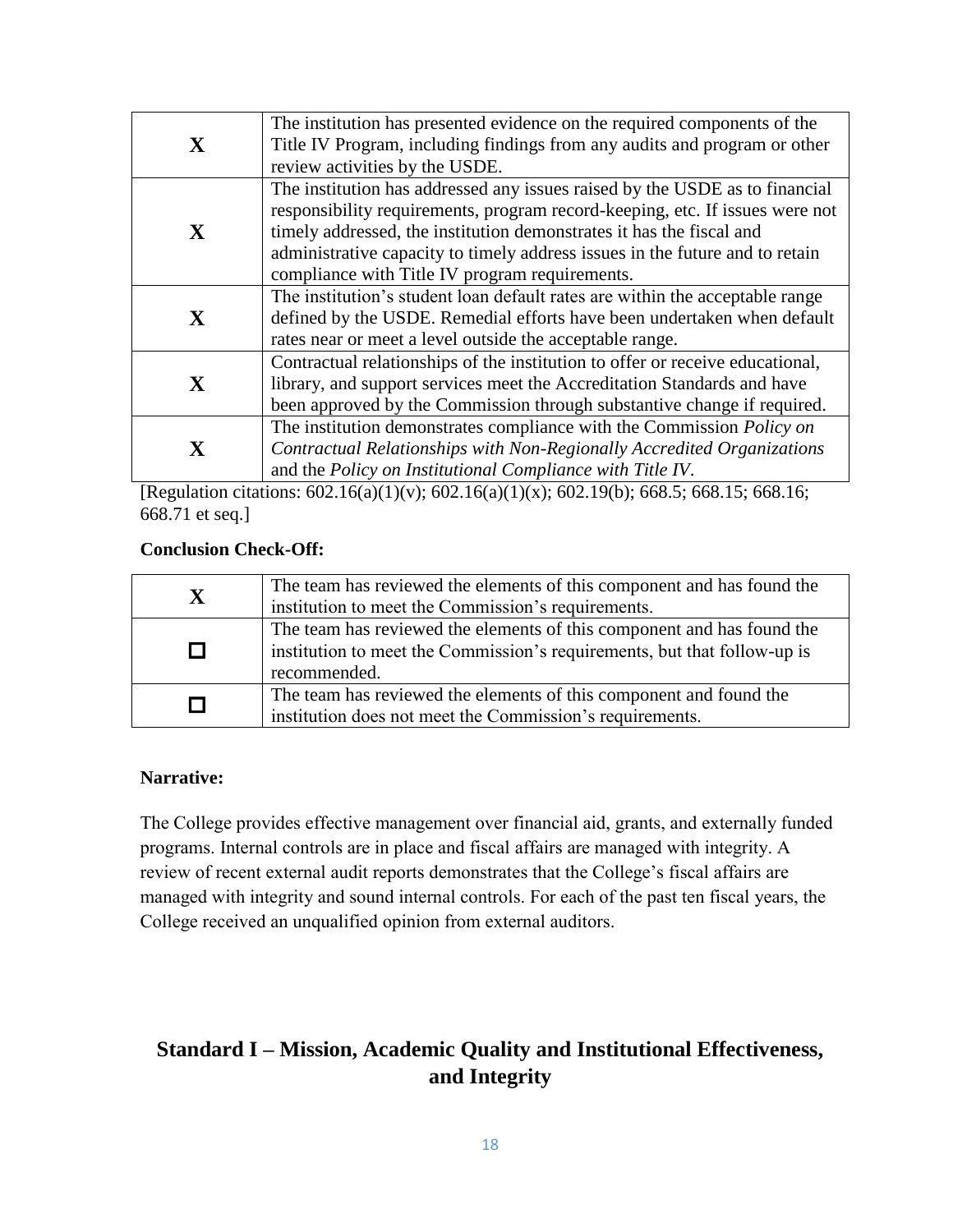| | |
|---|---|
| **X** | The institution has presented evidence on the required components of the Title IV Program, including findings from any audits and program or other review activities by the USDE. |
| **X** | The institution has addressed any issues raised by the USDE as to financial responsibility requirements, program record-keeping, etc. If issues were not timely addressed, the institution demonstrates it has the fiscal and administrative capacity to timely address issues in the future and to retain compliance with Title IV program requirements. |
| **X** | The institution's student loan default rates are within the acceptable range defined by the USDE. Remedial efforts have been undertaken when default rates near or meet a level outside the acceptable range. |
| **X** | Contractual relationships of the institution to offer or receive educational, library, and support services meet the Accreditation Standards and have been approved by the Commission through substantive change if required. |
| **X** | The institution demonstrates compliance with the Commission *Policy on Contractual Relationships with Non-Regionally Accredited Organizations* and the *Policy on Institutional Compliance with Title IV*. |

[Regulation citations: 602.16(a)(1)(v); 602.16(a)(1)(x); 602.19(b); 668.5; 668.15; 668.16; 668.71 et seq.]

**Conclusion Check-Off:**

| | |
|---|---|
| **X** | The team has reviewed the elements of this component and has found the institution to meet the Commission's requirements. |
| ☐ | The team has reviewed the elements of this component and has found the institution to meet the Commission's requirements, but that follow-up is recommended. |
| ☐ | The team has reviewed the elements of this component and found the institution does not meet the Commission's requirements. |

**Narrative:**

The College provides effective management over financial aid, grants, and externally funded programs. Internal controls are in place and fiscal affairs are managed with integrity. A review of recent external audit reports demonstrates that the College's fiscal affairs are managed with integrity and sound internal controls. For each of the past ten fiscal years, the College received an unqualified opinion from external auditors.

## Standard I – Mission, Academic Quality and Institutional Effectiveness, and Integrity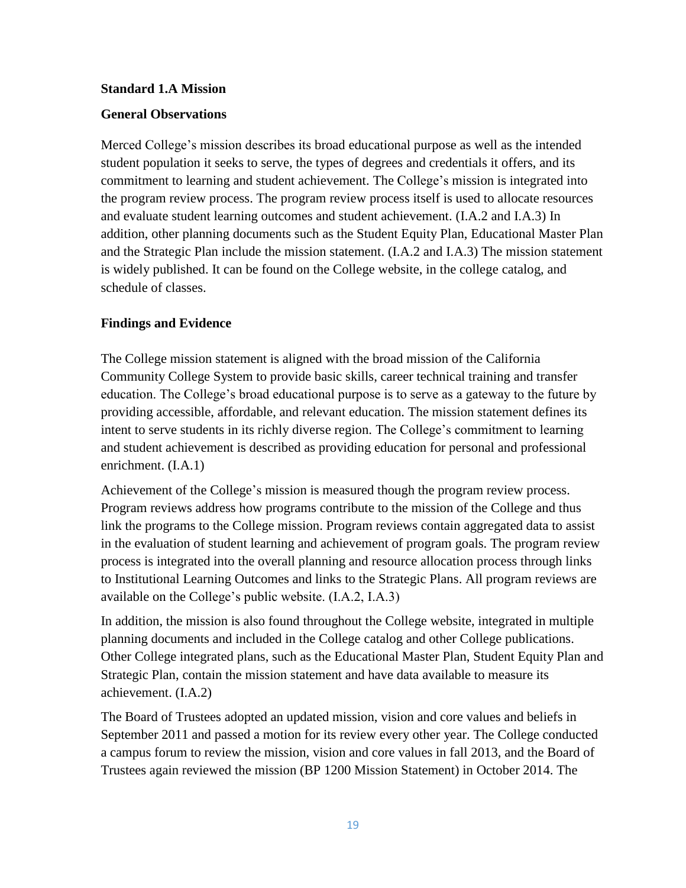**Standard 1.A Mission**

**General Observations**

Merced College's mission describes its broad educational purpose as well as the intended student population it seeks to serve, the types of degrees and credentials it offers, and its commitment to learning and student achievement. The College's mission is integrated into the program review process. The program review process itself is used to allocate resources and evaluate student learning outcomes and student achievement. (I.A.2 and I.A.3) In addition, other planning documents such as the Student Equity Plan, Educational Master Plan and the Strategic Plan include the mission statement. (I.A.2 and I.A.3) The mission statement is widely published. It can be found on the College website, in the college catalog, and schedule of classes.

**Findings and Evidence**

The College mission statement is aligned with the broad mission of the California Community College System to provide basic skills, career technical training and transfer education. The College's broad educational purpose is to serve as a gateway to the future by providing accessible, affordable, and relevant education. The mission statement defines its intent to serve students in its richly diverse region. The College's commitment to learning and student achievement is described as providing education for personal and professional enrichment. (I.A.1)

Achievement of the College's mission is measured though the program review process. Program reviews address how programs contribute to the mission of the College and thus link the programs to the College mission. Program reviews contain aggregated data to assist in the evaluation of student learning and achievement of program goals. The program review process is integrated into the overall planning and resource allocation process through links to Institutional Learning Outcomes and links to the Strategic Plans. All program reviews are available on the College's public website. (I.A.2, I.A.3)

In addition, the mission is also found throughout the College website, integrated in multiple planning documents and included in the College catalog and other College publications. Other College integrated plans, such as the Educational Master Plan, Student Equity Plan and Strategic Plan, contain the mission statement and have data available to measure its achievement. (I.A.2)

The Board of Trustees adopted an updated mission, vision and core values and beliefs in September 2011 and passed a motion for its review every other year. The College conducted a campus forum to review the mission, vision and core values in fall 2013, and the Board of Trustees again reviewed the mission (BP 1200 Mission Statement) in October 2014. The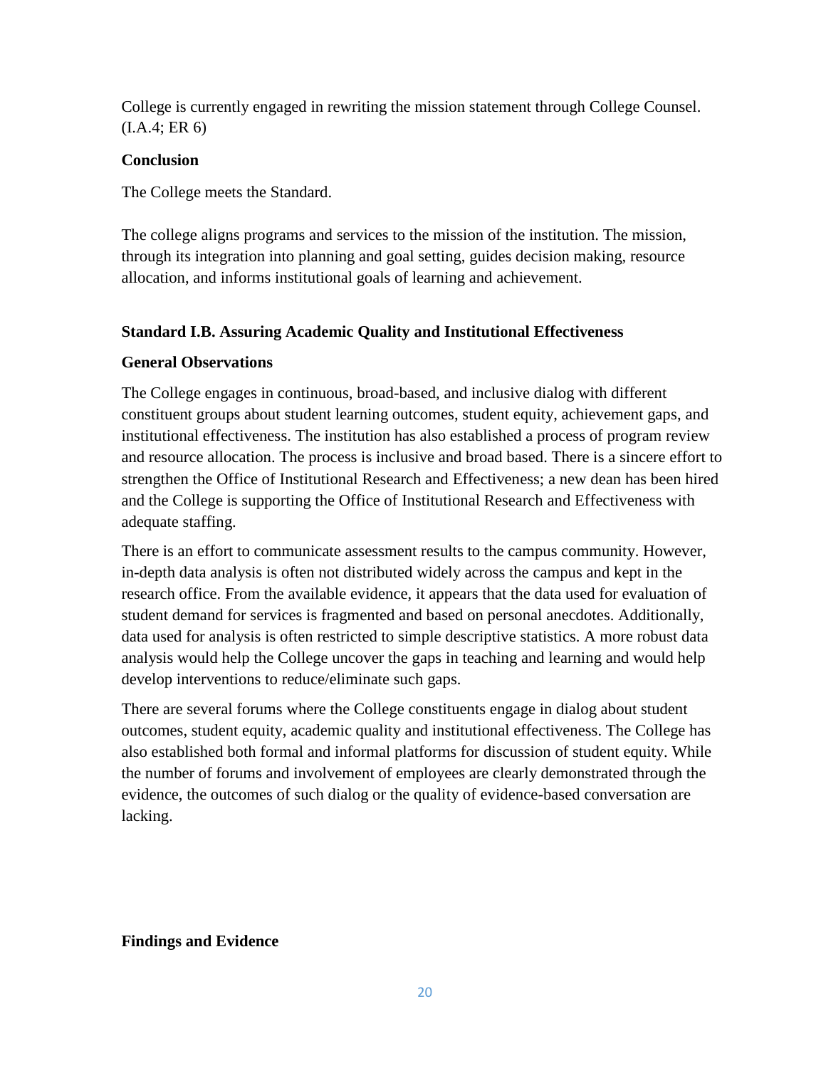College is currently engaged in rewriting the mission statement through College Counsel. (I.A.4; ER 6)

**Conclusion**

The College meets the Standard.

The college aligns programs and services to the mission of the institution. The mission, through its integration into planning and goal setting, guides decision making, resource allocation, and informs institutional goals of learning and achievement.

**Standard I.B. Assuring Academic Quality and Institutional Effectiveness**

**General Observations**

The College engages in continuous, broad-based, and inclusive dialog with different constituent groups about student learning outcomes, student equity, achievement gaps, and institutional effectiveness. The institution has also established a process of program review and resource allocation. The process is inclusive and broad based. There is a sincere effort to strengthen the Office of Institutional Research and Effectiveness; a new dean has been hired and the College is supporting the Office of Institutional Research and Effectiveness with adequate staffing.

There is an effort to communicate assessment results to the campus community. However, in-depth data analysis is often not distributed widely across the campus and kept in the research office. From the available evidence, it appears that the data used for evaluation of student demand for services is fragmented and based on personal anecdotes. Additionally, data used for analysis is often restricted to simple descriptive statistics. A more robust data analysis would help the College uncover the gaps in teaching and learning and would help develop interventions to reduce/eliminate such gaps.

There are several forums where the College constituents engage in dialog about student outcomes, student equity, academic quality and institutional effectiveness. The College has also established both formal and informal platforms for discussion of student equity. While the number of forums and involvement of employees are clearly demonstrated through the evidence, the outcomes of such dialog or the quality of evidence-based conversation are lacking.

**Findings and Evidence**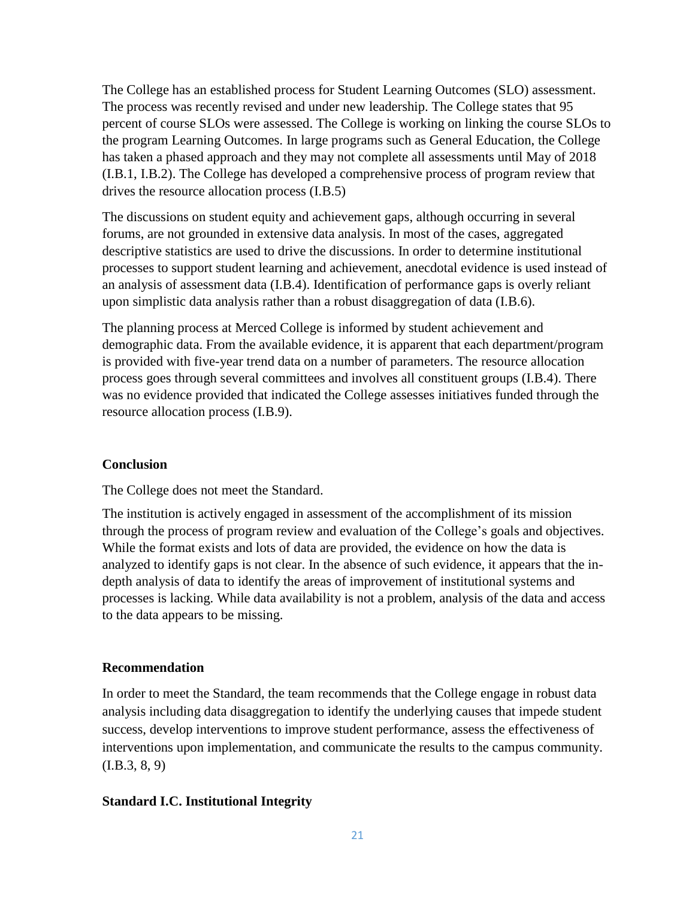The College has an established process for Student Learning Outcomes (SLO) assessment. The process was recently revised and under new leadership. The College states that 95 percent of course SLOs were assessed. The College is working on linking the course SLOs to the program Learning Outcomes. In large programs such as General Education, the College has taken a phased approach and they may not complete all assessments until May of 2018 (I.B.1, I.B.2). The College has developed a comprehensive process of program review that drives the resource allocation process (I.B.5)

The discussions on student equity and achievement gaps, although occurring in several forums, are not grounded in extensive data analysis. In most of the cases, aggregated descriptive statistics are used to drive the discussions. In order to determine institutional processes to support student learning and achievement, anecdotal evidence is used instead of an analysis of assessment data (I.B.4). Identification of performance gaps is overly reliant upon simplistic data analysis rather than a robust disaggregation of data (I.B.6).

The planning process at Merced College is informed by student achievement and demographic data. From the available evidence, it is apparent that each department/program is provided with five-year trend data on a number of parameters. The resource allocation process goes through several committees and involves all constituent groups (I.B.4). There was no evidence provided that indicated the College assesses initiatives funded through the resource allocation process (I.B.9).

### Conclusion

The College does not meet the Standard.

The institution is actively engaged in assessment of the accomplishment of its mission through the process of program review and evaluation of the College's goals and objectives. While the format exists and lots of data are provided, the evidence on how the data is analyzed to identify gaps is not clear. In the absence of such evidence, it appears that the in-depth analysis of data to identify the areas of improvement of institutional systems and processes is lacking. While data availability is not a problem, analysis of the data and access to the data appears to be missing.

### Recommendation

In order to meet the Standard, the team recommends that the College engage in robust data analysis including data disaggregation to identify the underlying causes that impede student success, develop interventions to improve student performance, assess the effectiveness of interventions upon implementation, and communicate the results to the campus community. (I.B.3, 8, 9)

## Standard I.C. Institutional Integrity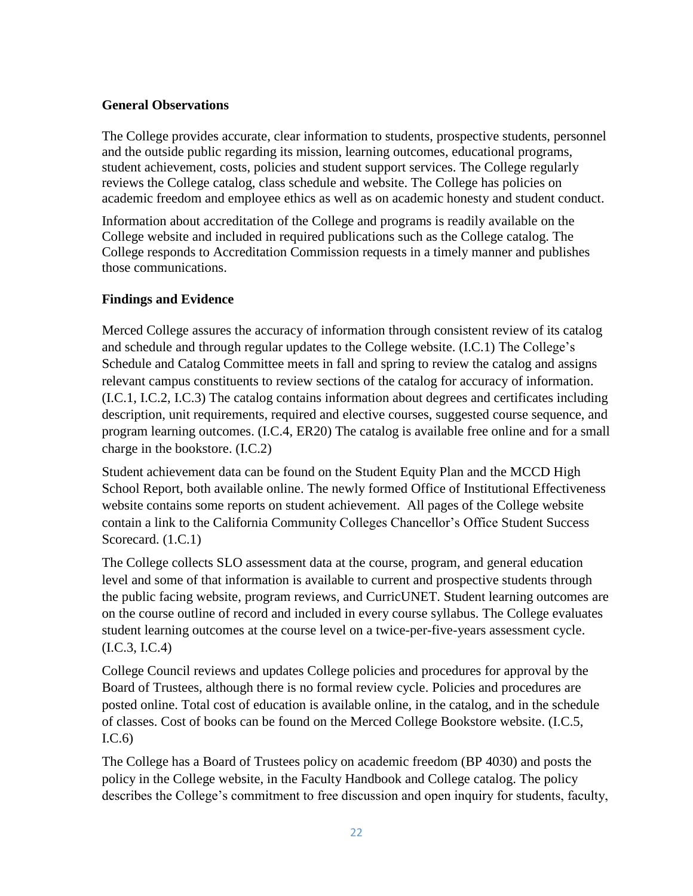**General Observations**

The College provides accurate, clear information to students, prospective students, personnel and the outside public regarding its mission, learning outcomes, educational programs, student achievement, costs, policies and student support services. The College regularly reviews the College catalog, class schedule and website. The College has policies on academic freedom and employee ethics as well as on academic honesty and student conduct.

Information about accreditation of the College and programs is readily available on the College website and included in required publications such as the College catalog. The College responds to Accreditation Commission requests in a timely manner and publishes those communications.

**Findings and Evidence**

Merced College assures the accuracy of information through consistent review of its catalog and schedule and through regular updates to the College website. (I.C.1) The College's Schedule and Catalog Committee meets in fall and spring to review the catalog and assigns relevant campus constituents to review sections of the catalog for accuracy of information. (I.C.1, I.C.2, I.C.3) The catalog contains information about degrees and certificates including description, unit requirements, required and elective courses, suggested course sequence, and program learning outcomes. (I.C.4, ER20) The catalog is available free online and for a small charge in the bookstore. (I.C.2)

Student achievement data can be found on the Student Equity Plan and the MCCD High School Report, both available online. The newly formed Office of Institutional Effectiveness website contains some reports on student achievement. All pages of the College website contain a link to the California Community Colleges Chancellor's Office Student Success Scorecard. (1.C.1)

The College collects SLO assessment data at the course, program, and general education level and some of that information is available to current and prospective students through the public facing website, program reviews, and CurricUNET. Student learning outcomes are on the course outline of record and included in every course syllabus. The College evaluates student learning outcomes at the course level on a twice-per-five-years assessment cycle. (I.C.3, I.C.4)

College Council reviews and updates College policies and procedures for approval by the Board of Trustees, although there is no formal review cycle. Policies and procedures are posted online. Total cost of education is available online, in the catalog, and in the schedule of classes. Cost of books can be found on the Merced College Bookstore website. (I.C.5, I.C.6)

The College has a Board of Trustees policy on academic freedom (BP 4030) and posts the policy in the College website, in the Faculty Handbook and College catalog. The policy describes the College's commitment to free discussion and open inquiry for students, faculty,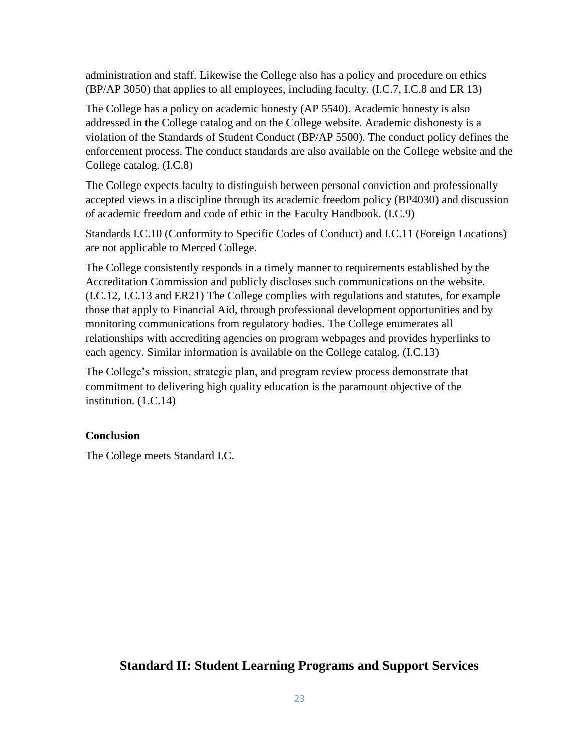administration and staff. Likewise the College also has a policy and procedure on ethics (BP/AP 3050) that applies to all employees, including faculty. (I.C.7, I.C.8 and ER 13)

The College has a policy on academic honesty (AP 5540). Academic honesty is also addressed in the College catalog and on the College website. Academic dishonesty is a violation of the Standards of Student Conduct (BP/AP 5500). The conduct policy defines the enforcement process. The conduct standards are also available on the College website and the College catalog. (I.C.8)

The College expects faculty to distinguish between personal conviction and professionally accepted views in a discipline through its academic freedom policy (BP4030) and discussion of academic freedom and code of ethic in the Faculty Handbook. (I.C.9)

Standards I.C.10 (Conformity to Specific Codes of Conduct) and I.C.11 (Foreign Locations) are not applicable to Merced College.

The College consistently responds in a timely manner to requirements established by the Accreditation Commission and publicly discloses such communications on the website. (I.C.12, I.C.13 and ER21) The College complies with regulations and statutes, for example those that apply to Financial Aid, through professional development opportunities and by monitoring communications from regulatory bodies. The College enumerates all relationships with accrediting agencies on program webpages and provides hyperlinks to each agency. Similar information is available on the College catalog. (I.C.13)

The College's mission, strategic plan, and program review process demonstrate that commitment to delivering high quality education is the paramount objective of the institution. (1.C.14)

**Conclusion**

The College meets Standard I.C.

## Standard II: Student Learning Programs and Support Services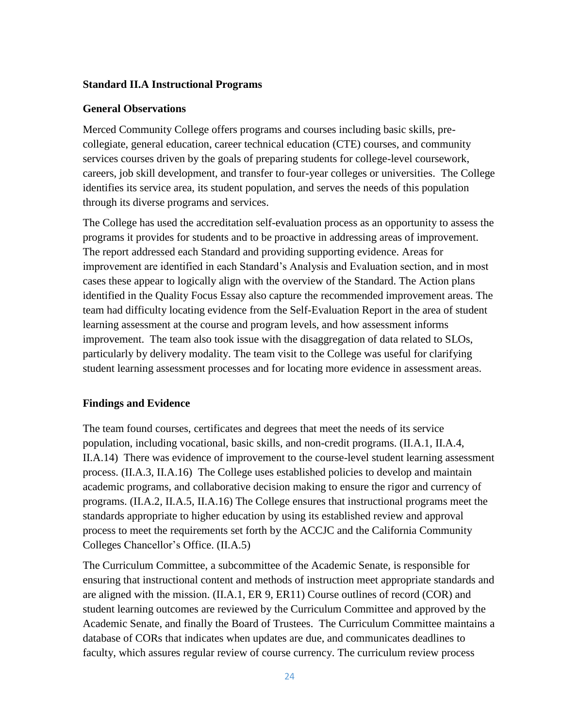### Standard II.A Instructional Programs

#### General Observations

Merced Community College offers programs and courses including basic skills, pre-collegiate, general education, career technical education (CTE) courses, and community services courses driven by the goals of preparing students for college-level coursework, careers, job skill development, and transfer to four-year colleges or universities. The College identifies its service area, its student population, and serves the needs of this population through its diverse programs and services.

The College has used the accreditation self-evaluation process as an opportunity to assess the programs it provides for students and to be proactive in addressing areas of improvement. The report addressed each Standard and providing supporting evidence. Areas for improvement are identified in each Standard's Analysis and Evaluation section, and in most cases these appear to logically align with the overview of the Standard. The Action plans identified in the Quality Focus Essay also capture the recommended improvement areas. The team had difficulty locating evidence from the Self-Evaluation Report in the area of student learning assessment at the course and program levels, and how assessment informs improvement. The team also took issue with the disaggregation of data related to SLOs, particularly by delivery modality. The team visit to the College was useful for clarifying student learning assessment processes and for locating more evidence in assessment areas.

#### Findings and Evidence

The team found courses, certificates and degrees that meet the needs of its service population, including vocational, basic skills, and non-credit programs. (II.A.1, II.A.4, II.A.14) There was evidence of improvement to the course-level student learning assessment process. (II.A.3, II.A.16) The College uses established policies to develop and maintain academic programs, and collaborative decision making to ensure the rigor and currency of programs. (II.A.2, II.A.5, II.A.16) The College ensures that instructional programs meet the standards appropriate to higher education by using its established review and approval process to meet the requirements set forth by the ACCJC and the California Community Colleges Chancellor's Office. (II.A.5)

The Curriculum Committee, a subcommittee of the Academic Senate, is responsible for ensuring that instructional content and methods of instruction meet appropriate standards and are aligned with the mission. (II.A.1, ER 9, ER11) Course outlines of record (COR) and student learning outcomes are reviewed by the Curriculum Committee and approved by the Academic Senate, and finally the Board of Trustees. The Curriculum Committee maintains a database of CORs that indicates when updates are due, and communicates deadlines to faculty, which assures regular review of course currency. The curriculum review process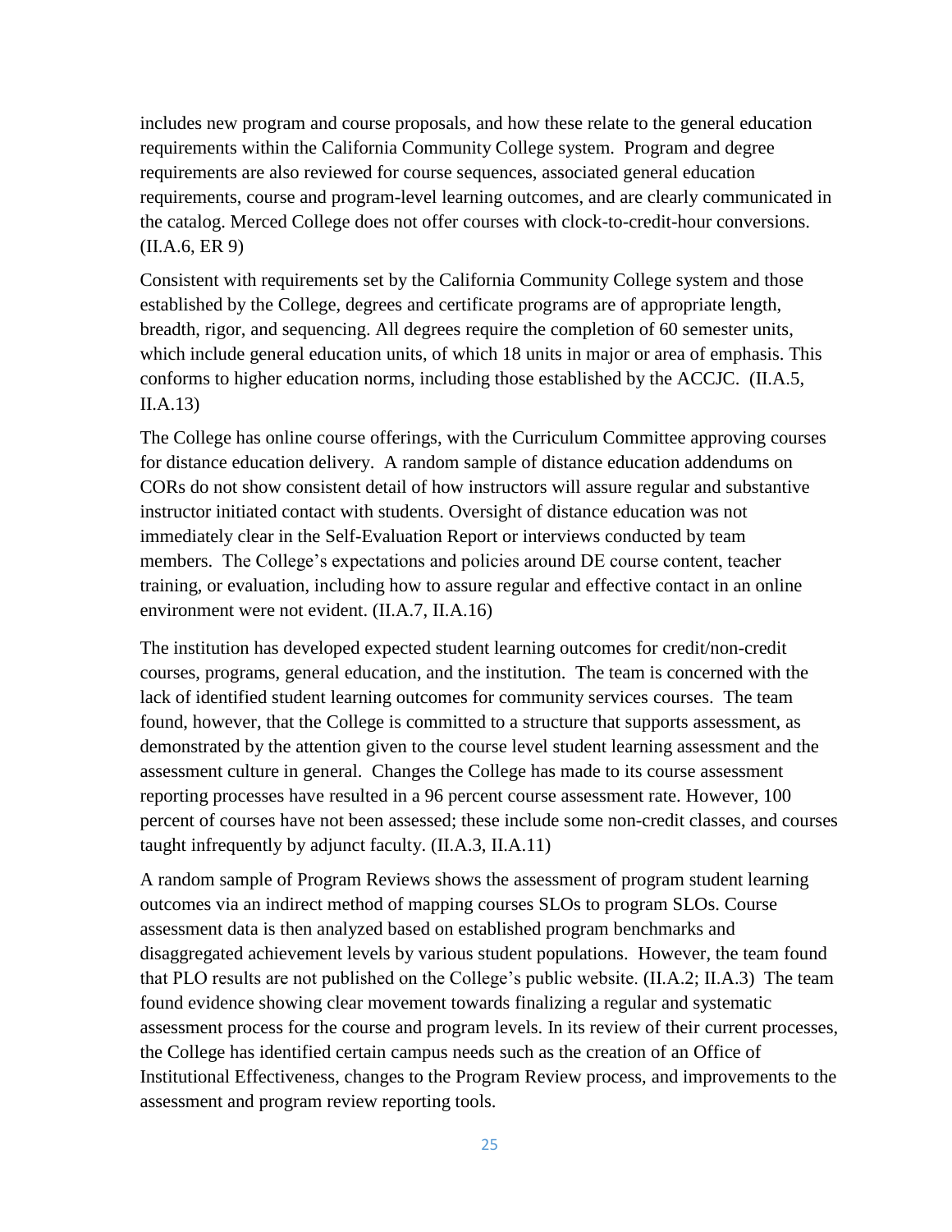includes new program and course proposals, and how these relate to the general education requirements within the California Community College system. Program and degree requirements are also reviewed for course sequences, associated general education requirements, course and program-level learning outcomes, and are clearly communicated in the catalog. Merced College does not offer courses with clock-to-credit-hour conversions. (II.A.6, ER 9)

Consistent with requirements set by the California Community College system and those established by the College, degrees and certificate programs are of appropriate length, breadth, rigor, and sequencing. All degrees require the completion of 60 semester units, which include general education units, of which 18 units in major or area of emphasis. This conforms to higher education norms, including those established by the ACCJC. (II.A.5, II.A.13)

The College has online course offerings, with the Curriculum Committee approving courses for distance education delivery. A random sample of distance education addendums on CORs do not show consistent detail of how instructors will assure regular and substantive instructor initiated contact with students. Oversight of distance education was not immediately clear in the Self-Evaluation Report or interviews conducted by team members. The College's expectations and policies around DE course content, teacher training, or evaluation, including how to assure regular and effective contact in an online environment were not evident. (II.A.7, II.A.16)

The institution has developed expected student learning outcomes for credit/non-credit courses, programs, general education, and the institution. The team is concerned with the lack of identified student learning outcomes for community services courses. The team found, however, that the College is committed to a structure that supports assessment, as demonstrated by the attention given to the course level student learning assessment and the assessment culture in general. Changes the College has made to its course assessment reporting processes have resulted in a 96 percent course assessment rate. However, 100 percent of courses have not been assessed; these include some non-credit classes, and courses taught infrequently by adjunct faculty. (II.A.3, II.A.11)

A random sample of Program Reviews shows the assessment of program student learning outcomes via an indirect method of mapping courses SLOs to program SLOs. Course assessment data is then analyzed based on established program benchmarks and disaggregated achievement levels by various student populations. However, the team found that PLO results are not published on the College's public website. (II.A.2; II.A.3) The team found evidence showing clear movement towards finalizing a regular and systematic assessment process for the course and program levels. In its review of their current processes, the College has identified certain campus needs such as the creation of an Office of Institutional Effectiveness, changes to the Program Review process, and improvements to the assessment and program review reporting tools.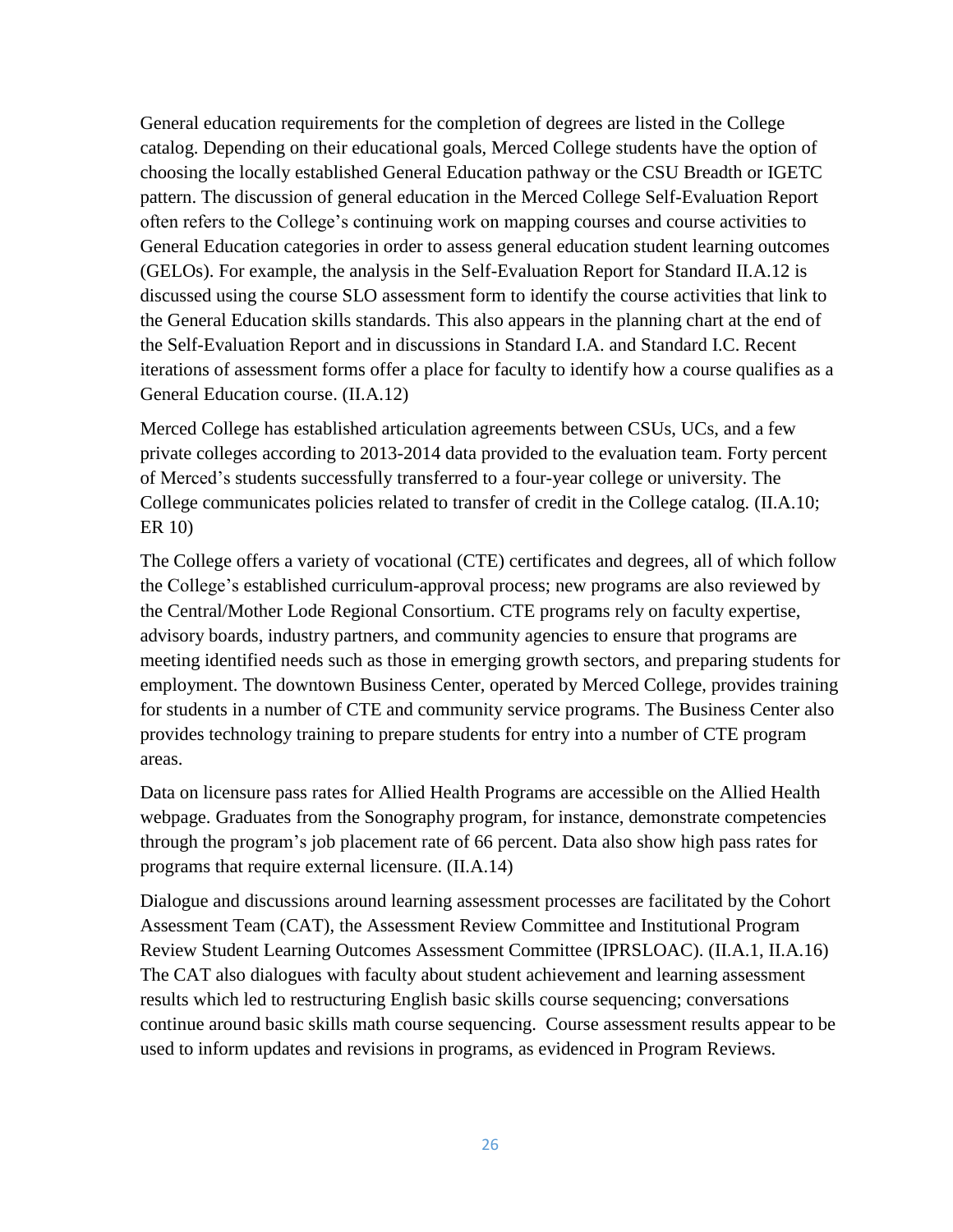General education requirements for the completion of degrees are listed in the College catalog. Depending on their educational goals, Merced College students have the option of choosing the locally established General Education pathway or the CSU Breadth or IGETC pattern. The discussion of general education in the Merced College Self-Evaluation Report often refers to the College's continuing work on mapping courses and course activities to General Education categories in order to assess general education student learning outcomes (GELOs). For example, the analysis in the Self-Evaluation Report for Standard II.A.12 is discussed using the course SLO assessment form to identify the course activities that link to the General Education skills standards. This also appears in the planning chart at the end of the Self-Evaluation Report and in discussions in Standard I.A. and Standard I.C. Recent iterations of assessment forms offer a place for faculty to identify how a course qualifies as a General Education course. (II.A.12)

Merced College has established articulation agreements between CSUs, UCs, and a few private colleges according to 2013-2014 data provided to the evaluation team. Forty percent of Merced's students successfully transferred to a four-year college or university. The College communicates policies related to transfer of credit in the College catalog. (II.A.10; ER 10)

The College offers a variety of vocational (CTE) certificates and degrees, all of which follow the College's established curriculum-approval process; new programs are also reviewed by the Central/Mother Lode Regional Consortium. CTE programs rely on faculty expertise, advisory boards, industry partners, and community agencies to ensure that programs are meeting identified needs such as those in emerging growth sectors, and preparing students for employment. The downtown Business Center, operated by Merced College, provides training for students in a number of CTE and community service programs. The Business Center also provides technology training to prepare students for entry into a number of CTE program areas.

Data on licensure pass rates for Allied Health Programs are accessible on the Allied Health webpage. Graduates from the Sonography program, for instance, demonstrate competencies through the program's job placement rate of 66 percent. Data also show high pass rates for programs that require external licensure. (II.A.14)

Dialogue and discussions around learning assessment processes are facilitated by the Cohort Assessment Team (CAT), the Assessment Review Committee and Institutional Program Review Student Learning Outcomes Assessment Committee (IPRSLOAC). (II.A.1, II.A.16) The CAT also dialogues with faculty about student achievement and learning assessment results which led to restructuring English basic skills course sequencing; conversations continue around basic skills math course sequencing. Course assessment results appear to be used to inform updates and revisions in programs, as evidenced in Program Reviews.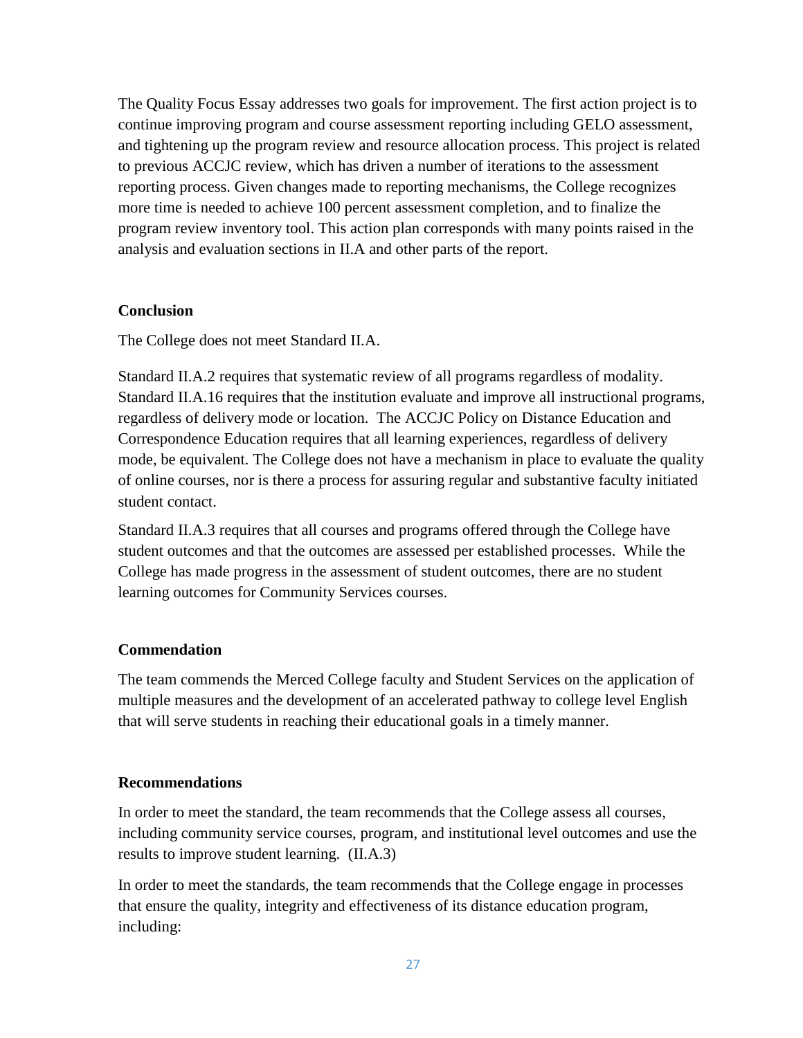The Quality Focus Essay addresses two goals for improvement. The first action project is to continue improving program and course assessment reporting including GELO assessment, and tightening up the program review and resource allocation process. This project is related to previous ACCJC review, which has driven a number of iterations to the assessment reporting process. Given changes made to reporting mechanisms, the College recognizes more time is needed to achieve 100 percent assessment completion, and to finalize the program review inventory tool. This action plan corresponds with many points raised in the analysis and evaluation sections in II.A and other parts of the report.

**Conclusion**

The College does not meet Standard II.A.

Standard II.A.2 requires that systematic review of all programs regardless of modality. Standard II.A.16 requires that the institution evaluate and improve all instructional programs, regardless of delivery mode or location. The ACCJC Policy on Distance Education and Correspondence Education requires that all learning experiences, regardless of delivery mode, be equivalent. The College does not have a mechanism in place to evaluate the quality of online courses, nor is there a process for assuring regular and substantive faculty initiated student contact.

Standard II.A.3 requires that all courses and programs offered through the College have student outcomes and that the outcomes are assessed per established processes. While the College has made progress in the assessment of student outcomes, there are no student learning outcomes for Community Services courses.

**Commendation**

The team commends the Merced College faculty and Student Services on the application of multiple measures and the development of an accelerated pathway to college level English that will serve students in reaching their educational goals in a timely manner.

**Recommendations**

In order to meet the standard, the team recommends that the College assess all courses, including community service courses, program, and institutional level outcomes and use the results to improve student learning. (II.A.3)

In order to meet the standards, the team recommends that the College engage in processes that ensure the quality, integrity and effectiveness of its distance education program, including: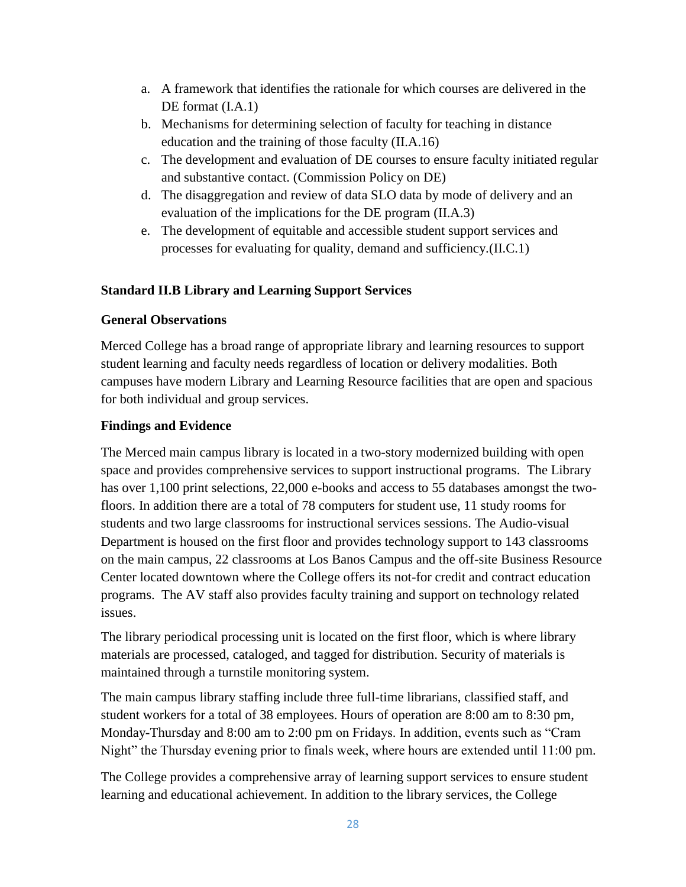a. A framework that identifies the rationale for which courses are delivered in the DE format (I.A.1)
b. Mechanisms for determining selection of faculty for teaching in distance education and the training of those faculty (II.A.16)
c. The development and evaluation of DE courses to ensure faculty initiated regular and substantive contact. (Commission Policy on DE)
d. The disaggregation and review of data SLO data by mode of delivery and an evaluation of the implications for the DE program (II.A.3)
e. The development of equitable and accessible student support services and processes for evaluating for quality, demand and sufficiency.(II.C.1)

### Standard II.B Library and Learning Support Services

**General Observations**

Merced College has a broad range of appropriate library and learning resources to support student learning and faculty needs regardless of location or delivery modalities. Both campuses have modern Library and Learning Resource facilities that are open and spacious for both individual and group services.

**Findings and Evidence**

The Merced main campus library is located in a two-story modernized building with open space and provides comprehensive services to support instructional programs. The Library has over 1,100 print selections, 22,000 e-books and access to 55 databases amongst the two-floors. In addition there are a total of 78 computers for student use, 11 study rooms for students and two large classrooms for instructional services sessions. The Audio-visual Department is housed on the first floor and provides technology support to 143 classrooms on the main campus, 22 classrooms at Los Banos Campus and the off-site Business Resource Center located downtown where the College offers its not-for credit and contract education programs. The AV staff also provides faculty training and support on technology related issues.

The library periodical processing unit is located on the first floor, which is where library materials are processed, cataloged, and tagged for distribution. Security of materials is maintained through a turnstile monitoring system.

The main campus library staffing include three full-time librarians, classified staff, and student workers for a total of 38 employees. Hours of operation are 8:00 am to 8:30 pm, Monday-Thursday and 8:00 am to 2:00 pm on Fridays. In addition, events such as "Cram Night" the Thursday evening prior to finals week, where hours are extended until 11:00 pm.

The College provides a comprehensive array of learning support services to ensure student learning and educational achievement. In addition to the library services, the College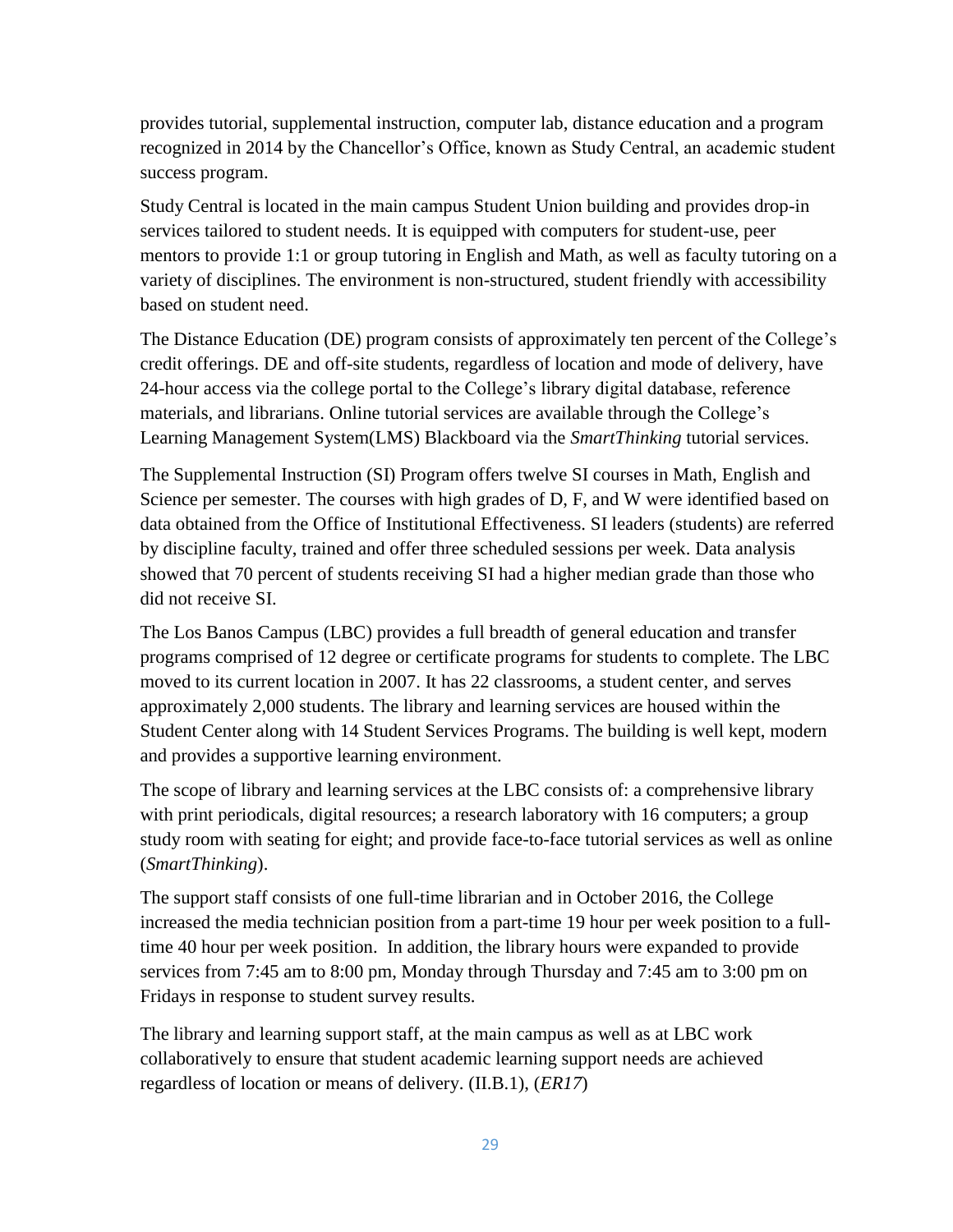provides tutorial, supplemental instruction, computer lab, distance education and a program recognized in 2014 by the Chancellor's Office, known as Study Central, an academic student success program.

Study Central is located in the main campus Student Union building and provides drop-in services tailored to student needs. It is equipped with computers for student-use, peer mentors to provide 1:1 or group tutoring in English and Math, as well as faculty tutoring on a variety of disciplines. The environment is non-structured, student friendly with accessibility based on student need.

The Distance Education (DE) program consists of approximately ten percent of the College's credit offerings. DE and off-site students, regardless of location and mode of delivery, have 24-hour access via the college portal to the College's library digital database, reference materials, and librarians. Online tutorial services are available through the College's Learning Management System(LMS) Blackboard via the *SmartThinking* tutorial services.

The Supplemental Instruction (SI) Program offers twelve SI courses in Math, English and Science per semester. The courses with high grades of D, F, and W were identified based on data obtained from the Office of Institutional Effectiveness. SI leaders (students) are referred by discipline faculty, trained and offer three scheduled sessions per week. Data analysis showed that 70 percent of students receiving SI had a higher median grade than those who did not receive SI.

The Los Banos Campus (LBC) provides a full breadth of general education and transfer programs comprised of 12 degree or certificate programs for students to complete. The LBC moved to its current location in 2007. It has 22 classrooms, a student center, and serves approximately 2,000 students. The library and learning services are housed within the Student Center along with 14 Student Services Programs. The building is well kept, modern and provides a supportive learning environment.

The scope of library and learning services at the LBC consists of: a comprehensive library with print periodicals, digital resources; a research laboratory with 16 computers; a group study room with seating for eight; and provide face-to-face tutorial services as well as online (*SmartThinking*).

The support staff consists of one full-time librarian and in October 2016, the College increased the media technician position from a part-time 19 hour per week position to a full-time 40 hour per week position. In addition, the library hours were expanded to provide services from 7:45 am to 8:00 pm, Monday through Thursday and 7:45 am to 3:00 pm on Fridays in response to student survey results.

The library and learning support staff, at the main campus as well as at LBC work collaboratively to ensure that student academic learning support needs are achieved regardless of location or means of delivery. (II.B.1), (*ER17*)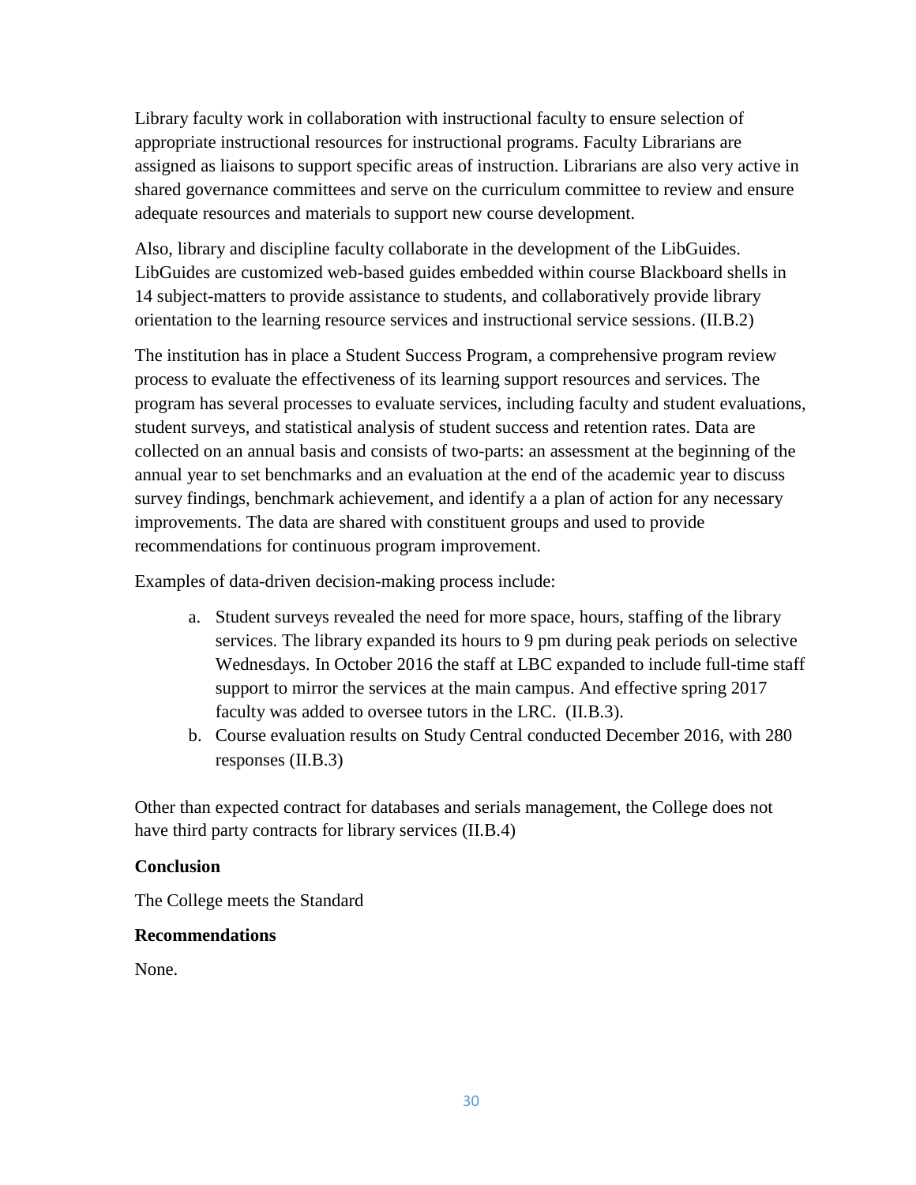Library faculty work in collaboration with instructional faculty to ensure selection of appropriate instructional resources for instructional programs. Faculty Librarians are assigned as liaisons to support specific areas of instruction. Librarians are also very active in shared governance committees and serve on the curriculum committee to review and ensure adequate resources and materials to support new course development.

Also, library and discipline faculty collaborate in the development of the LibGuides. LibGuides are customized web-based guides embedded within course Blackboard shells in 14 subject-matters to provide assistance to students, and collaboratively provide library orientation to the learning resource services and instructional service sessions. (II.B.2)

The institution has in place a Student Success Program, a comprehensive program review process to evaluate the effectiveness of its learning support resources and services. The program has several processes to evaluate services, including faculty and student evaluations, student surveys, and statistical analysis of student success and retention rates. Data are collected on an annual basis and consists of two-parts: an assessment at the beginning of the annual year to set benchmarks and an evaluation at the end of the academic year to discuss survey findings, benchmark achievement, and identify a a plan of action for any necessary improvements. The data are shared with constituent groups and used to provide recommendations for continuous program improvement.

Examples of data-driven decision-making process include:

a. Student surveys revealed the need for more space, hours, staffing of the library services. The library expanded its hours to 9 pm during peak periods on selective Wednesdays. In October 2016 the staff at LBC expanded to include full-time staff support to mirror the services at the main campus. And effective spring 2017 faculty was added to oversee tutors in the LRC. (II.B.3).
b. Course evaluation results on Study Central conducted December 2016, with 280 responses (II.B.3)

Other than expected contract for databases and serials management, the College does not have third party contracts for library services (II.B.4)

**Conclusion**

The College meets the Standard

**Recommendations**

None.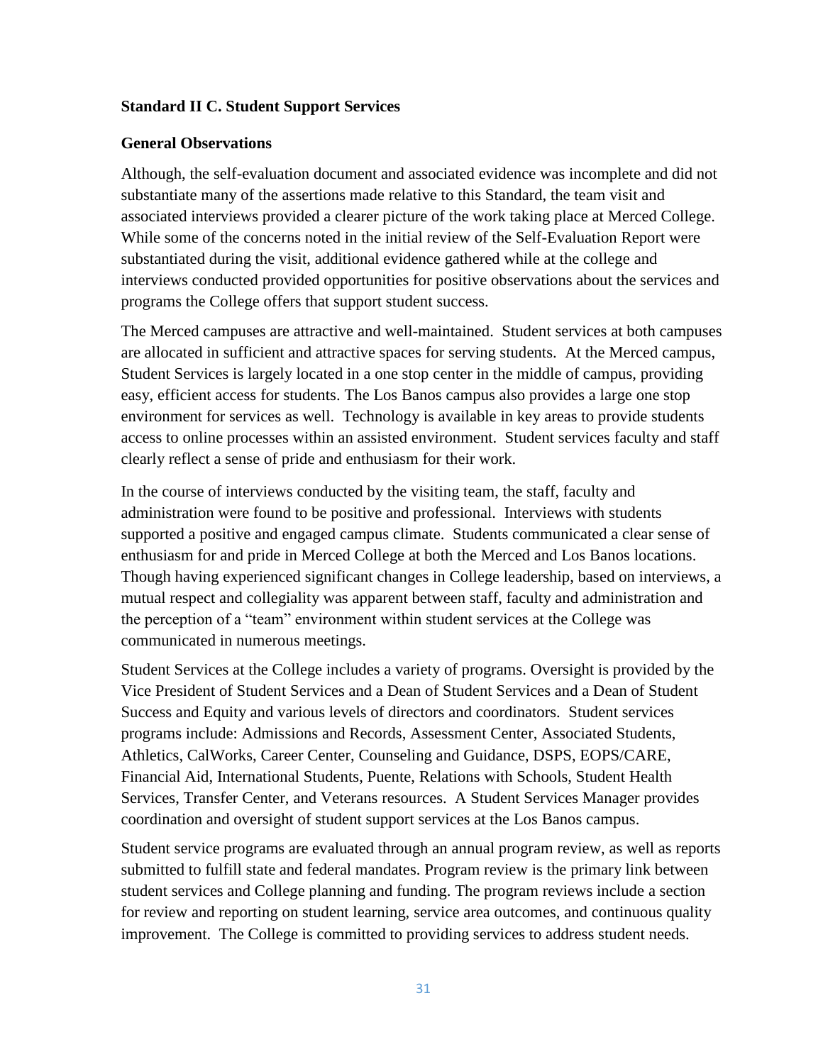**Standard II C. Student Support Services**

**General Observations**

Although, the self-evaluation document and associated evidence was incomplete and did not substantiate many of the assertions made relative to this Standard, the team visit and associated interviews provided a clearer picture of the work taking place at Merced College. While some of the concerns noted in the initial review of the Self-Evaluation Report were substantiated during the visit, additional evidence gathered while at the college and interviews conducted provided opportunities for positive observations about the services and programs the College offers that support student success.

The Merced campuses are attractive and well-maintained. Student services at both campuses are allocated in sufficient and attractive spaces for serving students. At the Merced campus, Student Services is largely located in a one stop center in the middle of campus, providing easy, efficient access for students. The Los Banos campus also provides a large one stop environment for services as well. Technology is available in key areas to provide students access to online processes within an assisted environment. Student services faculty and staff clearly reflect a sense of pride and enthusiasm for their work.

In the course of interviews conducted by the visiting team, the staff, faculty and administration were found to be positive and professional. Interviews with students supported a positive and engaged campus climate. Students communicated a clear sense of enthusiasm for and pride in Merced College at both the Merced and Los Banos locations. Though having experienced significant changes in College leadership, based on interviews, a mutual respect and collegiality was apparent between staff, faculty and administration and the perception of a "team" environment within student services at the College was communicated in numerous meetings.

Student Services at the College includes a variety of programs. Oversight is provided by the Vice President of Student Services and a Dean of Student Services and a Dean of Student Success and Equity and various levels of directors and coordinators. Student services programs include: Admissions and Records, Assessment Center, Associated Students, Athletics, CalWorks, Career Center, Counseling and Guidance, DSPS, EOPS/CARE, Financial Aid, International Students, Puente, Relations with Schools, Student Health Services, Transfer Center, and Veterans resources. A Student Services Manager provides coordination and oversight of student support services at the Los Banos campus.

Student service programs are evaluated through an annual program review, as well as reports submitted to fulfill state and federal mandates. Program review is the primary link between student services and College planning and funding. The program reviews include a section for review and reporting on student learning, service area outcomes, and continuous quality improvement. The College is committed to providing services to address student needs.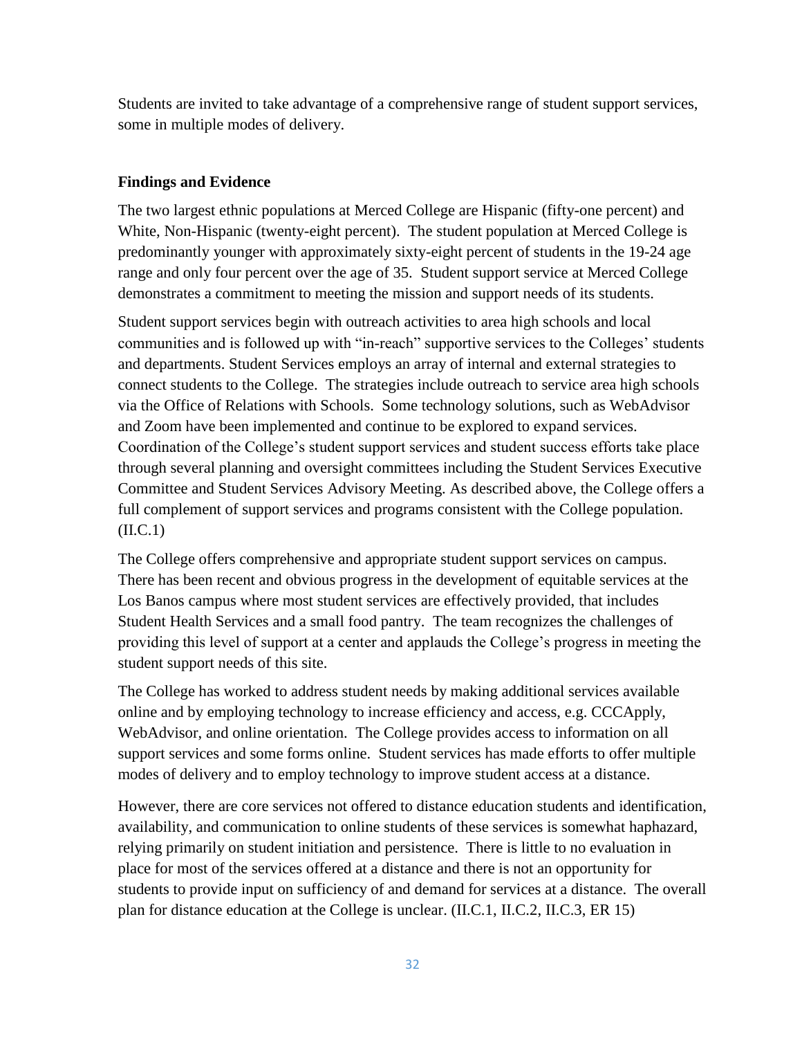Students are invited to take advantage of a comprehensive range of student support services, some in multiple modes of delivery.

**Findings and Evidence**

The two largest ethnic populations at Merced College are Hispanic (fifty-one percent) and White, Non-Hispanic (twenty-eight percent). The student population at Merced College is predominantly younger with approximately sixty-eight percent of students in the 19-24 age range and only four percent over the age of 35. Student support service at Merced College demonstrates a commitment to meeting the mission and support needs of its students.

Student support services begin with outreach activities to area high schools and local communities and is followed up with "in-reach" supportive services to the Colleges' students and departments. Student Services employs an array of internal and external strategies to connect students to the College. The strategies include outreach to service area high schools via the Office of Relations with Schools. Some technology solutions, such as WebAdvisor and Zoom have been implemented and continue to be explored to expand services. Coordination of the College's student support services and student success efforts take place through several planning and oversight committees including the Student Services Executive Committee and Student Services Advisory Meeting. As described above, the College offers a full complement of support services and programs consistent with the College population. (II.C.1)

The College offers comprehensive and appropriate student support services on campus. There has been recent and obvious progress in the development of equitable services at the Los Banos campus where most student services are effectively provided, that includes Student Health Services and a small food pantry. The team recognizes the challenges of providing this level of support at a center and applauds the College's progress in meeting the student support needs of this site.

The College has worked to address student needs by making additional services available online and by employing technology to increase efficiency and access, e.g. CCCApply, WebAdvisor, and online orientation. The College provides access to information on all support services and some forms online. Student services has made efforts to offer multiple modes of delivery and to employ technology to improve student access at a distance.

However, there are core services not offered to distance education students and identification, availability, and communication to online students of these services is somewhat haphazard, relying primarily on student initiation and persistence. There is little to no evaluation in place for most of the services offered at a distance and there is not an opportunity for students to provide input on sufficiency of and demand for services at a distance. The overall plan for distance education at the College is unclear. (II.C.1, II.C.2, II.C.3, ER 15)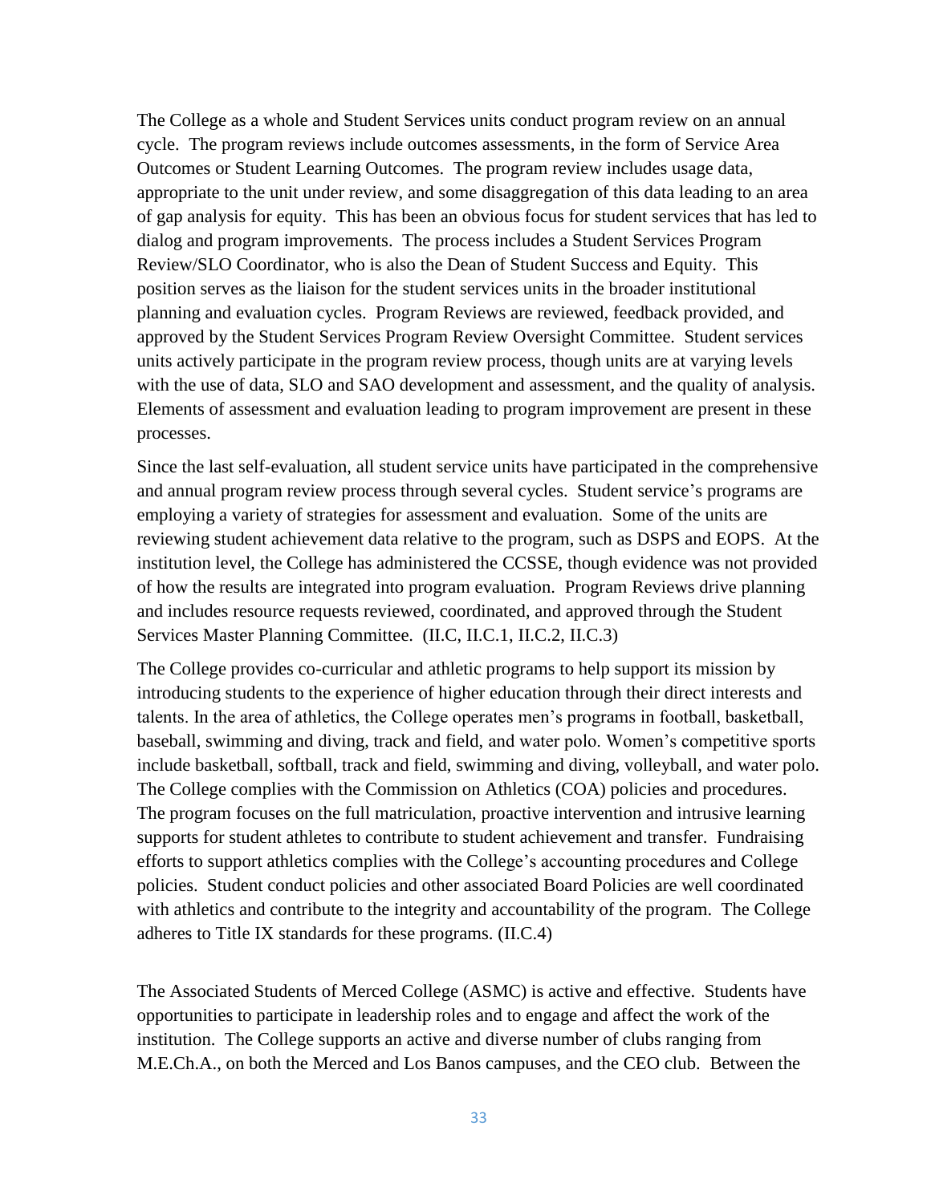The College as a whole and Student Services units conduct program review on an annual cycle. The program reviews include outcomes assessments, in the form of Service Area Outcomes or Student Learning Outcomes. The program review includes usage data, appropriate to the unit under review, and some disaggregation of this data leading to an area of gap analysis for equity. This has been an obvious focus for student services that has led to dialog and program improvements. The process includes a Student Services Program Review/SLO Coordinator, who is also the Dean of Student Success and Equity. This position serves as the liaison for the student services units in the broader institutional planning and evaluation cycles. Program Reviews are reviewed, feedback provided, and approved by the Student Services Program Review Oversight Committee. Student services units actively participate in the program review process, though units are at varying levels with the use of data, SLO and SAO development and assessment, and the quality of analysis. Elements of assessment and evaluation leading to program improvement are present in these processes.

Since the last self-evaluation, all student service units have participated in the comprehensive and annual program review process through several cycles. Student service's programs are employing a variety of strategies for assessment and evaluation. Some of the units are reviewing student achievement data relative to the program, such as DSPS and EOPS. At the institution level, the College has administered the CCSSE, though evidence was not provided of how the results are integrated into program evaluation. Program Reviews drive planning and includes resource requests reviewed, coordinated, and approved through the Student Services Master Planning Committee. (II.C, II.C.1, II.C.2, II.C.3)

The College provides co-curricular and athletic programs to help support its mission by introducing students to the experience of higher education through their direct interests and talents. In the area of athletics, the College operates men's programs in football, basketball, baseball, swimming and diving, track and field, and water polo. Women's competitive sports include basketball, softball, track and field, swimming and diving, volleyball, and water polo. The College complies with the Commission on Athletics (COA) policies and procedures. The program focuses on the full matriculation, proactive intervention and intrusive learning supports for student athletes to contribute to student achievement and transfer. Fundraising efforts to support athletics complies with the College's accounting procedures and College policies. Student conduct policies and other associated Board Policies are well coordinated with athletics and contribute to the integrity and accountability of the program. The College adheres to Title IX standards for these programs. (II.C.4)

The Associated Students of Merced College (ASMC) is active and effective. Students have opportunities to participate in leadership roles and to engage and affect the work of the institution. The College supports an active and diverse number of clubs ranging from M.E.Ch.A., on both the Merced and Los Banos campuses, and the CEO club. Between the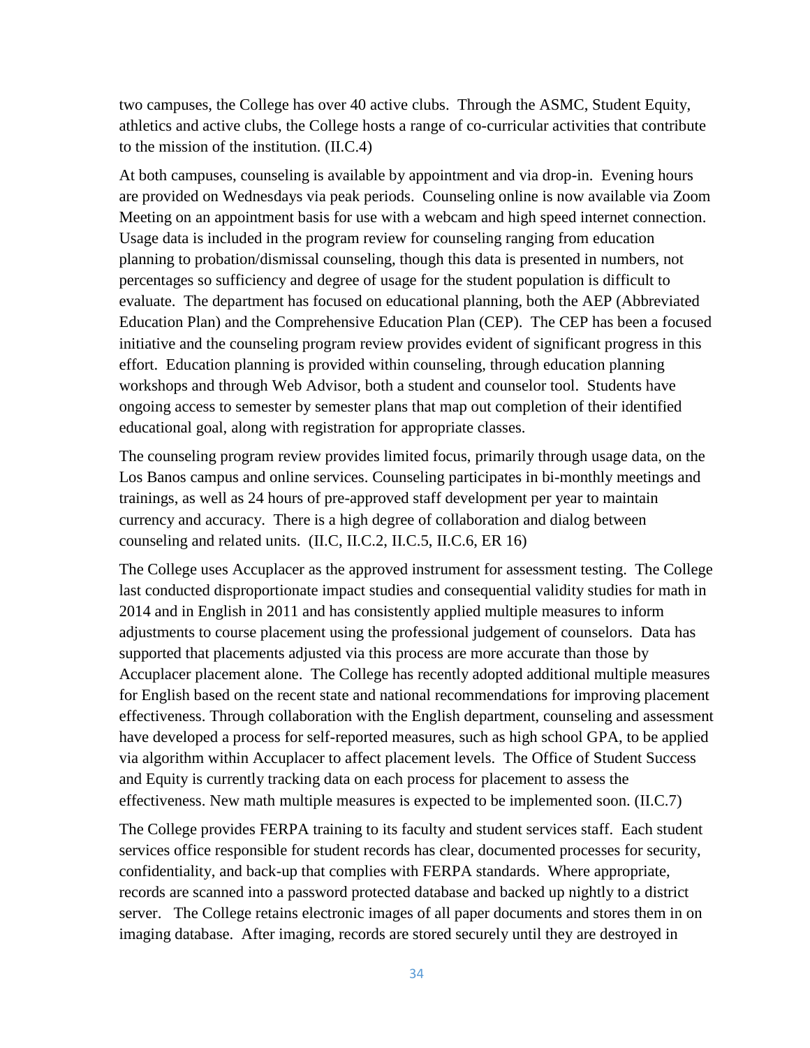two campuses, the College has over 40 active clubs. Through the ASMC, Student Equity, athletics and active clubs, the College hosts a range of co-curricular activities that contribute to the mission of the institution. (II.C.4)

At both campuses, counseling is available by appointment and via drop-in. Evening hours are provided on Wednesdays via peak periods. Counseling online is now available via Zoom Meeting on an appointment basis for use with a webcam and high speed internet connection. Usage data is included in the program review for counseling ranging from education planning to probation/dismissal counseling, though this data is presented in numbers, not percentages so sufficiency and degree of usage for the student population is difficult to evaluate. The department has focused on educational planning, both the AEP (Abbreviated Education Plan) and the Comprehensive Education Plan (CEP). The CEP has been a focused initiative and the counseling program review provides evident of significant progress in this effort. Education planning is provided within counseling, through education planning workshops and through Web Advisor, both a student and counselor tool. Students have ongoing access to semester by semester plans that map out completion of their identified educational goal, along with registration for appropriate classes.

The counseling program review provides limited focus, primarily through usage data, on the Los Banos campus and online services. Counseling participates in bi-monthly meetings and trainings, as well as 24 hours of pre-approved staff development per year to maintain currency and accuracy. There is a high degree of collaboration and dialog between counseling and related units. (II.C, II.C.2, II.C.5, II.C.6, ER 16)

The College uses Accuplacer as the approved instrument for assessment testing. The College last conducted disproportionate impact studies and consequential validity studies for math in 2014 and in English in 2011 and has consistently applied multiple measures to inform adjustments to course placement using the professional judgement of counselors. Data has supported that placements adjusted via this process are more accurate than those by Accuplacer placement alone. The College has recently adopted additional multiple measures for English based on the recent state and national recommendations for improving placement effectiveness. Through collaboration with the English department, counseling and assessment have developed a process for self-reported measures, such as high school GPA, to be applied via algorithm within Accuplacer to affect placement levels. The Office of Student Success and Equity is currently tracking data on each process for placement to assess the effectiveness. New math multiple measures is expected to be implemented soon. (II.C.7)

The College provides FERPA training to its faculty and student services staff. Each student services office responsible for student records has clear, documented processes for security, confidentiality, and back-up that complies with FERPA standards. Where appropriate, records are scanned into a password protected database and backed up nightly to a district server. The College retains electronic images of all paper documents and stores them in on imaging database. After imaging, records are stored securely until they are destroyed in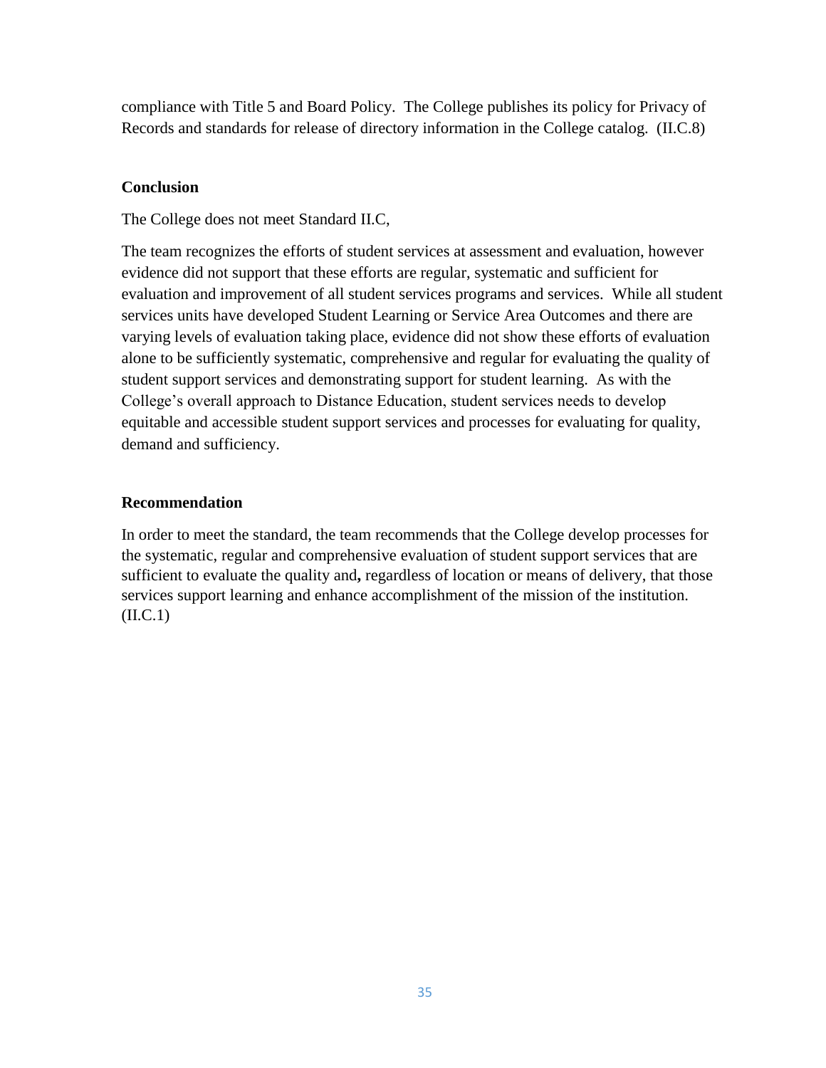compliance with Title 5 and Board Policy. The College publishes its policy for Privacy of Records and standards for release of directory information in the College catalog. (II.C.8)

**Conclusion**

The College does not meet Standard II.C,

The team recognizes the efforts of student services at assessment and evaluation, however evidence did not support that these efforts are regular, systematic and sufficient for evaluation and improvement of all student services programs and services. While all student services units have developed Student Learning or Service Area Outcomes and there are varying levels of evaluation taking place, evidence did not show these efforts of evaluation alone to be sufficiently systematic, comprehensive and regular for evaluating the quality of student support services and demonstrating support for student learning. As with the College's overall approach to Distance Education, student services needs to develop equitable and accessible student support services and processes for evaluating for quality, demand and sufficiency.

**Recommendation**

In order to meet the standard, the team recommends that the College develop processes for the systematic, regular and comprehensive evaluation of student support services that are sufficient to evaluate the quality and**,** regardless of location or means of delivery, that those services support learning and enhance accomplishment of the mission of the institution. (II.C.1)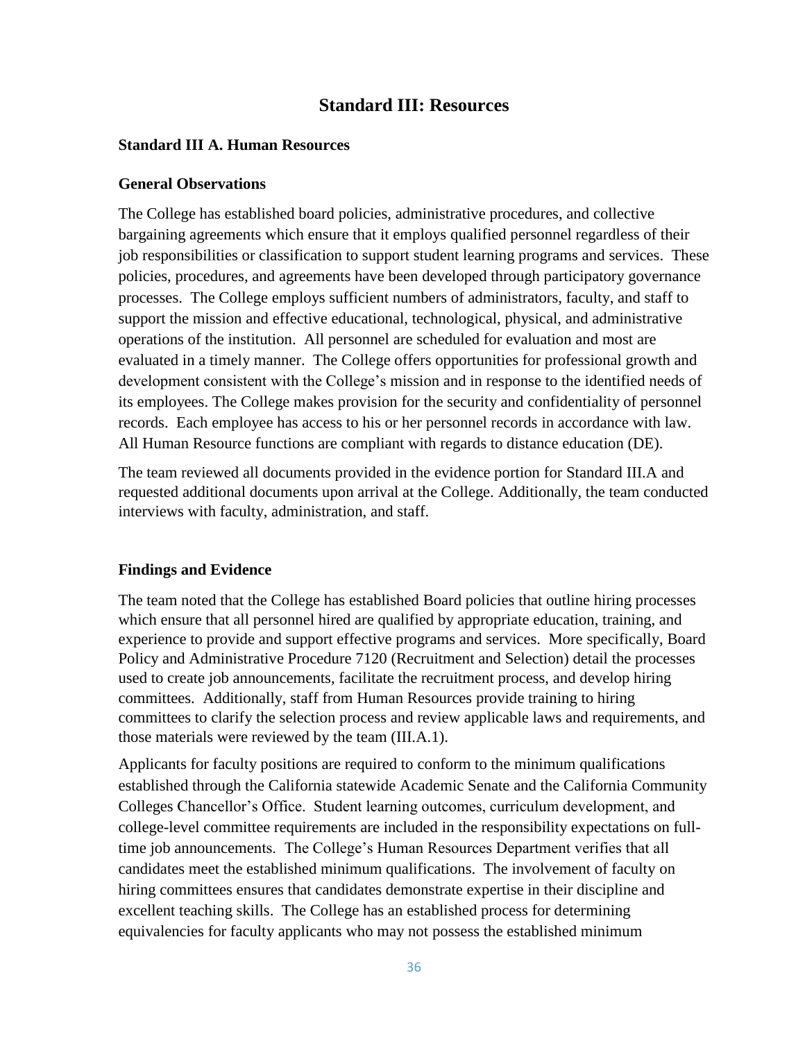# Standard III: Resources

### Standard III A. Human Resources

### General Observations

The College has established board policies, administrative procedures, and collective bargaining agreements which ensure that it employs qualified personnel regardless of their job responsibilities or classification to support student learning programs and services. These policies, procedures, and agreements have been developed through participatory governance processes. The College employs sufficient numbers of administrators, faculty, and staff to support the mission and effective educational, technological, physical, and administrative operations of the institution. All personnel are scheduled for evaluation and most are evaluated in a timely manner. The College offers opportunities for professional growth and development consistent with the College's mission and in response to the identified needs of its employees. The College makes provision for the security and confidentiality of personnel records. Each employee has access to his or her personnel records in accordance with law. All Human Resource functions are compliant with regards to distance education (DE).

The team reviewed all documents provided in the evidence portion for Standard III.A and requested additional documents upon arrival at the College. Additionally, the team conducted interviews with faculty, administration, and staff.

### Findings and Evidence

The team noted that the College has established Board policies that outline hiring processes which ensure that all personnel hired are qualified by appropriate education, training, and experience to provide and support effective programs and services. More specifically, Board Policy and Administrative Procedure 7120 (Recruitment and Selection) detail the processes used to create job announcements, facilitate the recruitment process, and develop hiring committees. Additionally, staff from Human Resources provide training to hiring committees to clarify the selection process and review applicable laws and requirements, and those materials were reviewed by the team (III.A.1).

Applicants for faculty positions are required to conform to the minimum qualifications established through the California statewide Academic Senate and the California Community Colleges Chancellor's Office. Student learning outcomes, curriculum development, and college-level committee requirements are included in the responsibility expectations on full-time job announcements. The College's Human Resources Department verifies that all candidates meet the established minimum qualifications. The involvement of faculty on hiring committees ensures that candidates demonstrate expertise in their discipline and excellent teaching skills. The College has an established process for determining equivalencies for faculty applicants who may not possess the established minimum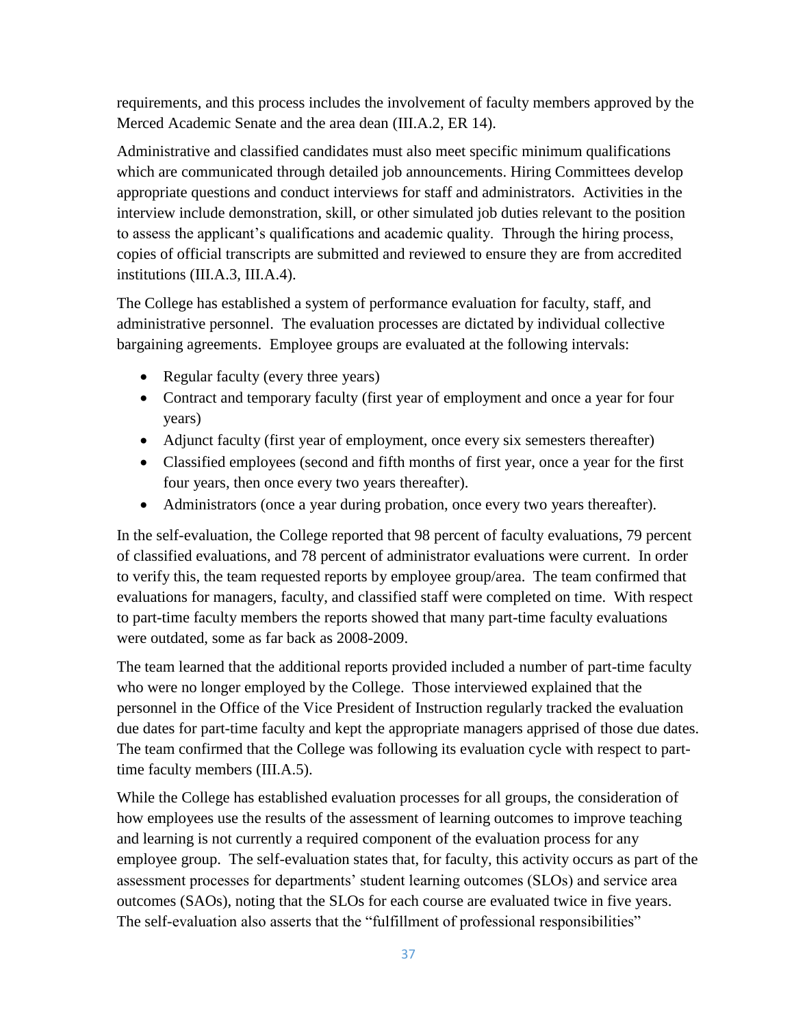requirements, and this process includes the involvement of faculty members approved by the Merced Academic Senate and the area dean (III.A.2, ER 14).

Administrative and classified candidates must also meet specific minimum qualifications which are communicated through detailed job announcements. Hiring Committees develop appropriate questions and conduct interviews for staff and administrators. Activities in the interview include demonstration, skill, or other simulated job duties relevant to the position to assess the applicant's qualifications and academic quality. Through the hiring process, copies of official transcripts are submitted and reviewed to ensure they are from accredited institutions (III.A.3, III.A.4).

The College has established a system of performance evaluation for faculty, staff, and administrative personnel. The evaluation processes are dictated by individual collective bargaining agreements. Employee groups are evaluated at the following intervals:

- Regular faculty (every three years)
- Contract and temporary faculty (first year of employment and once a year for four years)
- Adjunct faculty (first year of employment, once every six semesters thereafter)
- Classified employees (second and fifth months of first year, once a year for the first four years, then once every two years thereafter).
- Administrators (once a year during probation, once every two years thereafter).

In the self-evaluation, the College reported that 98 percent of faculty evaluations, 79 percent of classified evaluations, and 78 percent of administrator evaluations were current. In order to verify this, the team requested reports by employee group/area. The team confirmed that evaluations for managers, faculty, and classified staff were completed on time. With respect to part-time faculty members the reports showed that many part-time faculty evaluations were outdated, some as far back as 2008-2009.

The team learned that the additional reports provided included a number of part-time faculty who were no longer employed by the College. Those interviewed explained that the personnel in the Office of the Vice President of Instruction regularly tracked the evaluation due dates for part-time faculty and kept the appropriate managers apprised of those due dates. The team confirmed that the College was following its evaluation cycle with respect to part-time faculty members (III.A.5).

While the College has established evaluation processes for all groups, the consideration of how employees use the results of the assessment of learning outcomes to improve teaching and learning is not currently a required component of the evaluation process for any employee group. The self-evaluation states that, for faculty, this activity occurs as part of the assessment processes for departments' student learning outcomes (SLOs) and service area outcomes (SAOs), noting that the SLOs for each course are evaluated twice in five years. The self-evaluation also asserts that the "fulfillment of professional responsibilities"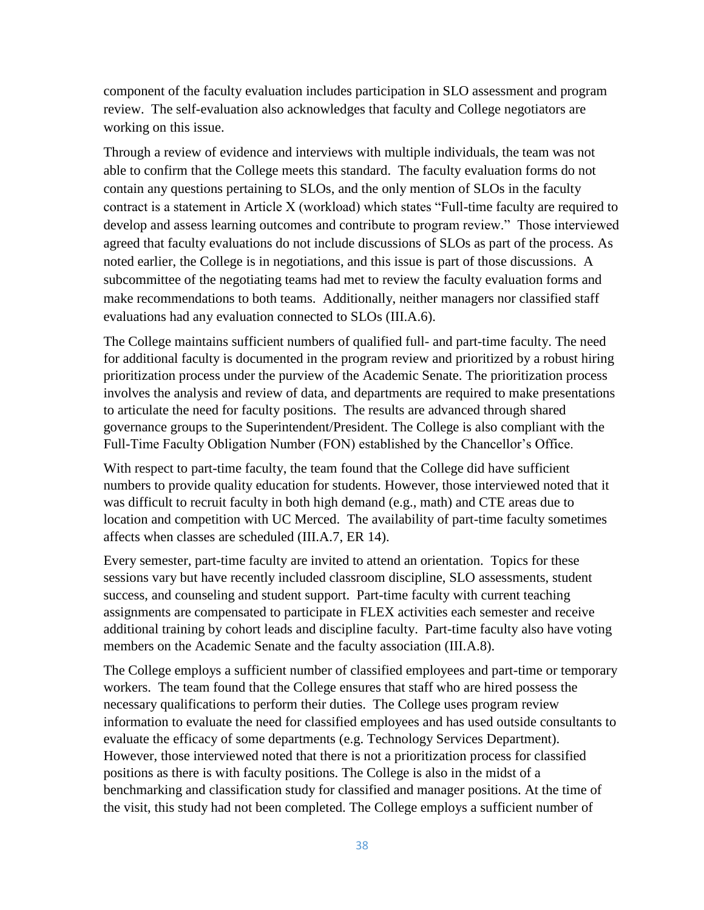component of the faculty evaluation includes participation in SLO assessment and program review. The self-evaluation also acknowledges that faculty and College negotiators are working on this issue.

Through a review of evidence and interviews with multiple individuals, the team was not able to confirm that the College meets this standard. The faculty evaluation forms do not contain any questions pertaining to SLOs, and the only mention of SLOs in the faculty contract is a statement in Article X (workload) which states "Full-time faculty are required to develop and assess learning outcomes and contribute to program review." Those interviewed agreed that faculty evaluations do not include discussions of SLOs as part of the process. As noted earlier, the College is in negotiations, and this issue is part of those discussions. A subcommittee of the negotiating teams had met to review the faculty evaluation forms and make recommendations to both teams. Additionally, neither managers nor classified staff evaluations had any evaluation connected to SLOs (III.A.6).

The College maintains sufficient numbers of qualified full- and part-time faculty. The need for additional faculty is documented in the program review and prioritized by a robust hiring prioritization process under the purview of the Academic Senate. The prioritization process involves the analysis and review of data, and departments are required to make presentations to articulate the need for faculty positions. The results are advanced through shared governance groups to the Superintendent/President. The College is also compliant with the Full-Time Faculty Obligation Number (FON) established by the Chancellor's Office.

With respect to part-time faculty, the team found that the College did have sufficient numbers to provide quality education for students. However, those interviewed noted that it was difficult to recruit faculty in both high demand (e.g., math) and CTE areas due to location and competition with UC Merced. The availability of part-time faculty sometimes affects when classes are scheduled (III.A.7, ER 14).

Every semester, part-time faculty are invited to attend an orientation. Topics for these sessions vary but have recently included classroom discipline, SLO assessments, student success, and counseling and student support. Part-time faculty with current teaching assignments are compensated to participate in FLEX activities each semester and receive additional training by cohort leads and discipline faculty. Part-time faculty also have voting members on the Academic Senate and the faculty association (III.A.8).

The College employs a sufficient number of classified employees and part-time or temporary workers. The team found that the College ensures that staff who are hired possess the necessary qualifications to perform their duties. The College uses program review information to evaluate the need for classified employees and has used outside consultants to evaluate the efficacy of some departments (e.g. Technology Services Department). However, those interviewed noted that there is not a prioritization process for classified positions as there is with faculty positions. The College is also in the midst of a benchmarking and classification study for classified and manager positions. At the time of the visit, this study had not been completed. The College employs a sufficient number of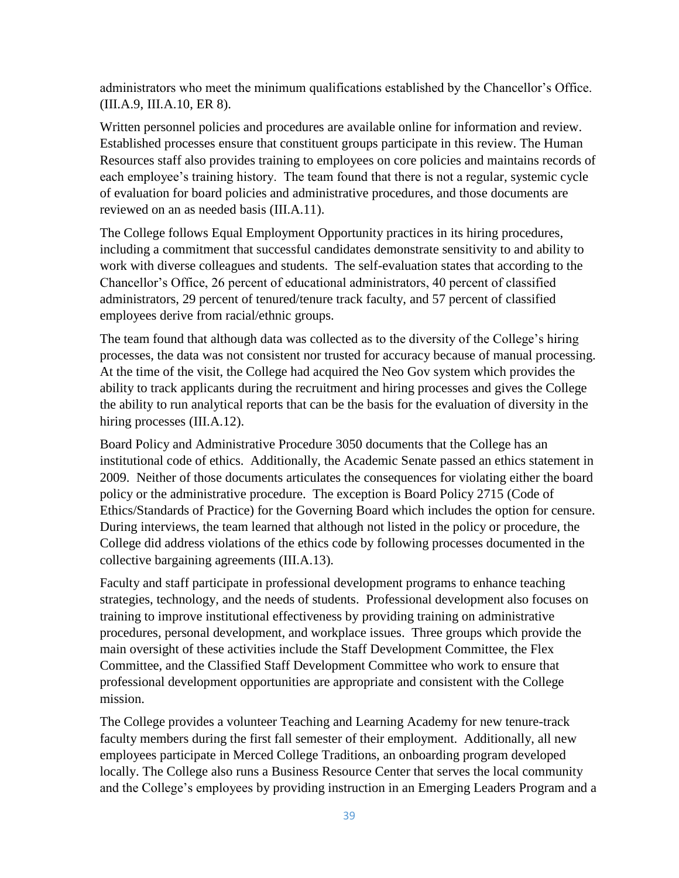administrators who meet the minimum qualifications established by the Chancellor's Office. (III.A.9, III.A.10, ER 8).

Written personnel policies and procedures are available online for information and review. Established processes ensure that constituent groups participate in this review. The Human Resources staff also provides training to employees on core policies and maintains records of each employee's training history. The team found that there is not a regular, systemic cycle of evaluation for board policies and administrative procedures, and those documents are reviewed on an as needed basis (III.A.11).

The College follows Equal Employment Opportunity practices in its hiring procedures, including a commitment that successful candidates demonstrate sensitivity to and ability to work with diverse colleagues and students. The self-evaluation states that according to the Chancellor's Office, 26 percent of educational administrators, 40 percent of classified administrators, 29 percent of tenured/tenure track faculty, and 57 percent of classified employees derive from racial/ethnic groups.

The team found that although data was collected as to the diversity of the College's hiring processes, the data was not consistent nor trusted for accuracy because of manual processing. At the time of the visit, the College had acquired the Neo Gov system which provides the ability to track applicants during the recruitment and hiring processes and gives the College the ability to run analytical reports that can be the basis for the evaluation of diversity in the hiring processes (III.A.12).

Board Policy and Administrative Procedure 3050 documents that the College has an institutional code of ethics. Additionally, the Academic Senate passed an ethics statement in 2009. Neither of those documents articulates the consequences for violating either the board policy or the administrative procedure. The exception is Board Policy 2715 (Code of Ethics/Standards of Practice) for the Governing Board which includes the option for censure. During interviews, the team learned that although not listed in the policy or procedure, the College did address violations of the ethics code by following processes documented in the collective bargaining agreements (III.A.13).

Faculty and staff participate in professional development programs to enhance teaching strategies, technology, and the needs of students. Professional development also focuses on training to improve institutional effectiveness by providing training on administrative procedures, personal development, and workplace issues. Three groups which provide the main oversight of these activities include the Staff Development Committee, the Flex Committee, and the Classified Staff Development Committee who work to ensure that professional development opportunities are appropriate and consistent with the College mission.

The College provides a volunteer Teaching and Learning Academy for new tenure-track faculty members during the first fall semester of their employment. Additionally, all new employees participate in Merced College Traditions, an onboarding program developed locally. The College also runs a Business Resource Center that serves the local community and the College's employees by providing instruction in an Emerging Leaders Program and a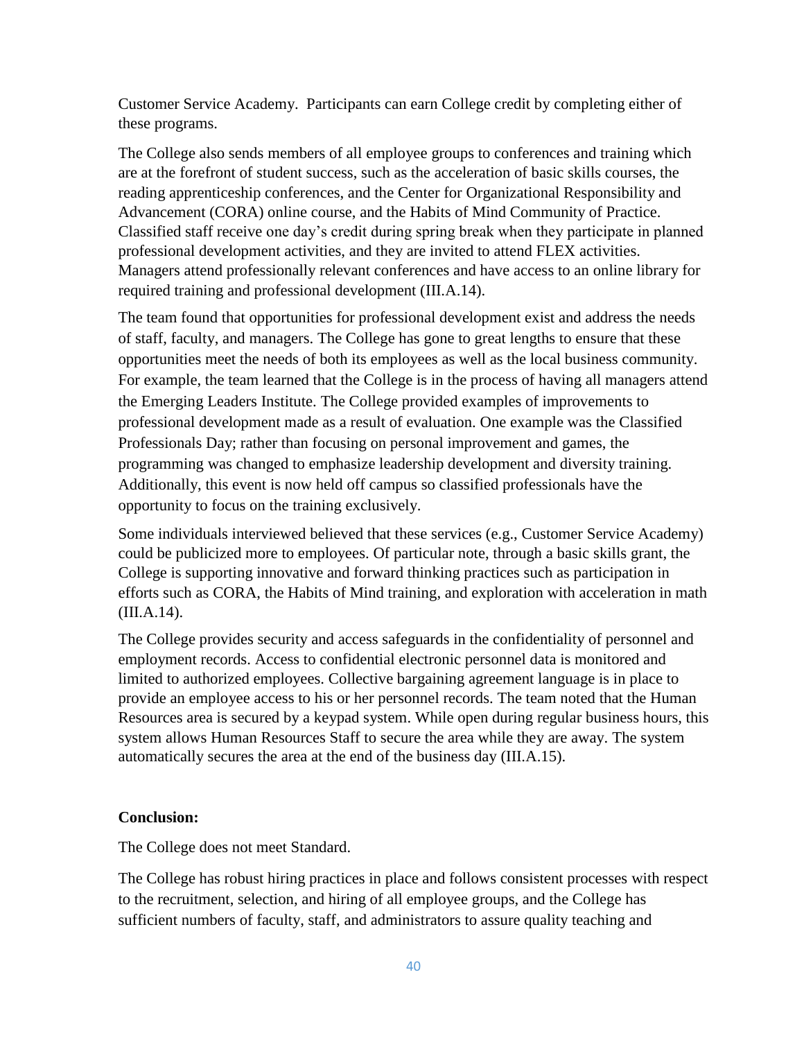Customer Service Academy. Participants can earn College credit by completing either of these programs.

The College also sends members of all employee groups to conferences and training which are at the forefront of student success, such as the acceleration of basic skills courses, the reading apprenticeship conferences, and the Center for Organizational Responsibility and Advancement (CORA) online course, and the Habits of Mind Community of Practice. Classified staff receive one day's credit during spring break when they participate in planned professional development activities, and they are invited to attend FLEX activities. Managers attend professionally relevant conferences and have access to an online library for required training and professional development (III.A.14).

The team found that opportunities for professional development exist and address the needs of staff, faculty, and managers. The College has gone to great lengths to ensure that these opportunities meet the needs of both its employees as well as the local business community. For example, the team learned that the College is in the process of having all managers attend the Emerging Leaders Institute. The College provided examples of improvements to professional development made as a result of evaluation. One example was the Classified Professionals Day; rather than focusing on personal improvement and games, the programming was changed to emphasize leadership development and diversity training. Additionally, this event is now held off campus so classified professionals have the opportunity to focus on the training exclusively.

Some individuals interviewed believed that these services (e.g., Customer Service Academy) could be publicized more to employees. Of particular note, through a basic skills grant, the College is supporting innovative and forward thinking practices such as participation in efforts such as CORA, the Habits of Mind training, and exploration with acceleration in math (III.A.14).

The College provides security and access safeguards in the confidentiality of personnel and employment records. Access to confidential electronic personnel data is monitored and limited to authorized employees. Collective bargaining agreement language is in place to provide an employee access to his or her personnel records. The team noted that the Human Resources area is secured by a keypad system. While open during regular business hours, this system allows Human Resources Staff to secure the area while they are away. The system automatically secures the area at the end of the business day (III.A.15).

**Conclusion:**

The College does not meet Standard.

The College has robust hiring practices in place and follows consistent processes with respect to the recruitment, selection, and hiring of all employee groups, and the College has sufficient numbers of faculty, staff, and administrators to assure quality teaching and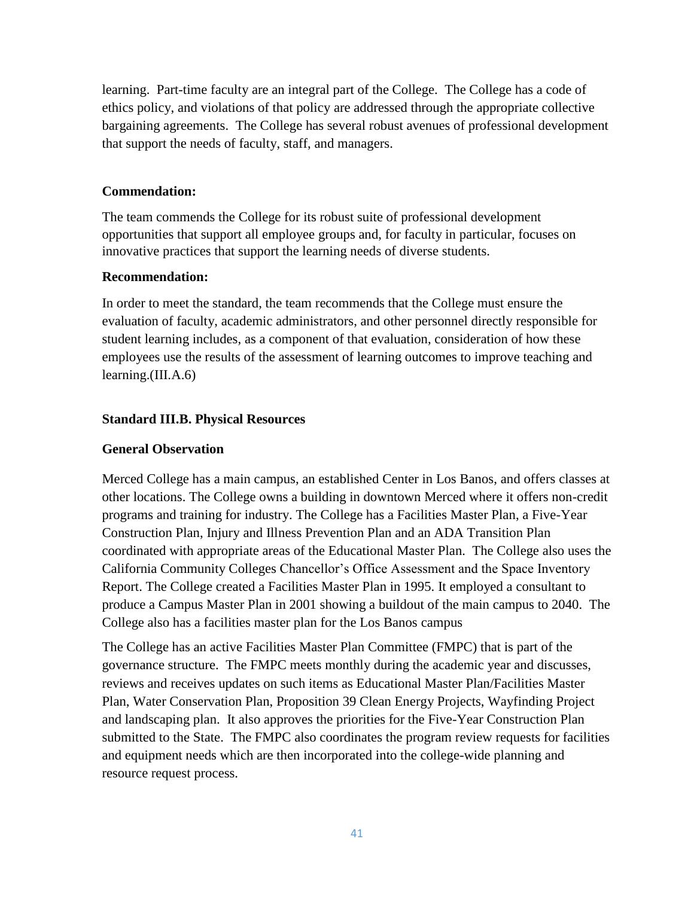learning. Part-time faculty are an integral part of the College. The College has a code of ethics policy, and violations of that policy are addressed through the appropriate collective bargaining agreements. The College has several robust avenues of professional development that support the needs of faculty, staff, and managers.

**Commendation:**

The team commends the College for its robust suite of professional development opportunities that support all employee groups and, for faculty in particular, focuses on innovative practices that support the learning needs of diverse students.

**Recommendation:**

In order to meet the standard, the team recommends that the College must ensure the evaluation of faculty, academic administrators, and other personnel directly responsible for student learning includes, as a component of that evaluation, consideration of how these employees use the results of the assessment of learning outcomes to improve teaching and learning.(III.A.6)

## Standard III.B. Physical Resources

### General Observation

Merced College has a main campus, an established Center in Los Banos, and offers classes at other locations. The College owns a building in downtown Merced where it offers non-credit programs and training for industry. The College has a Facilities Master Plan, a Five-Year Construction Plan, Injury and Illness Prevention Plan and an ADA Transition Plan coordinated with appropriate areas of the Educational Master Plan. The College also uses the California Community Colleges Chancellor's Office Assessment and the Space Inventory Report. The College created a Facilities Master Plan in 1995. It employed a consultant to produce a Campus Master Plan in 2001 showing a buildout of the main campus to 2040. The College also has a facilities master plan for the Los Banos campus

The College has an active Facilities Master Plan Committee (FMPC) that is part of the governance structure. The FMPC meets monthly during the academic year and discusses, reviews and receives updates on such items as Educational Master Plan/Facilities Master Plan, Water Conservation Plan, Proposition 39 Clean Energy Projects, Wayfinding Project and landscaping plan. It also approves the priorities for the Five-Year Construction Plan submitted to the State. The FMPC also coordinates the program review requests for facilities and equipment needs which are then incorporated into the college-wide planning and resource request process.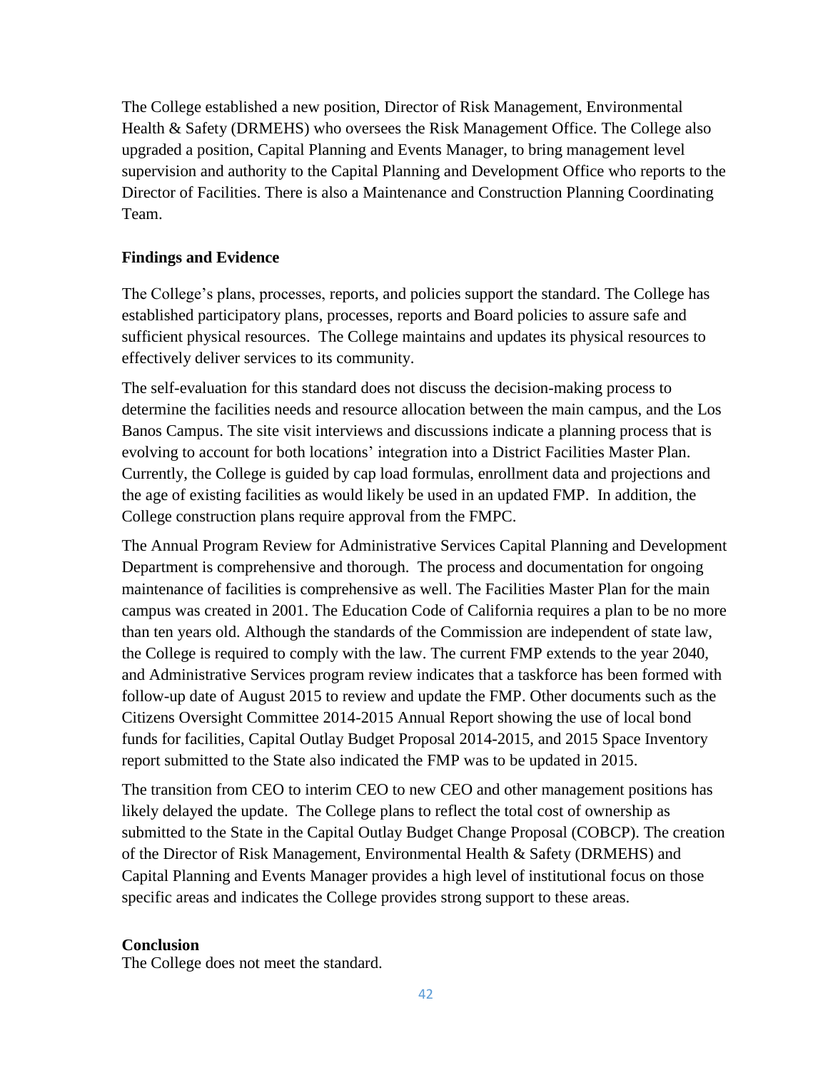The College established a new position, Director of Risk Management, Environmental Health & Safety (DRMEHS) who oversees the Risk Management Office. The College also upgraded a position, Capital Planning and Events Manager, to bring management level supervision and authority to the Capital Planning and Development Office who reports to the Director of Facilities. There is also a Maintenance and Construction Planning Coordinating Team.

**Findings and Evidence**

The College's plans, processes, reports, and policies support the standard. The College has established participatory plans, processes, reports and Board policies to assure safe and sufficient physical resources. The College maintains and updates its physical resources to effectively deliver services to its community.

The self-evaluation for this standard does not discuss the decision-making process to determine the facilities needs and resource allocation between the main campus, and the Los Banos Campus. The site visit interviews and discussions indicate a planning process that is evolving to account for both locations' integration into a District Facilities Master Plan. Currently, the College is guided by cap load formulas, enrollment data and projections and the age of existing facilities as would likely be used in an updated FMP. In addition, the College construction plans require approval from the FMPC.

The Annual Program Review for Administrative Services Capital Planning and Development Department is comprehensive and thorough. The process and documentation for ongoing maintenance of facilities is comprehensive as well. The Facilities Master Plan for the main campus was created in 2001. The Education Code of California requires a plan to be no more than ten years old. Although the standards of the Commission are independent of state law, the College is required to comply with the law. The current FMP extends to the year 2040, and Administrative Services program review indicates that a taskforce has been formed with follow-up date of August 2015 to review and update the FMP. Other documents such as the Citizens Oversight Committee 2014-2015 Annual Report showing the use of local bond funds for facilities, Capital Outlay Budget Proposal 2014-2015, and 2015 Space Inventory report submitted to the State also indicated the FMP was to be updated in 2015.

The transition from CEO to interim CEO to new CEO and other management positions has likely delayed the update. The College plans to reflect the total cost of ownership as submitted to the State in the Capital Outlay Budget Change Proposal (COBCP). The creation of the Director of Risk Management, Environmental Health & Safety (DRMEHS) and Capital Planning and Events Manager provides a high level of institutional focus on those specific areas and indicates the College provides strong support to these areas.

**Conclusion**

The College does not meet the standard.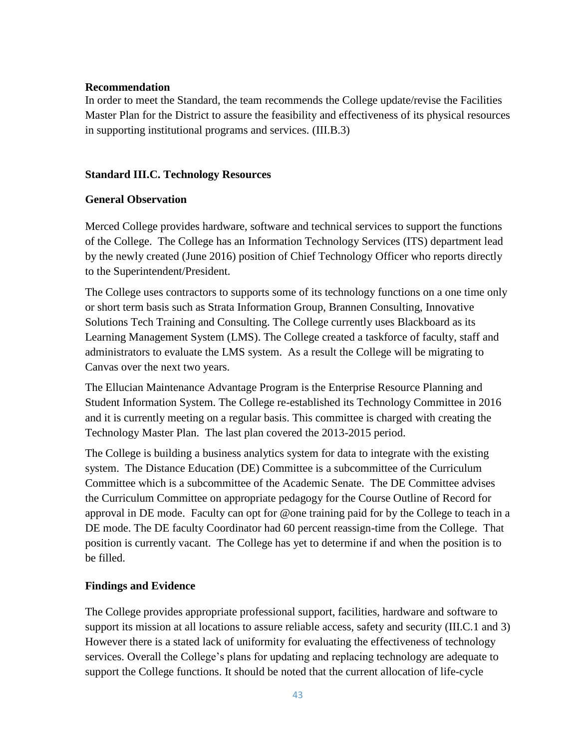**Recommendation**
In order to meet the Standard, the team recommends the College update/revise the Facilities Master Plan for the District to assure the feasibility and effectiveness of its physical resources in supporting institutional programs and services. (III.B.3)

### Standard III.C. Technology Resources

**General Observation**

Merced College provides hardware, software and technical services to support the functions of the College. The College has an Information Technology Services (ITS) department lead by the newly created (June 2016) position of Chief Technology Officer who reports directly to the Superintendent/President.

The College uses contractors to supports some of its technology functions on a one time only or short term basis such as Strata Information Group, Brannen Consulting, Innovative Solutions Tech Training and Consulting. The College currently uses Blackboard as its Learning Management System (LMS). The College created a taskforce of faculty, staff and administrators to evaluate the LMS system. As a result the College will be migrating to Canvas over the next two years.

The Ellucian Maintenance Advantage Program is the Enterprise Resource Planning and Student Information System. The College re-established its Technology Committee in 2016 and it is currently meeting on a regular basis. This committee is charged with creating the Technology Master Plan. The last plan covered the 2013-2015 period.

The College is building a business analytics system for data to integrate with the existing system. The Distance Education (DE) Committee is a subcommittee of the Curriculum Committee which is a subcommittee of the Academic Senate. The DE Committee advises the Curriculum Committee on appropriate pedagogy for the Course Outline of Record for approval in DE mode. Faculty can opt for @one training paid for by the College to teach in a DE mode. The DE faculty Coordinator had 60 percent reassign-time from the College. That position is currently vacant. The College has yet to determine if and when the position is to be filled.

**Findings and Evidence**

The College provides appropriate professional support, facilities, hardware and software to support its mission at all locations to assure reliable access, safety and security (III.C.1 and 3) However there is a stated lack of uniformity for evaluating the effectiveness of technology services. Overall the College's plans for updating and replacing technology are adequate to support the College functions. It should be noted that the current allocation of life-cycle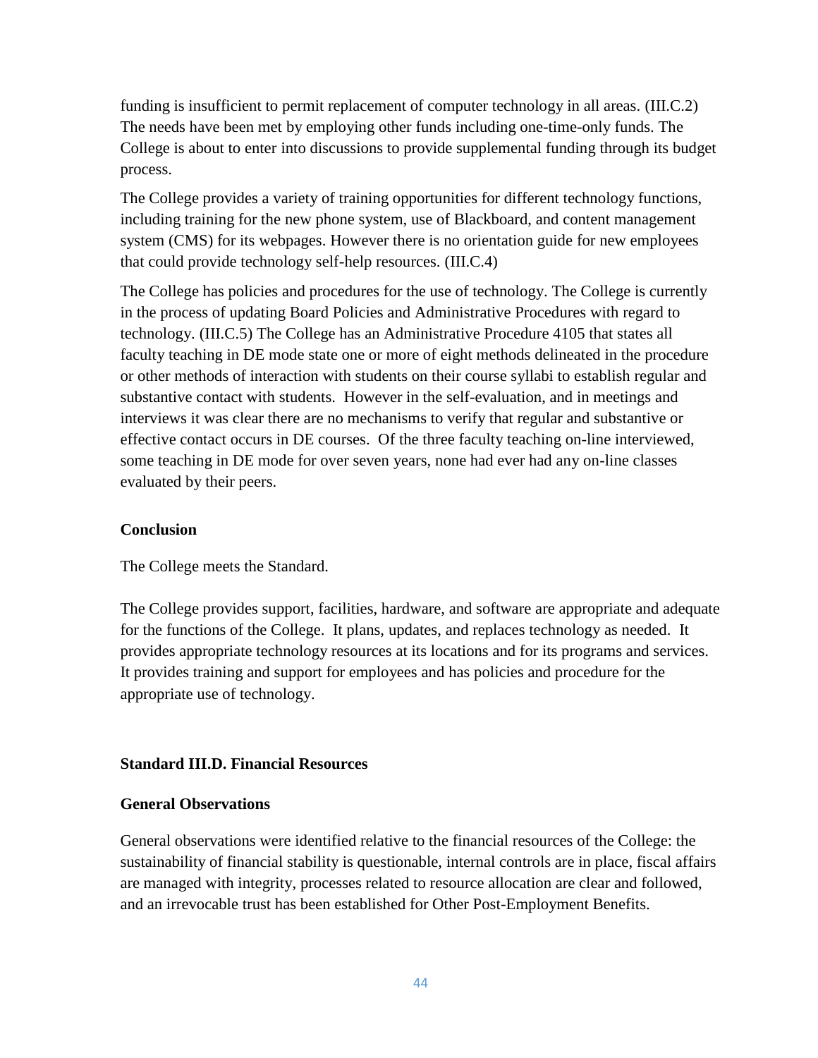funding is insufficient to permit replacement of computer technology in all areas. (III.C.2) The needs have been met by employing other funds including one-time-only funds. The College is about to enter into discussions to provide supplemental funding through its budget process.

The College provides a variety of training opportunities for different technology functions, including training for the new phone system, use of Blackboard, and content management system (CMS) for its webpages. However there is no orientation guide for new employees that could provide technology self-help resources. (III.C.4)

The College has policies and procedures for the use of technology. The College is currently in the process of updating Board Policies and Administrative Procedures with regard to technology. (III.C.5) The College has an Administrative Procedure 4105 that states all faculty teaching in DE mode state one or more of eight methods delineated in the procedure or other methods of interaction with students on their course syllabi to establish regular and substantive contact with students. However in the self-evaluation, and in meetings and interviews it was clear there are no mechanisms to verify that regular and substantive or effective contact occurs in DE courses. Of the three faculty teaching on-line interviewed, some teaching in DE mode for over seven years, none had ever had any on-line classes evaluated by their peers.

**Conclusion**

The College meets the Standard.

The College provides support, facilities, hardware, and software are appropriate and adequate for the functions of the College. It plans, updates, and replaces technology as needed. It provides appropriate technology resources at its locations and for its programs and services. It provides training and support for employees and has policies and procedure for the appropriate use of technology.

**Standard III.D. Financial Resources**

**General Observations**

General observations were identified relative to the financial resources of the College: the sustainability of financial stability is questionable, internal controls are in place, fiscal affairs are managed with integrity, processes related to resource allocation are clear and followed, and an irrevocable trust has been established for Other Post-Employment Benefits.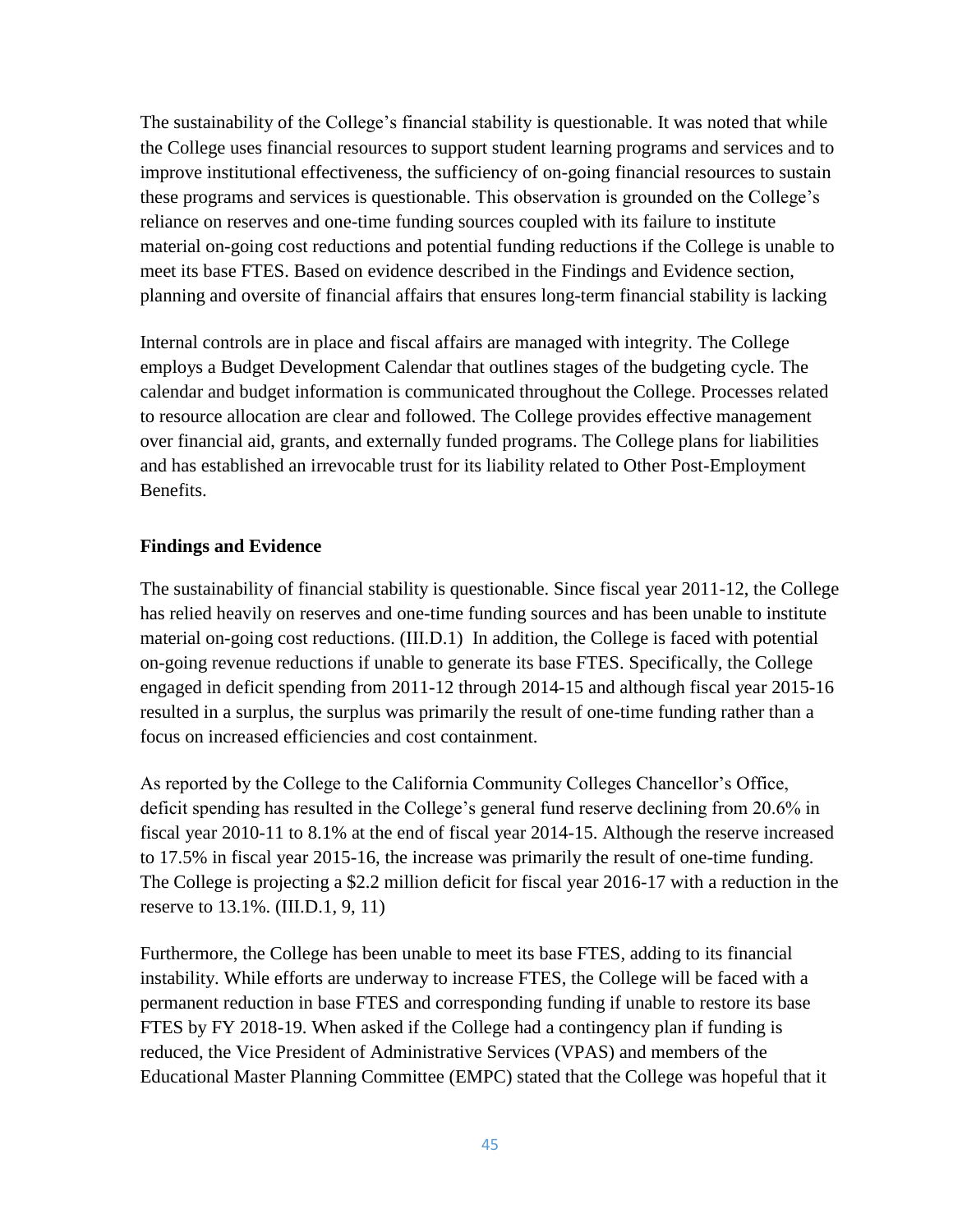The sustainability of the College's financial stability is questionable. It was noted that while the College uses financial resources to support student learning programs and services and to improve institutional effectiveness, the sufficiency of on-going financial resources to sustain these programs and services is questionable. This observation is grounded on the College's reliance on reserves and one-time funding sources coupled with its failure to institute material on-going cost reductions and potential funding reductions if the College is unable to meet its base FTES. Based on evidence described in the Findings and Evidence section, planning and oversite of financial affairs that ensures long-term financial stability is lacking

Internal controls are in place and fiscal affairs are managed with integrity. The College employs a Budget Development Calendar that outlines stages of the budgeting cycle. The calendar and budget information is communicated throughout the College. Processes related to resource allocation are clear and followed. The College provides effective management over financial aid, grants, and externally funded programs. The College plans for liabilities and has established an irrevocable trust for its liability related to Other Post-Employment Benefits.

**Findings and Evidence**

The sustainability of financial stability is questionable. Since fiscal year 2011-12, the College has relied heavily on reserves and one-time funding sources and has been unable to institute material on-going cost reductions. (III.D.1) In addition, the College is faced with potential on-going revenue reductions if unable to generate its base FTES. Specifically, the College engaged in deficit spending from 2011-12 through 2014-15 and although fiscal year 2015-16 resulted in a surplus, the surplus was primarily the result of one-time funding rather than a focus on increased efficiencies and cost containment.

As reported by the College to the California Community Colleges Chancellor's Office, deficit spending has resulted in the College's general fund reserve declining from 20.6% in fiscal year 2010-11 to 8.1% at the end of fiscal year 2014-15. Although the reserve increased to 17.5% in fiscal year 2015-16, the increase was primarily the result of one-time funding. The College is projecting a $2.2 million deficit for fiscal year 2016-17 with a reduction in the reserve to 13.1%. (III.D.1, 9, 11)

Furthermore, the College has been unable to meet its base FTES, adding to its financial instability. While efforts are underway to increase FTES, the College will be faced with a permanent reduction in base FTES and corresponding funding if unable to restore its base FTES by FY 2018-19. When asked if the College had a contingency plan if funding is reduced, the Vice President of Administrative Services (VPAS) and members of the Educational Master Planning Committee (EMPC) stated that the College was hopeful that it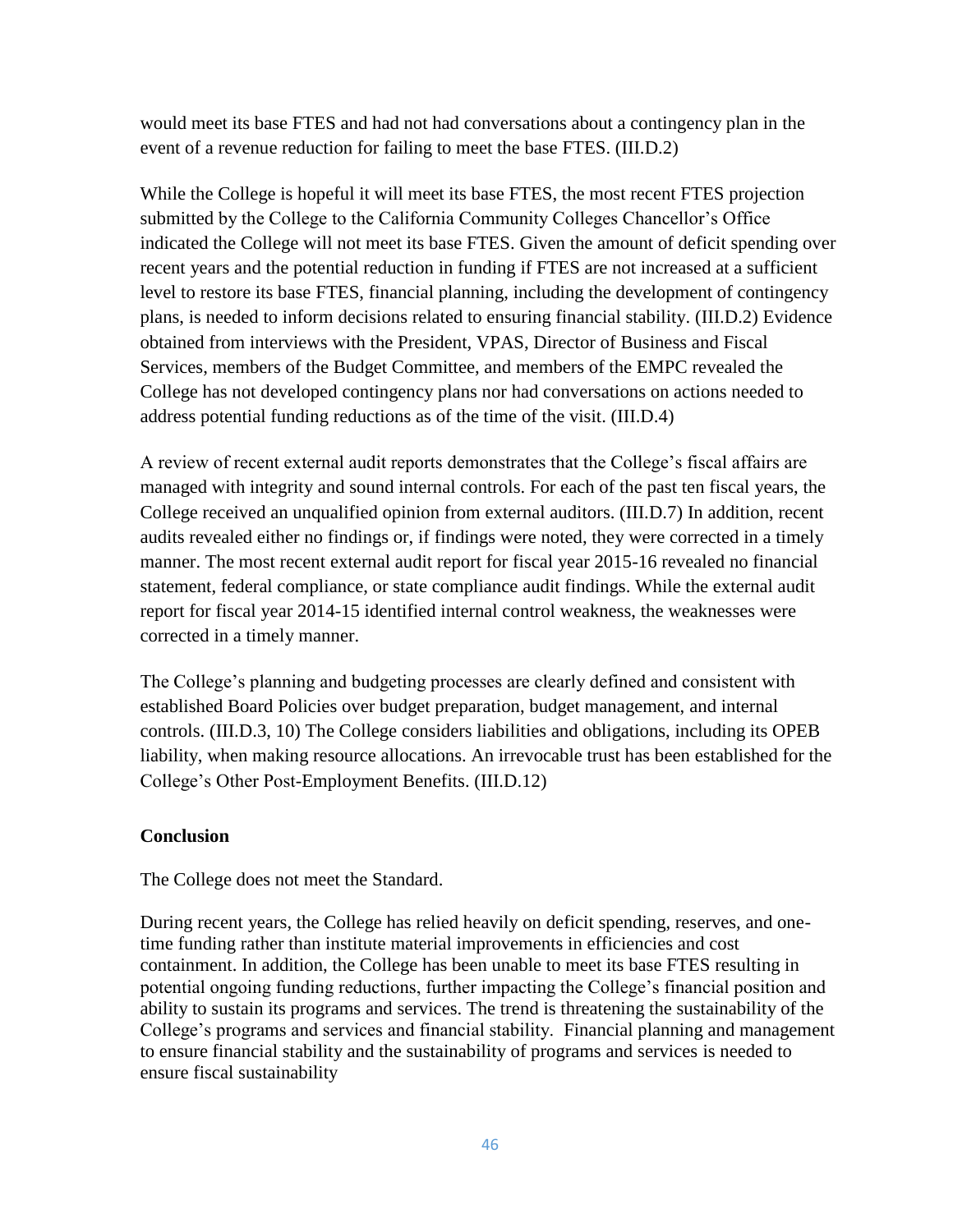would meet its base FTES and had not had conversations about a contingency plan in the event of a revenue reduction for failing to meet the base FTES. (III.D.2)

While the College is hopeful it will meet its base FTES, the most recent FTES projection submitted by the College to the California Community Colleges Chancellor's Office indicated the College will not meet its base FTES. Given the amount of deficit spending over recent years and the potential reduction in funding if FTES are not increased at a sufficient level to restore its base FTES, financial planning, including the development of contingency plans, is needed to inform decisions related to ensuring financial stability. (III.D.2) Evidence obtained from interviews with the President, VPAS, Director of Business and Fiscal Services, members of the Budget Committee, and members of the EMPC revealed the College has not developed contingency plans nor had conversations on actions needed to address potential funding reductions as of the time of the visit. (III.D.4)

A review of recent external audit reports demonstrates that the College's fiscal affairs are managed with integrity and sound internal controls. For each of the past ten fiscal years, the College received an unqualified opinion from external auditors. (III.D.7) In addition, recent audits revealed either no findings or, if findings were noted, they were corrected in a timely manner. The most recent external audit report for fiscal year 2015-16 revealed no financial statement, federal compliance, or state compliance audit findings. While the external audit report for fiscal year 2014-15 identified internal control weakness, the weaknesses were corrected in a timely manner.

The College's planning and budgeting processes are clearly defined and consistent with established Board Policies over budget preparation, budget management, and internal controls. (III.D.3, 10) The College considers liabilities and obligations, including its OPEB liability, when making resource allocations. An irrevocable trust has been established for the College's Other Post-Employment Benefits. (III.D.12)

**Conclusion**

The College does not meet the Standard.

During recent years, the College has relied heavily on deficit spending, reserves, and one-time funding rather than institute material improvements in efficiencies and cost containment. In addition, the College has been unable to meet its base FTES resulting in potential ongoing funding reductions, further impacting the College's financial position and ability to sustain its programs and services. The trend is threatening the sustainability of the College's programs and services and financial stability. Financial planning and management to ensure financial stability and the sustainability of programs and services is needed to ensure fiscal sustainability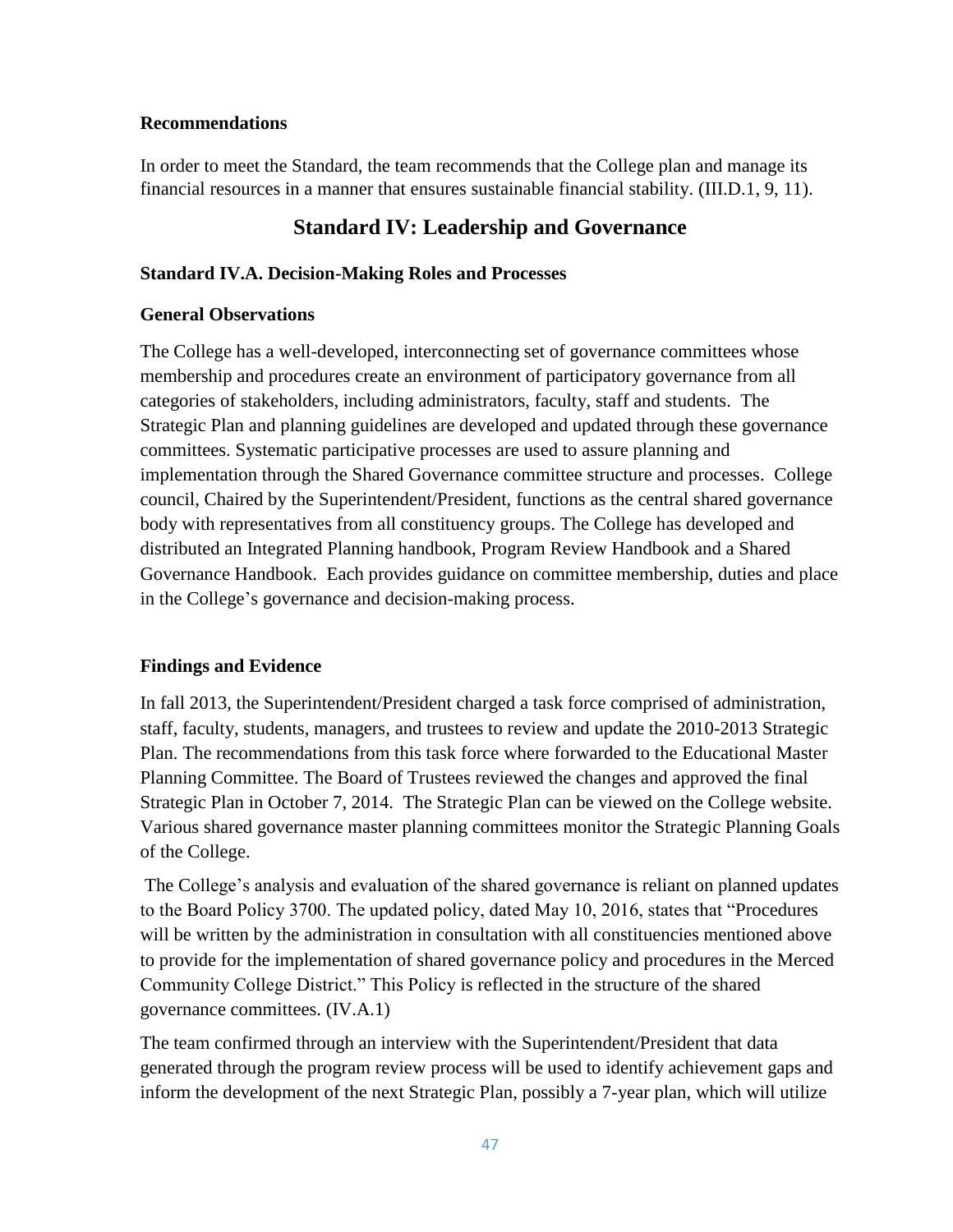**Recommendations**

In order to meet the Standard, the team recommends that the College plan and manage its financial resources in a manner that ensures sustainable financial stability. (III.D.1, 9, 11).

## Standard IV: Leadership and Governance

### Standard IV.A. Decision-Making Roles and Processes

**General Observations**

The College has a well-developed, interconnecting set of governance committees whose membership and procedures create an environment of participatory governance from all categories of stakeholders, including administrators, faculty, staff and students. The Strategic Plan and planning guidelines are developed and updated through these governance committees. Systematic participative processes are used to assure planning and implementation through the Shared Governance committee structure and processes. College council, Chaired by the Superintendent/President, functions as the central shared governance body with representatives from all constituency groups. The College has developed and distributed an Integrated Planning handbook, Program Review Handbook and a Shared Governance Handbook. Each provides guidance on committee membership, duties and place in the College's governance and decision-making process.

**Findings and Evidence**

In fall 2013, the Superintendent/President charged a task force comprised of administration, staff, faculty, students, managers, and trustees to review and update the 2010-2013 Strategic Plan. The recommendations from this task force where forwarded to the Educational Master Planning Committee. The Board of Trustees reviewed the changes and approved the final Strategic Plan in October 7, 2014. The Strategic Plan can be viewed on the College website. Various shared governance master planning committees monitor the Strategic Planning Goals of the College.

The College's analysis and evaluation of the shared governance is reliant on planned updates to the Board Policy 3700. The updated policy, dated May 10, 2016, states that "Procedures will be written by the administration in consultation with all constituencies mentioned above to provide for the implementation of shared governance policy and procedures in the Merced Community College District." This Policy is reflected in the structure of the shared governance committees. (IV.A.1)

The team confirmed through an interview with the Superintendent/President that data generated through the program review process will be used to identify achievement gaps and inform the development of the next Strategic Plan, possibly a 7-year plan, which will utilize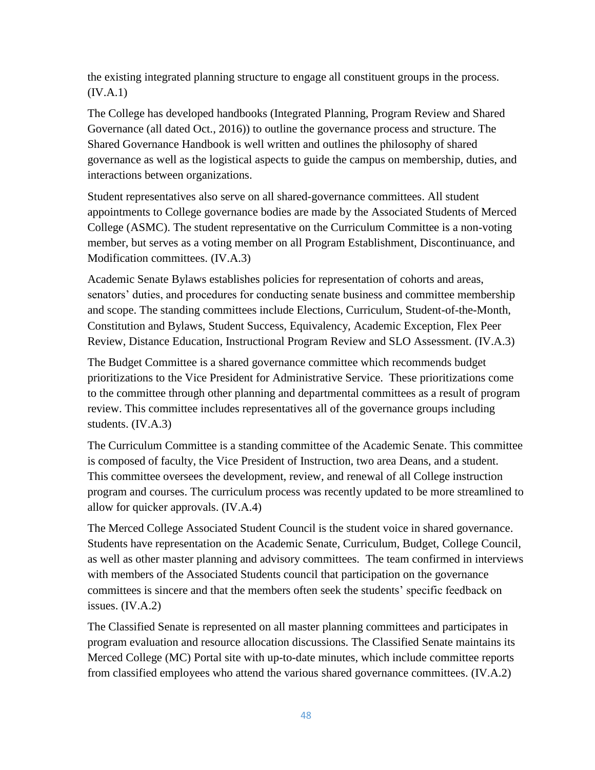the existing integrated planning structure to engage all constituent groups in the process. (IV.A.1)

The College has developed handbooks (Integrated Planning, Program Review and Shared Governance (all dated Oct., 2016)) to outline the governance process and structure. The Shared Governance Handbook is well written and outlines the philosophy of shared governance as well as the logistical aspects to guide the campus on membership, duties, and interactions between organizations.

Student representatives also serve on all shared-governance committees. All student appointments to College governance bodies are made by the Associated Students of Merced College (ASMC). The student representative on the Curriculum Committee is a non-voting member, but serves as a voting member on all Program Establishment, Discontinuance, and Modification committees. (IV.A.3)

Academic Senate Bylaws establishes policies for representation of cohorts and areas, senators' duties, and procedures for conducting senate business and committee membership and scope. The standing committees include Elections, Curriculum, Student-of-the-Month, Constitution and Bylaws, Student Success, Equivalency, Academic Exception, Flex Peer Review, Distance Education, Instructional Program Review and SLO Assessment. (IV.A.3)

The Budget Committee is a shared governance committee which recommends budget prioritizations to the Vice President for Administrative Service. These prioritizations come to the committee through other planning and departmental committees as a result of program review. This committee includes representatives all of the governance groups including students. (IV.A.3)

The Curriculum Committee is a standing committee of the Academic Senate. This committee is composed of faculty, the Vice President of Instruction, two area Deans, and a student. This committee oversees the development, review, and renewal of all College instruction program and courses. The curriculum process was recently updated to be more streamlined to allow for quicker approvals. (IV.A.4)

The Merced College Associated Student Council is the student voice in shared governance. Students have representation on the Academic Senate, Curriculum, Budget, College Council, as well as other master planning and advisory committees. The team confirmed in interviews with members of the Associated Students council that participation on the governance committees is sincere and that the members often seek the students' specific feedback on issues. (IV.A.2)

The Classified Senate is represented on all master planning committees and participates in program evaluation and resource allocation discussions. The Classified Senate maintains its Merced College (MC) Portal site with up-to-date minutes, which include committee reports from classified employees who attend the various shared governance committees. (IV.A.2)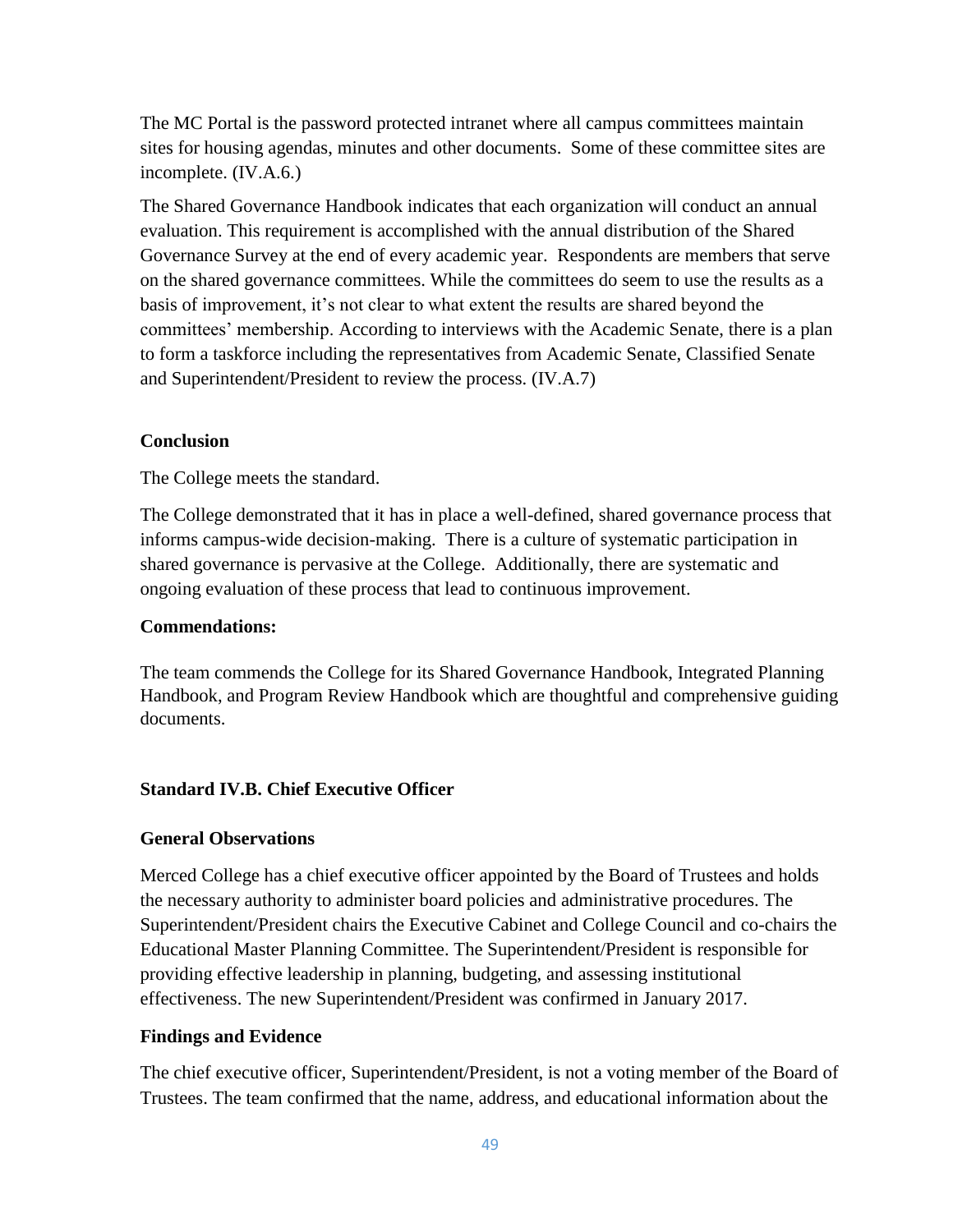The MC Portal is the password protected intranet where all campus committees maintain sites for housing agendas, minutes and other documents. Some of these committee sites are incomplete. (IV.A.6.)

The Shared Governance Handbook indicates that each organization will conduct an annual evaluation. This requirement is accomplished with the annual distribution of the Shared Governance Survey at the end of every academic year. Respondents are members that serve on the shared governance committees. While the committees do seem to use the results as a basis of improvement, it's not clear to what extent the results are shared beyond the committees' membership. According to interviews with the Academic Senate, there is a plan to form a taskforce including the representatives from Academic Senate, Classified Senate and Superintendent/President to review the process. (IV.A.7)

**Conclusion**

The College meets the standard.

The College demonstrated that it has in place a well-defined, shared governance process that informs campus-wide decision-making. There is a culture of systematic participation in shared governance is pervasive at the College. Additionally, there are systematic and ongoing evaluation of these process that lead to continuous improvement.

**Commendations:**

The team commends the College for its Shared Governance Handbook, Integrated Planning Handbook, and Program Review Handbook which are thoughtful and comprehensive guiding documents.

### Standard IV.B. Chief Executive Officer

**General Observations**

Merced College has a chief executive officer appointed by the Board of Trustees and holds the necessary authority to administer board policies and administrative procedures. The Superintendent/President chairs the Executive Cabinet and College Council and co-chairs the Educational Master Planning Committee. The Superintendent/President is responsible for providing effective leadership in planning, budgeting, and assessing institutional effectiveness. The new Superintendent/President was confirmed in January 2017.

**Findings and Evidence**

The chief executive officer, Superintendent/President, is not a voting member of the Board of Trustees. The team confirmed that the name, address, and educational information about the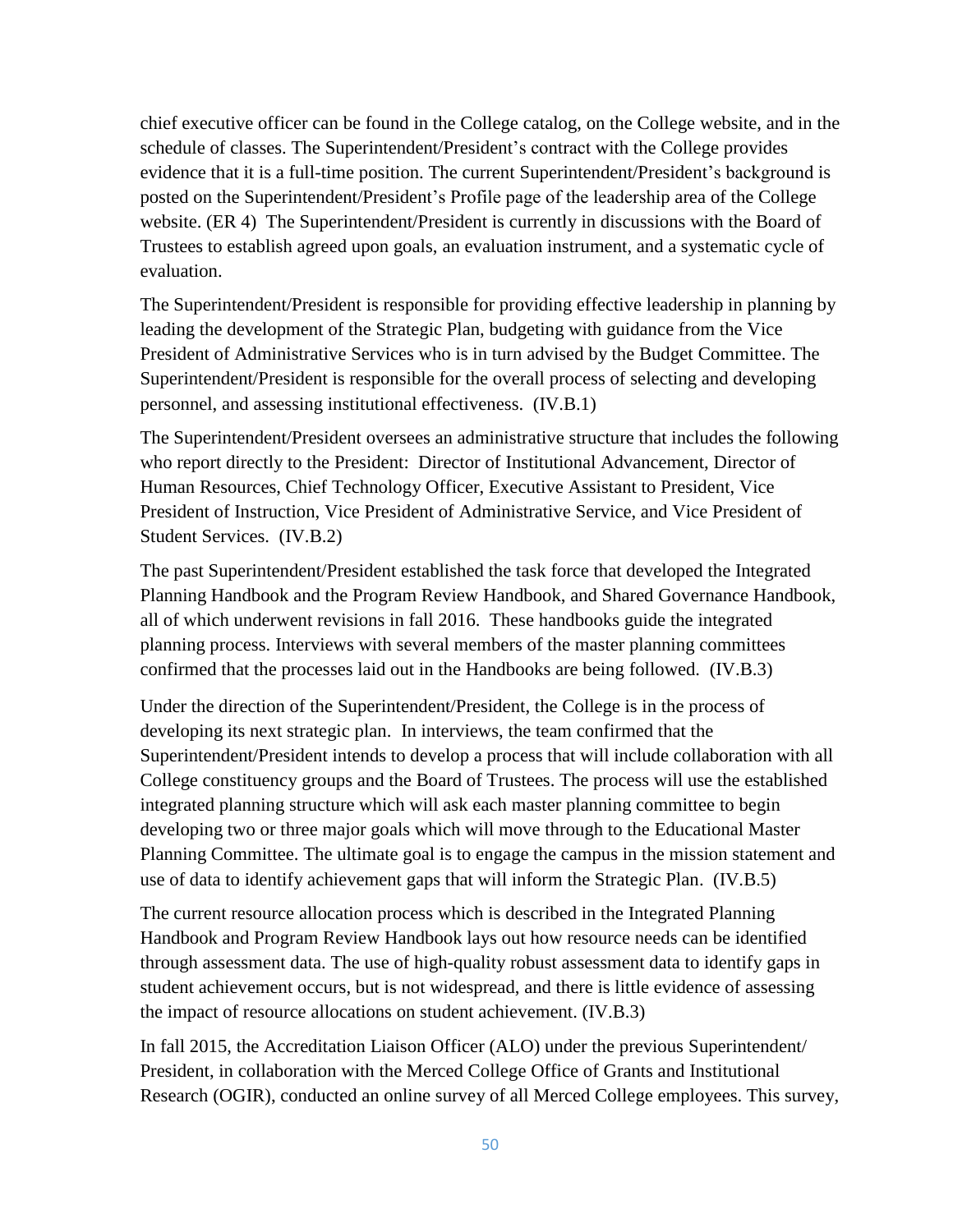chief executive officer can be found in the College catalog, on the College website, and in the schedule of classes. The Superintendent/President's contract with the College provides evidence that it is a full-time position. The current Superintendent/President's background is posted on the Superintendent/President's Profile page of the leadership area of the College website. (ER 4) The Superintendent/President is currently in discussions with the Board of Trustees to establish agreed upon goals, an evaluation instrument, and a systematic cycle of evaluation.

The Superintendent/President is responsible for providing effective leadership in planning by leading the development of the Strategic Plan, budgeting with guidance from the Vice President of Administrative Services who is in turn advised by the Budget Committee. The Superintendent/President is responsible for the overall process of selecting and developing personnel, and assessing institutional effectiveness. (IV.B.1)

The Superintendent/President oversees an administrative structure that includes the following who report directly to the President: Director of Institutional Advancement, Director of Human Resources, Chief Technology Officer, Executive Assistant to President, Vice President of Instruction, Vice President of Administrative Service, and Vice President of Student Services. (IV.B.2)

The past Superintendent/President established the task force that developed the Integrated Planning Handbook and the Program Review Handbook, and Shared Governance Handbook, all of which underwent revisions in fall 2016. These handbooks guide the integrated planning process. Interviews with several members of the master planning committees confirmed that the processes laid out in the Handbooks are being followed. (IV.B.3)

Under the direction of the Superintendent/President, the College is in the process of developing its next strategic plan. In interviews, the team confirmed that the Superintendent/President intends to develop a process that will include collaboration with all College constituency groups and the Board of Trustees. The process will use the established integrated planning structure which will ask each master planning committee to begin developing two or three major goals which will move through to the Educational Master Planning Committee. The ultimate goal is to engage the campus in the mission statement and use of data to identify achievement gaps that will inform the Strategic Plan. (IV.B.5)

The current resource allocation process which is described in the Integrated Planning Handbook and Program Review Handbook lays out how resource needs can be identified through assessment data. The use of high-quality robust assessment data to identify gaps in student achievement occurs, but is not widespread, and there is little evidence of assessing the impact of resource allocations on student achievement. (IV.B.3)

In fall 2015, the Accreditation Liaison Officer (ALO) under the previous Superintendent/ President, in collaboration with the Merced College Office of Grants and Institutional Research (OGIR), conducted an online survey of all Merced College employees. This survey,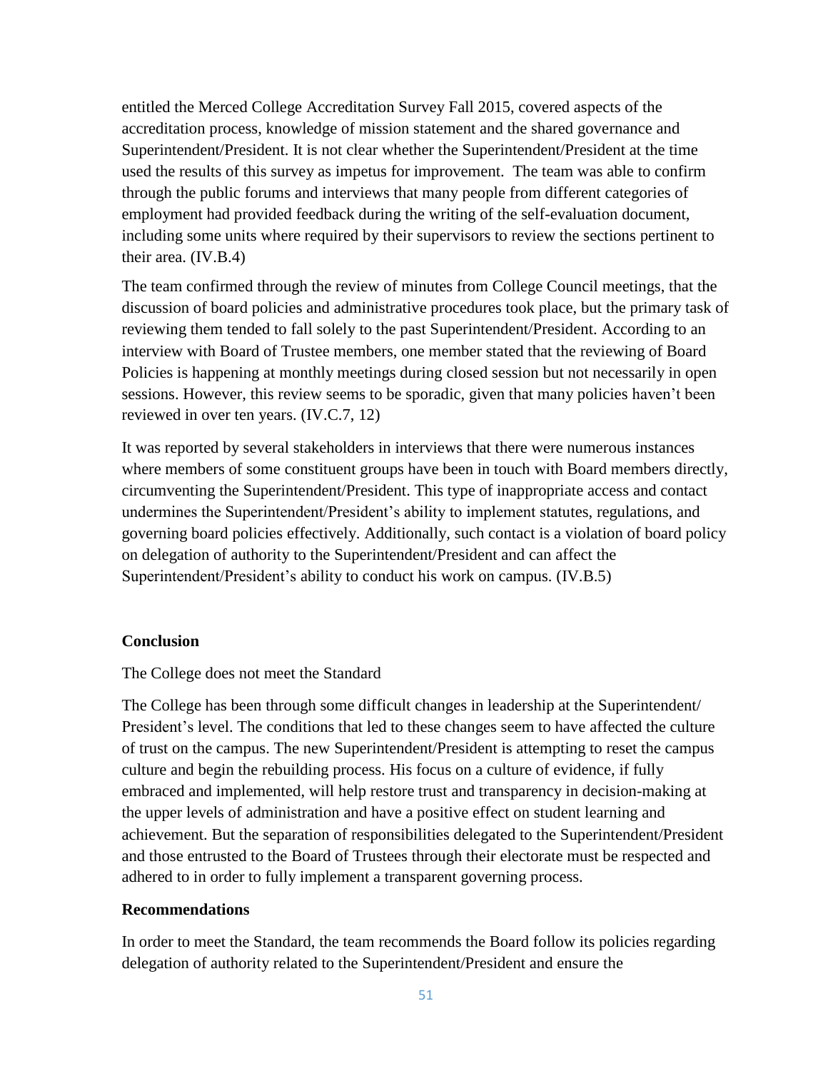entitled the Merced College Accreditation Survey Fall 2015, covered aspects of the accreditation process, knowledge of mission statement and the shared governance and Superintendent/President. It is not clear whether the Superintendent/President at the time used the results of this survey as impetus for improvement. The team was able to confirm through the public forums and interviews that many people from different categories of employment had provided feedback during the writing of the self-evaluation document, including some units where required by their supervisors to review the sections pertinent to their area. (IV.B.4)

The team confirmed through the review of minutes from College Council meetings, that the discussion of board policies and administrative procedures took place, but the primary task of reviewing them tended to fall solely to the past Superintendent/President. According to an interview with Board of Trustee members, one member stated that the reviewing of Board Policies is happening at monthly meetings during closed session but not necessarily in open sessions. However, this review seems to be sporadic, given that many policies haven't been reviewed in over ten years. (IV.C.7, 12)

It was reported by several stakeholders in interviews that there were numerous instances where members of some constituent groups have been in touch with Board members directly, circumventing the Superintendent/President. This type of inappropriate access and contact undermines the Superintendent/President's ability to implement statutes, regulations, and governing board policies effectively. Additionally, such contact is a violation of board policy on delegation of authority to the Superintendent/President and can affect the Superintendent/President's ability to conduct his work on campus. (IV.B.5)

**Conclusion**

The College does not meet the Standard

The College has been through some difficult changes in leadership at the Superintendent/ President's level. The conditions that led to these changes seem to have affected the culture of trust on the campus. The new Superintendent/President is attempting to reset the campus culture and begin the rebuilding process. His focus on a culture of evidence, if fully embraced and implemented, will help restore trust and transparency in decision-making at the upper levels of administration and have a positive effect on student learning and achievement. But the separation of responsibilities delegated to the Superintendent/President and those entrusted to the Board of Trustees through their electorate must be respected and adhered to in order to fully implement a transparent governing process.

**Recommendations**

In order to meet the Standard, the team recommends the Board follow its policies regarding delegation of authority related to the Superintendent/President and ensure the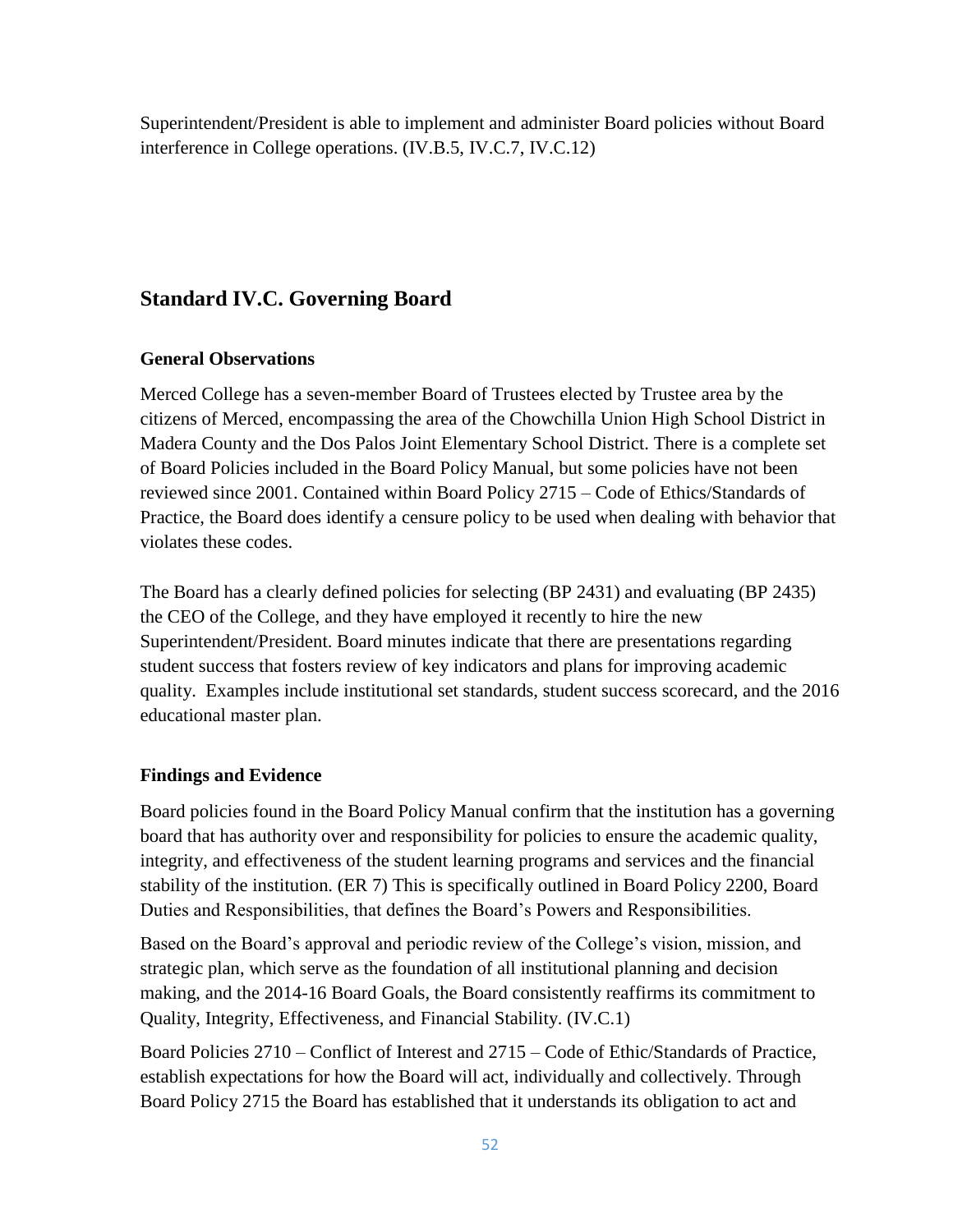Superintendent/President is able to implement and administer Board policies without Board interference in College operations. (IV.B.5, IV.C.7, IV.C.12)

## Standard IV.C. Governing Board

### General Observations

Merced College has a seven-member Board of Trustees elected by Trustee area by the citizens of Merced, encompassing the area of the Chowchilla Union High School District in Madera County and the Dos Palos Joint Elementary School District. There is a complete set of Board Policies included in the Board Policy Manual, but some policies have not been reviewed since 2001. Contained within Board Policy 2715 – Code of Ethics/Standards of Practice, the Board does identify a censure policy to be used when dealing with behavior that violates these codes.

The Board has a clearly defined policies for selecting (BP 2431) and evaluating (BP 2435) the CEO of the College, and they have employed it recently to hire the new Superintendent/President. Board minutes indicate that there are presentations regarding student success that fosters review of key indicators and plans for improving academic quality. Examples include institutional set standards, student success scorecard, and the 2016 educational master plan.

### Findings and Evidence

Board policies found in the Board Policy Manual confirm that the institution has a governing board that has authority over and responsibility for policies to ensure the academic quality, integrity, and effectiveness of the student learning programs and services and the financial stability of the institution. (ER 7) This is specifically outlined in Board Policy 2200, Board Duties and Responsibilities, that defines the Board's Powers and Responsibilities.

Based on the Board's approval and periodic review of the College's vision, mission, and strategic plan, which serve as the foundation of all institutional planning and decision making, and the 2014-16 Board Goals, the Board consistently reaffirms its commitment to Quality, Integrity, Effectiveness, and Financial Stability. (IV.C.1)

Board Policies 2710 – Conflict of Interest and 2715 – Code of Ethic/Standards of Practice, establish expectations for how the Board will act, individually and collectively. Through Board Policy 2715 the Board has established that it understands its obligation to act and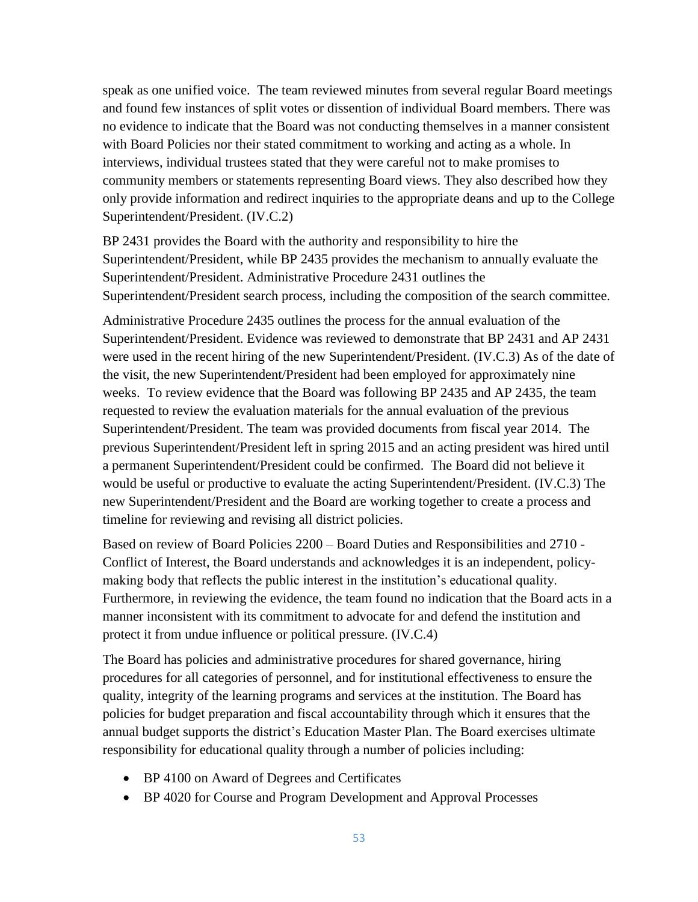speak as one unified voice. The team reviewed minutes from several regular Board meetings and found few instances of split votes or dissention of individual Board members. There was no evidence to indicate that the Board was not conducting themselves in a manner consistent with Board Policies nor their stated commitment to working and acting as a whole. In interviews, individual trustees stated that they were careful not to make promises to community members or statements representing Board views. They also described how they only provide information and redirect inquiries to the appropriate deans and up to the College Superintendent/President. (IV.C.2)

BP 2431 provides the Board with the authority and responsibility to hire the Superintendent/President, while BP 2435 provides the mechanism to annually evaluate the Superintendent/President. Administrative Procedure 2431 outlines the Superintendent/President search process, including the composition of the search committee.

Administrative Procedure 2435 outlines the process for the annual evaluation of the Superintendent/President. Evidence was reviewed to demonstrate that BP 2431 and AP 2431 were used in the recent hiring of the new Superintendent/President. (IV.C.3) As of the date of the visit, the new Superintendent/President had been employed for approximately nine weeks. To review evidence that the Board was following BP 2435 and AP 2435, the team requested to review the evaluation materials for the annual evaluation of the previous Superintendent/President. The team was provided documents from fiscal year 2014. The previous Superintendent/President left in spring 2015 and an acting president was hired until a permanent Superintendent/President could be confirmed. The Board did not believe it would be useful or productive to evaluate the acting Superintendent/President. (IV.C.3) The new Superintendent/President and the Board are working together to create a process and timeline for reviewing and revising all district policies.

Based on review of Board Policies 2200 – Board Duties and Responsibilities and 2710 - Conflict of Interest, the Board understands and acknowledges it is an independent, policy-making body that reflects the public interest in the institution's educational quality. Furthermore, in reviewing the evidence, the team found no indication that the Board acts in a manner inconsistent with its commitment to advocate for and defend the institution and protect it from undue influence or political pressure. (IV.C.4)

The Board has policies and administrative procedures for shared governance, hiring procedures for all categories of personnel, and for institutional effectiveness to ensure the quality, integrity of the learning programs and services at the institution. The Board has policies for budget preparation and fiscal accountability through which it ensures that the annual budget supports the district's Education Master Plan. The Board exercises ultimate responsibility for educational quality through a number of policies including:

- BP 4100 on Award of Degrees and Certificates
- BP 4020 for Course and Program Development and Approval Processes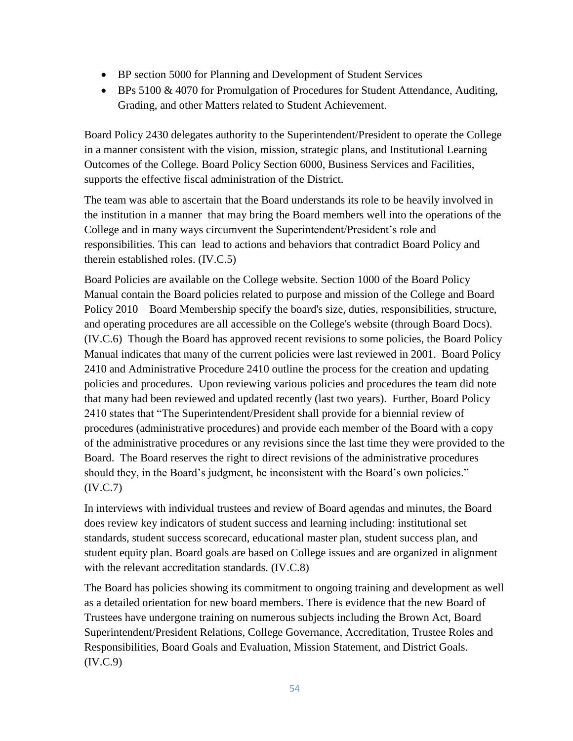- BP section 5000 for Planning and Development of Student Services
- BPs 5100 & 4070 for Promulgation of Procedures for Student Attendance, Auditing, Grading, and other Matters related to Student Achievement.

Board Policy 2430 delegates authority to the Superintendent/President to operate the College in a manner consistent with the vision, mission, strategic plans, and Institutional Learning Outcomes of the College. Board Policy Section 6000, Business Services and Facilities, supports the effective fiscal administration of the District.

The team was able to ascertain that the Board understands its role to be heavily involved in the institution in a manner that may bring the Board members well into the operations of the College and in many ways circumvent the Superintendent/President's role and responsibilities. This can lead to actions and behaviors that contradict Board Policy and therein established roles. (IV.C.5)

Board Policies are available on the College website. Section 1000 of the Board Policy Manual contain the Board policies related to purpose and mission of the College and Board Policy 2010 – Board Membership specify the board's size, duties, responsibilities, structure, and operating procedures are all accessible on the College's website (through Board Docs). (IV.C.6) Though the Board has approved recent revisions to some policies, the Board Policy Manual indicates that many of the current policies were last reviewed in 2001. Board Policy 2410 and Administrative Procedure 2410 outline the process for the creation and updating policies and procedures. Upon reviewing various policies and procedures the team did note that many had been reviewed and updated recently (last two years). Further, Board Policy 2410 states that "The Superintendent/President shall provide for a biennial review of procedures (administrative procedures) and provide each member of the Board with a copy of the administrative procedures or any revisions since the last time they were provided to the Board. The Board reserves the right to direct revisions of the administrative procedures should they, in the Board's judgment, be inconsistent with the Board's own policies." (IV.C.7)

In interviews with individual trustees and review of Board agendas and minutes, the Board does review key indicators of student success and learning including: institutional set standards, student success scorecard, educational master plan, student success plan, and student equity plan. Board goals are based on College issues and are organized in alignment with the relevant accreditation standards. (IV.C.8)

The Board has policies showing its commitment to ongoing training and development as well as a detailed orientation for new board members. There is evidence that the new Board of Trustees have undergone training on numerous subjects including the Brown Act, Board Superintendent/President Relations, College Governance, Accreditation, Trustee Roles and Responsibilities, Board Goals and Evaluation, Mission Statement, and District Goals. (IV.C.9)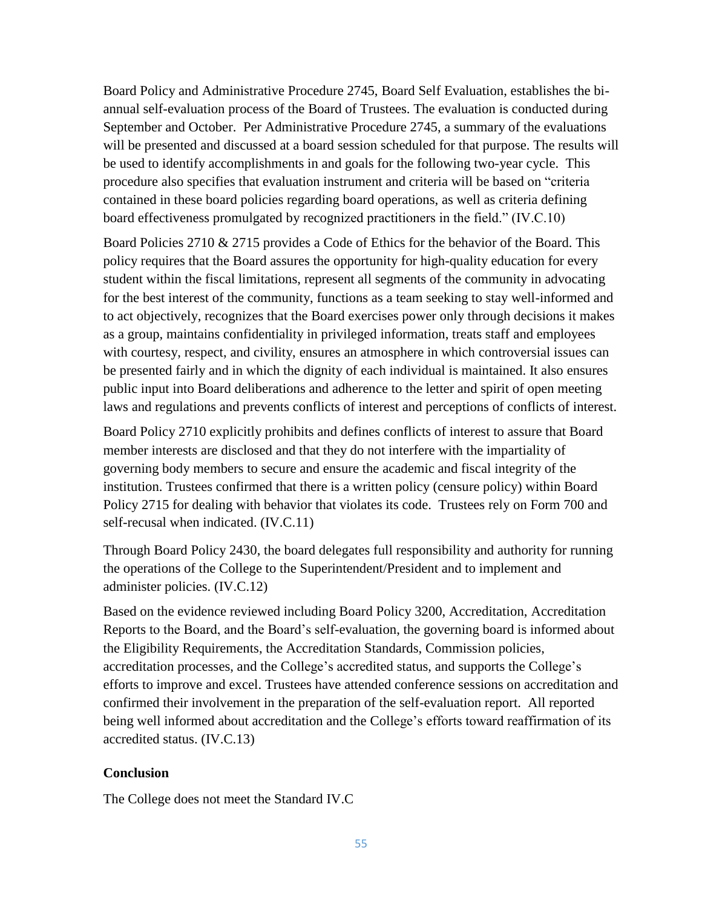Board Policy and Administrative Procedure 2745, Board Self Evaluation, establishes the bi-annual self-evaluation process of the Board of Trustees. The evaluation is conducted during September and October. Per Administrative Procedure 2745, a summary of the evaluations will be presented and discussed at a board session scheduled for that purpose. The results will be used to identify accomplishments in and goals for the following two-year cycle. This procedure also specifies that evaluation instrument and criteria will be based on "criteria contained in these board policies regarding board operations, as well as criteria defining board effectiveness promulgated by recognized practitioners in the field." (IV.C.10)

Board Policies 2710 & 2715 provides a Code of Ethics for the behavior of the Board. This policy requires that the Board assures the opportunity for high-quality education for every student within the fiscal limitations, represent all segments of the community in advocating for the best interest of the community, functions as a team seeking to stay well-informed and to act objectively, recognizes that the Board exercises power only through decisions it makes as a group, maintains confidentiality in privileged information, treats staff and employees with courtesy, respect, and civility, ensures an atmosphere in which controversial issues can be presented fairly and in which the dignity of each individual is maintained. It also ensures public input into Board deliberations and adherence to the letter and spirit of open meeting laws and regulations and prevents conflicts of interest and perceptions of conflicts of interest.

Board Policy 2710 explicitly prohibits and defines conflicts of interest to assure that Board member interests are disclosed and that they do not interfere with the impartiality of governing body members to secure and ensure the academic and fiscal integrity of the institution. Trustees confirmed that there is a written policy (censure policy) within Board Policy 2715 for dealing with behavior that violates its code. Trustees rely on Form 700 and self-recusal when indicated. (IV.C.11)

Through Board Policy 2430, the board delegates full responsibility and authority for running the operations of the College to the Superintendent/President and to implement and administer policies. (IV.C.12)

Based on the evidence reviewed including Board Policy 3200, Accreditation, Accreditation Reports to the Board, and the Board's self-evaluation, the governing board is informed about the Eligibility Requirements, the Accreditation Standards, Commission policies, accreditation processes, and the College's accredited status, and supports the College's efforts to improve and excel. Trustees have attended conference sessions on accreditation and confirmed their involvement in the preparation of the self-evaluation report. All reported being well informed about accreditation and the College's efforts toward reaffirmation of its accredited status. (IV.C.13)

**Conclusion**

The College does not meet the Standard IV.C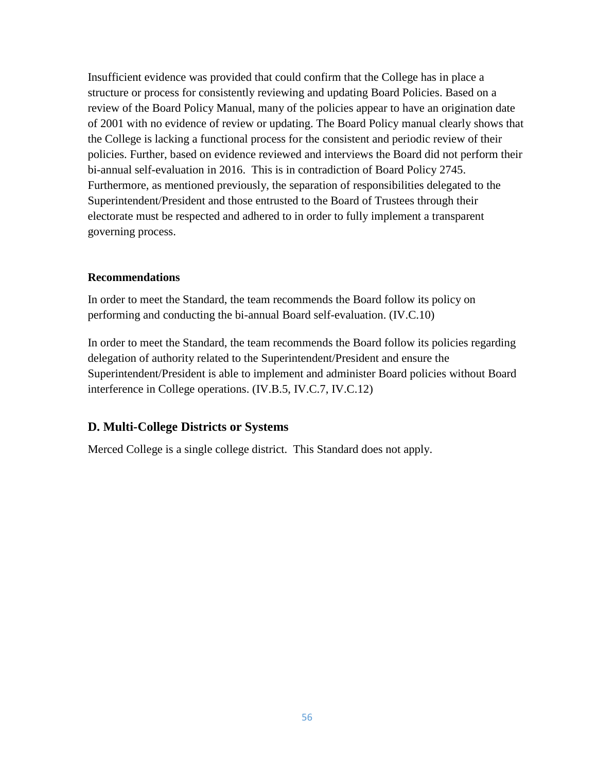Insufficient evidence was provided that could confirm that the College has in place a structure or process for consistently reviewing and updating Board Policies. Based on a review of the Board Policy Manual, many of the policies appear to have an origination date of 2001 with no evidence of review or updating. The Board Policy manual clearly shows that the College is lacking a functional process for the consistent and periodic review of their policies. Further, based on evidence reviewed and interviews the Board did not perform their bi-annual self-evaluation in 2016. This is in contradiction of Board Policy 2745. Furthermore, as mentioned previously, the separation of responsibilities delegated to the Superintendent/President and those entrusted to the Board of Trustees through their electorate must be respected and adhered to in order to fully implement a transparent governing process.

**Recommendations**

In order to meet the Standard, the team recommends the Board follow its policy on performing and conducting the bi-annual Board self-evaluation. (IV.C.10)

In order to meet the Standard, the team recommends the Board follow its policies regarding delegation of authority related to the Superintendent/President and ensure the Superintendent/President is able to implement and administer Board policies without Board interference in College operations. (IV.B.5, IV.C.7, IV.C.12)

## D. Multi-College Districts or Systems

Merced College is a single college district. This Standard does not apply.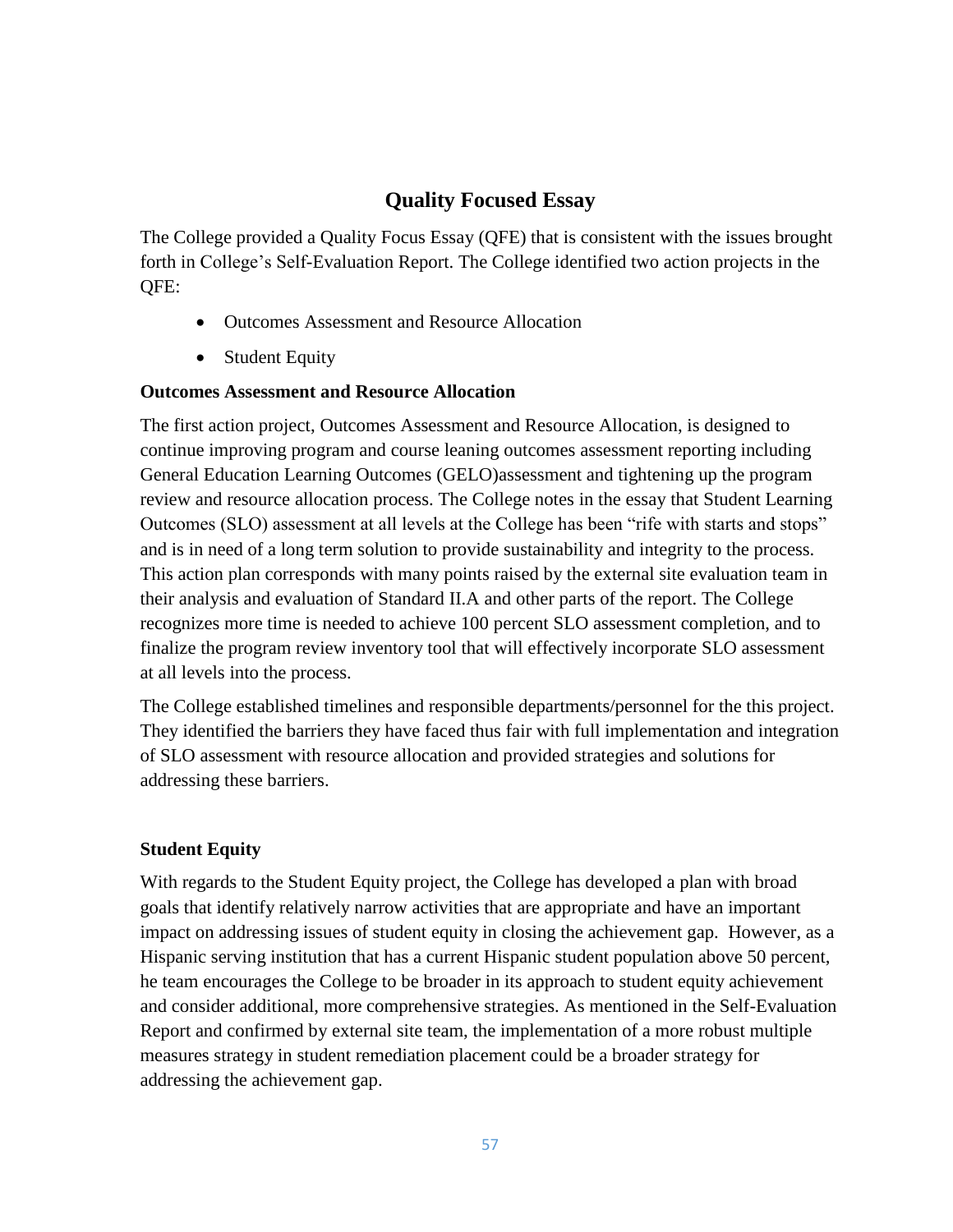## Quality Focused Essay

The College provided a Quality Focus Essay (QFE) that is consistent with the issues brought forth in College's Self-Evaluation Report. The College identified two action projects in the QFE:

- Outcomes Assessment and Resource Allocation
- Student Equity

**Outcomes Assessment and Resource Allocation**

The first action project, Outcomes Assessment and Resource Allocation, is designed to continue improving program and course leaning outcomes assessment reporting including General Education Learning Outcomes (GELO)assessment and tightening up the program review and resource allocation process. The College notes in the essay that Student Learning Outcomes (SLO) assessment at all levels at the College has been "rife with starts and stops" and is in need of a long term solution to provide sustainability and integrity to the process. This action plan corresponds with many points raised by the external site evaluation team in their analysis and evaluation of Standard II.A and other parts of the report. The College recognizes more time is needed to achieve 100 percent SLO assessment completion, and to finalize the program review inventory tool that will effectively incorporate SLO assessment at all levels into the process.

The College established timelines and responsible departments/personnel for the this project. They identified the barriers they have faced thus fair with full implementation and integration of SLO assessment with resource allocation and provided strategies and solutions for addressing these barriers.

**Student Equity**

With regards to the Student Equity project, the College has developed a plan with broad goals that identify relatively narrow activities that are appropriate and have an important impact on addressing issues of student equity in closing the achievement gap. However, as a Hispanic serving institution that has a current Hispanic student population above 50 percent, he team encourages the College to be broader in its approach to student equity achievement and consider additional, more comprehensive strategies. As mentioned in the Self-Evaluation Report and confirmed by external site team, the implementation of a more robust multiple measures strategy in student remediation placement could be a broader strategy for addressing the achievement gap.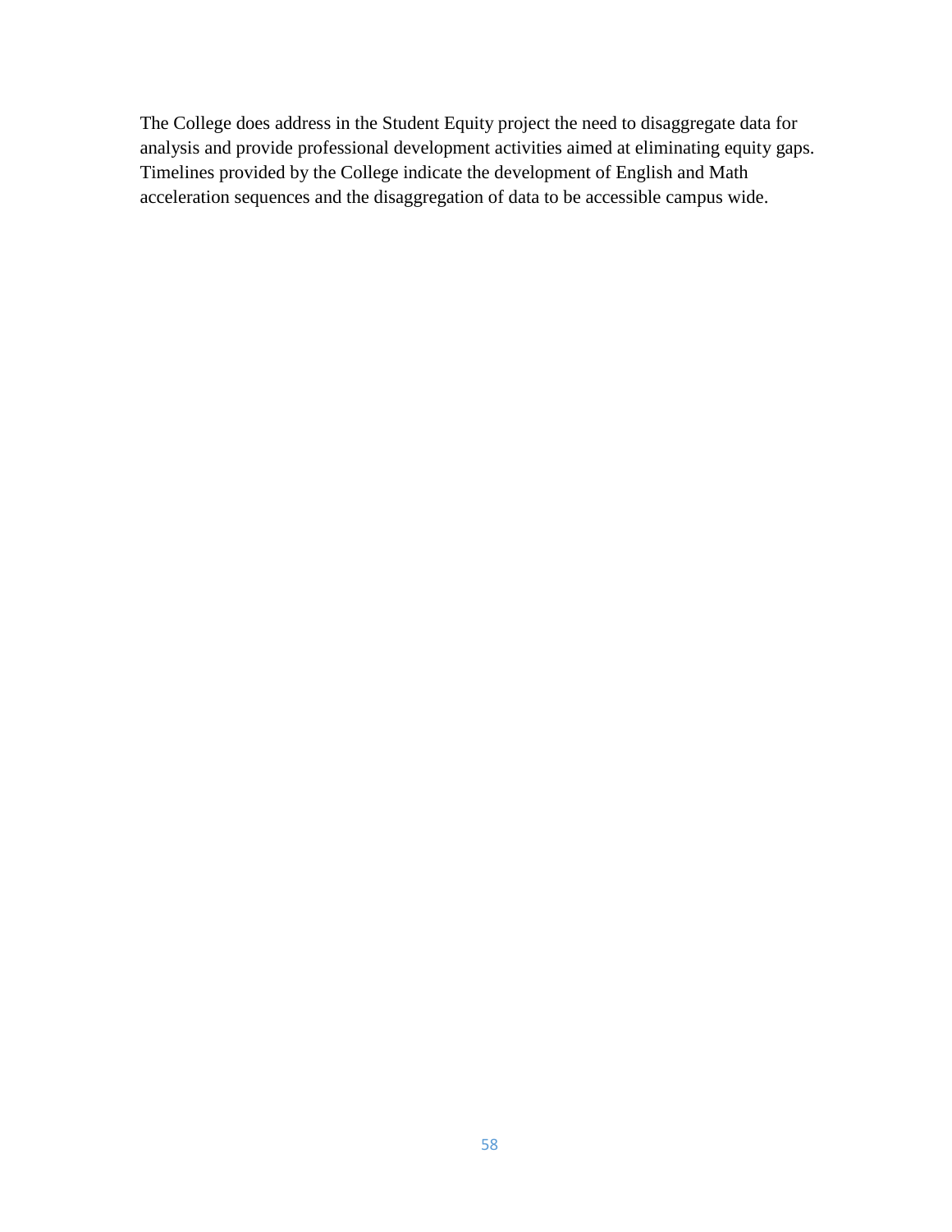The College does address in the Student Equity project the need to disaggregate data for analysis and provide professional development activities aimed at eliminating equity gaps. Timelines provided by the College indicate the development of English and Math acceleration sequences and the disaggregation of data to be accessible campus wide.